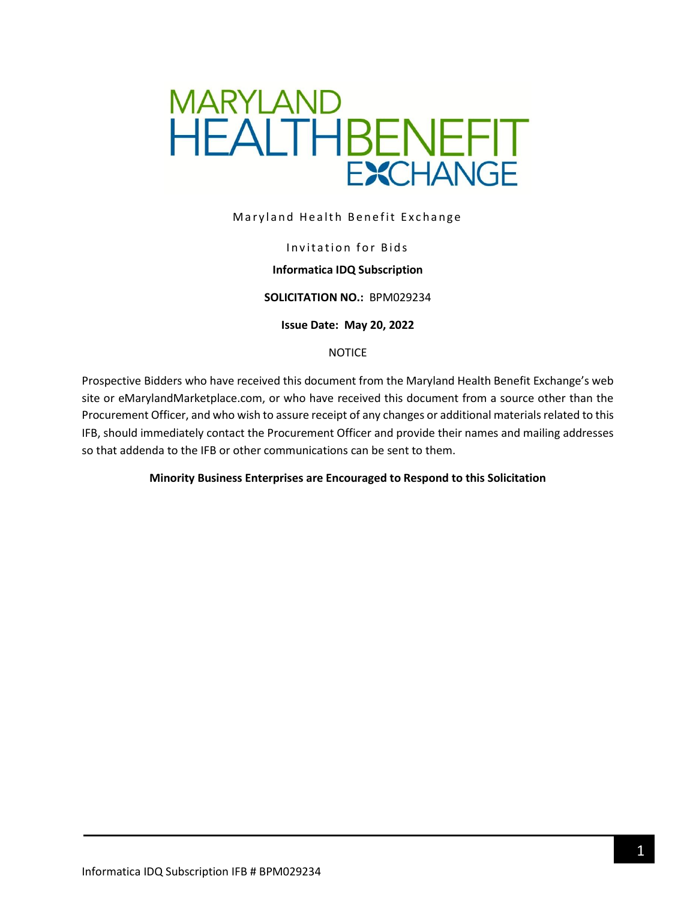MARYLAND HEALTHBENEFIT EXCHANGE

Maryland Health Benefit Exchange

Invitation for Bids

**Informatica IDQ Subscription**

**SOLICITATION NO.:** BPM029234

**Issue Date: May 20, 2022**

NOTICE

Prospective Bidders who have received this document from the Maryland Health Benefit Exchange's web site or eMarylandMarketplace.com, or who have received this document from a source other than the Procurement Officer, and who wish to assure receipt of any changes or additional materials related to this IFB, should immediately contact the Procurement Officer and provide their names and mailing addresses so that addenda to the IFB or other communications can be sent to them.

**Minority Business Enterprises are Encouraged to Respond to this Solicitation**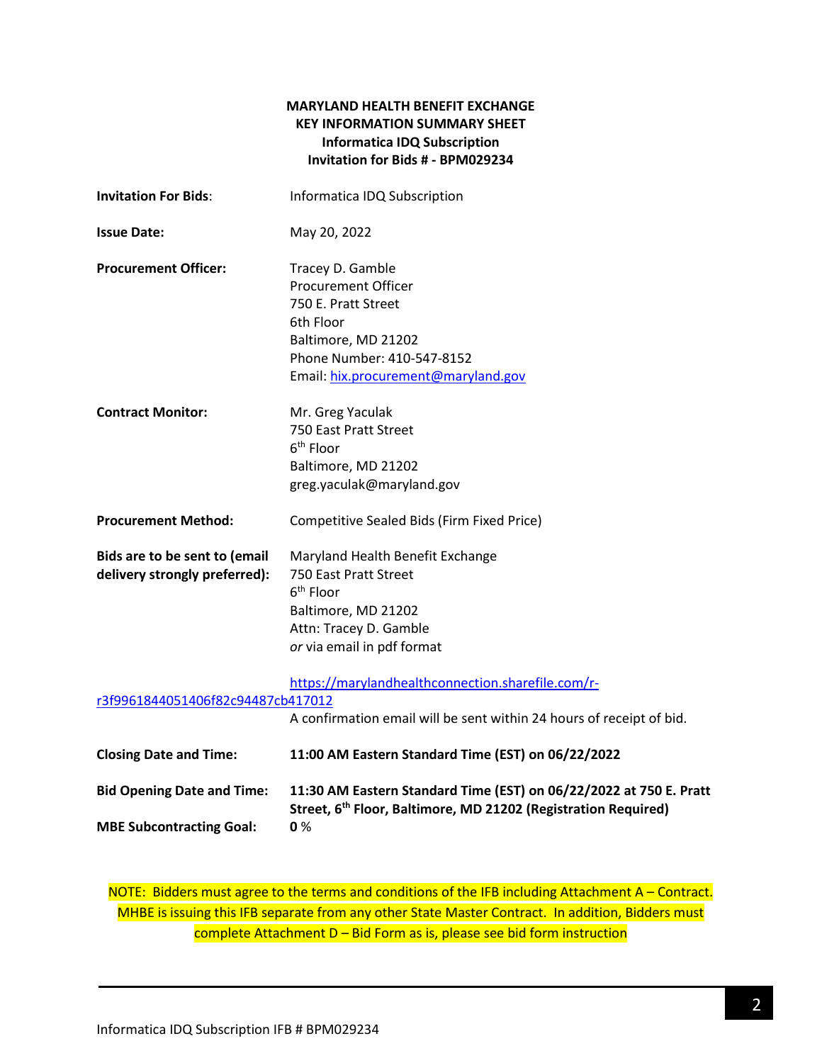**MARYLAND HEALTH BENEFIT EXCHANGE**
**KEY INFORMATION SUMMARY SHEET**
**Informatica IDQ Subscription**
**Invitation for Bids # - BPM029234**

| | |
|---|---|
| **Invitation For Bids**: | Informatica IDQ Subscription |
| **Issue Date:** | May 20, 2022 |
| **Procurement Officer:** | Tracey D. Gamble<br>Procurement Officer<br>750 E. Pratt Street<br>6th Floor<br>Baltimore, MD 21202<br>Phone Number: 410-547-8152<br>Email: hix.procurement@maryland.gov |
| **Contract Monitor:** | Mr. Greg Yaculak<br>750 East Pratt Street<br>6th Floor<br>Baltimore, MD 21202<br>greg.yaculak@maryland.gov |
| **Procurement Method:** | Competitive Sealed Bids (Firm Fixed Price) |
| **Bids are to be sent to (email delivery strongly preferred):** | Maryland Health Benefit Exchange<br>750 East Pratt Street<br>6th Floor<br>Baltimore, MD 21202<br>Attn: Tracey D. Gamble<br>*or* via email in pdf format<br><br>https://marylandhealthconnection.sharefile.com/r-r3f9961844051406f82c94487cb417012<br>A confirmation email will be sent within 24 hours of receipt of bid. |
| **Closing Date and Time:** | **11:00 AM Eastern Standard Time (EST) on 06/22/2022** |
| **Bid Opening Date and Time:** | **11:30 AM Eastern Standard Time (EST) on 06/22/2022 at 750 E. Pratt Street, 6th Floor, Baltimore, MD 21202 (Registration Required)** |
| **MBE Subcontracting Goal:** | **0** % |

NOTE: Bidders must agree to the terms and conditions of the IFB including Attachment A – Contract. MHBE is issuing this IFB separate from any other State Master Contract. In addition, Bidders must complete Attachment D – Bid Form as is, please see bid form instruction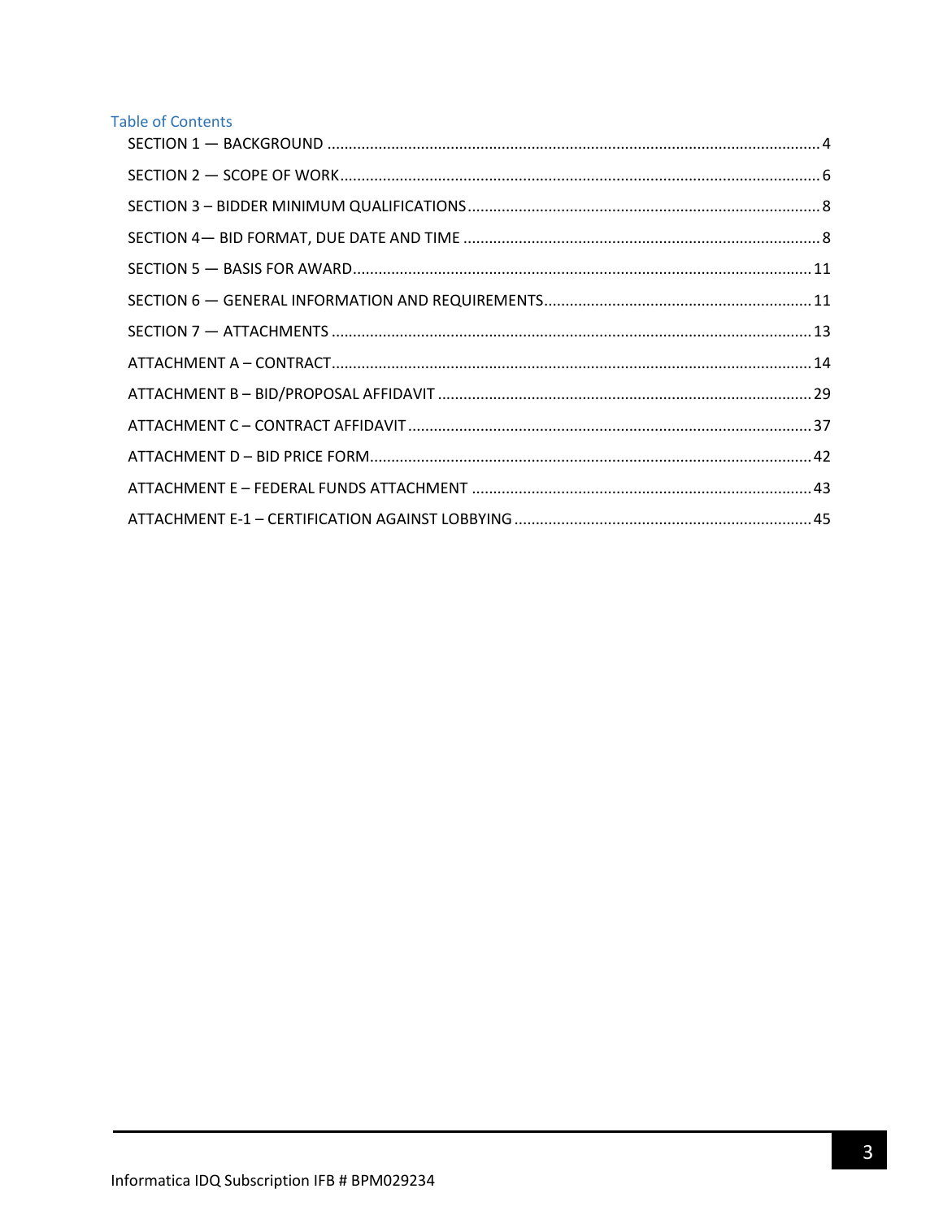## Table of Contents

SECTION 1 — BACKGROUND .................................................. 4

SECTION 2 — SCOPE OF WORK .................................................. 6

SECTION 3 – BIDDER MINIMUM QUALIFICATIONS .................................................. 8

SECTION 4— BID FORMAT, DUE DATE AND TIME .................................................. 8

SECTION 5 — BASIS FOR AWARD .................................................. 11

SECTION 6 — GENERAL INFORMATION AND REQUIREMENTS .................................................. 11

SECTION 7 — ATTACHMENTS .................................................. 13

ATTACHMENT A – CONTRACT .................................................. 14

ATTACHMENT B – BID/PROPOSAL AFFIDAVIT .................................................. 29

ATTACHMENT C – CONTRACT AFFIDAVIT .................................................. 37

ATTACHMENT D – BID PRICE FORM .................................................. 42

ATTACHMENT E – FEDERAL FUNDS ATTACHMENT .................................................. 43

ATTACHMENT E-1 – CERTIFICATION AGAINST LOBBYING .................................................. 45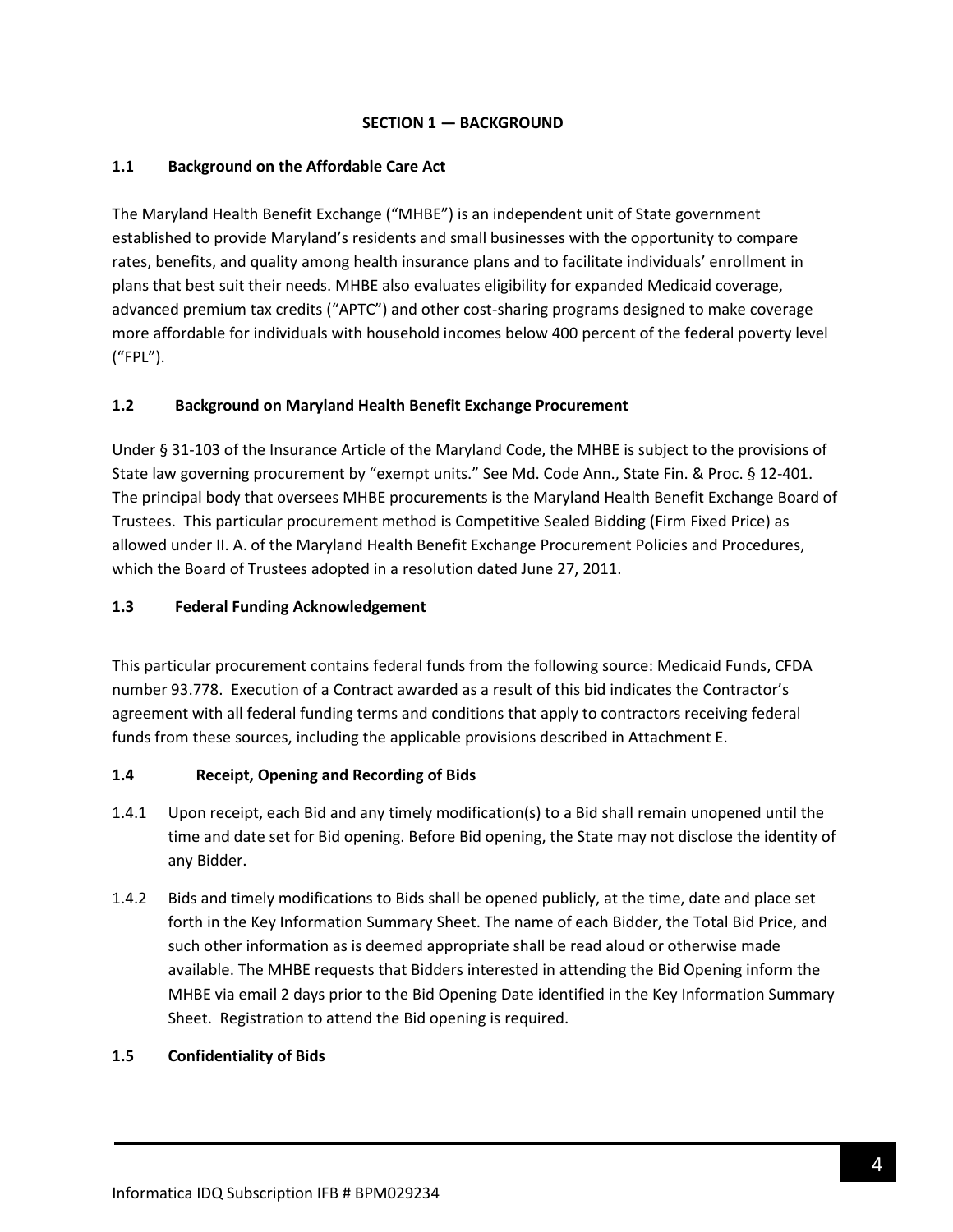## SECTION 1 — BACKGROUND

### 1.1 Background on the Affordable Care Act

The Maryland Health Benefit Exchange ("MHBE") is an independent unit of State government established to provide Maryland's residents and small businesses with the opportunity to compare rates, benefits, and quality among health insurance plans and to facilitate individuals' enrollment in plans that best suit their needs. MHBE also evaluates eligibility for expanded Medicaid coverage, advanced premium tax credits ("APTC") and other cost-sharing programs designed to make coverage more affordable for individuals with household incomes below 400 percent of the federal poverty level ("FPL").

### 1.2 Background on Maryland Health Benefit Exchange Procurement

Under § 31-103 of the Insurance Article of the Maryland Code, the MHBE is subject to the provisions of State law governing procurement by "exempt units." See Md. Code Ann., State Fin. & Proc. § 12-401. The principal body that oversees MHBE procurements is the Maryland Health Benefit Exchange Board of Trustees. This particular procurement method is Competitive Sealed Bidding (Firm Fixed Price) as allowed under II. A. of the Maryland Health Benefit Exchange Procurement Policies and Procedures, which the Board of Trustees adopted in a resolution dated June 27, 2011.

### 1.3 Federal Funding Acknowledgement

This particular procurement contains federal funds from the following source: Medicaid Funds, CFDA number 93.778. Execution of a Contract awarded as a result of this bid indicates the Contractor's agreement with all federal funding terms and conditions that apply to contractors receiving federal funds from these sources, including the applicable provisions described in Attachment E.

### 1.4 Receipt, Opening and Recording of Bids

1.4.1 Upon receipt, each Bid and any timely modification(s) to a Bid shall remain unopened until the time and date set for Bid opening. Before Bid opening, the State may not disclose the identity of any Bidder.

1.4.2 Bids and timely modifications to Bids shall be opened publicly, at the time, date and place set forth in the Key Information Summary Sheet. The name of each Bidder, the Total Bid Price, and such other information as is deemed appropriate shall be read aloud or otherwise made available. The MHBE requests that Bidders interested in attending the Bid Opening inform the MHBE via email 2 days prior to the Bid Opening Date identified in the Key Information Summary Sheet. Registration to attend the Bid opening is required.

### 1.5 Confidentiality of Bids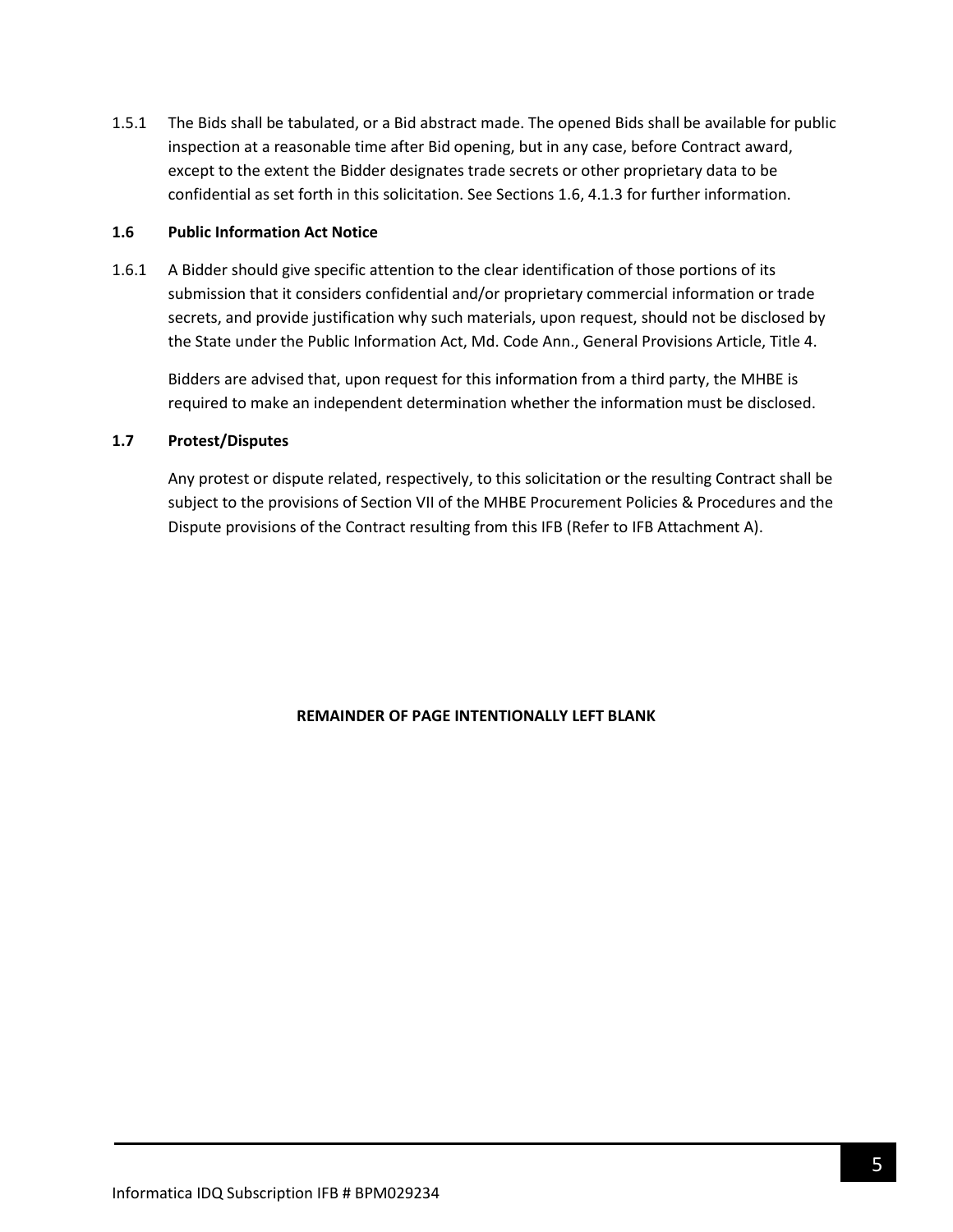1.5.1 The Bids shall be tabulated, or a Bid abstract made. The opened Bids shall be available for public inspection at a reasonable time after Bid opening, but in any case, before Contract award, except to the extent the Bidder designates trade secrets or other proprietary data to be confidential as set forth in this solicitation. See Sections 1.6, 4.1.3 for further information.

### 1.6 Public Information Act Notice

1.6.1 A Bidder should give specific attention to the clear identification of those portions of its submission that it considers confidential and/or proprietary commercial information or trade secrets, and provide justification why such materials, upon request, should not be disclosed by the State under the Public Information Act, Md. Code Ann., General Provisions Article, Title 4.

Bidders are advised that, upon request for this information from a third party, the MHBE is required to make an independent determination whether the information must be disclosed.

### 1.7 Protest/Disputes

Any protest or dispute related, respectively, to this solicitation or the resulting Contract shall be subject to the provisions of Section VII of the MHBE Procurement Policies & Procedures and the Dispute provisions of the Contract resulting from this IFB (Refer to IFB Attachment A).

**REMAINDER OF PAGE INTENTIONALLY LEFT BLANK**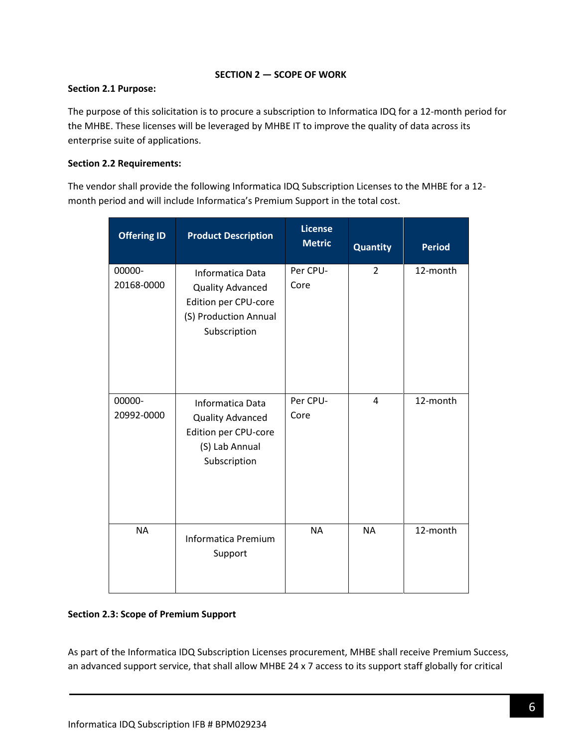**SECTION 2 — SCOPE OF WORK**

**Section 2.1 Purpose:**

The purpose of this solicitation is to procure a subscription to Informatica IDQ for a 12-month period for the MHBE. These licenses will be leveraged by MHBE IT to improve the quality of data across its enterprise suite of applications.

**Section 2.2 Requirements:**

The vendor shall provide the following Informatica IDQ Subscription Licenses to the MHBE for a 12-month period and will include Informatica's Premium Support in the total cost.

| Offering ID | Product Description | License Metric | Quantity | Period |
|---|---|---|---|---|
| 00000-20168-0000 | Informatica Data Quality Advanced Edition per CPU-core (S) Production Annual Subscription | Per CPU-Core | 2 | 12-month |
| 00000-20992-0000 | Informatica Data Quality Advanced Edition per CPU-core (S) Lab Annual Subscription | Per CPU-Core | 4 | 12-month |
| NA | Informatica Premium Support | NA | NA | 12-month |

**Section 2.3: Scope of Premium Support**

As part of the Informatica IDQ Subscription Licenses procurement, MHBE shall receive Premium Success, an advanced support service, that shall allow MHBE 24 x 7 access to its support staff globally for critical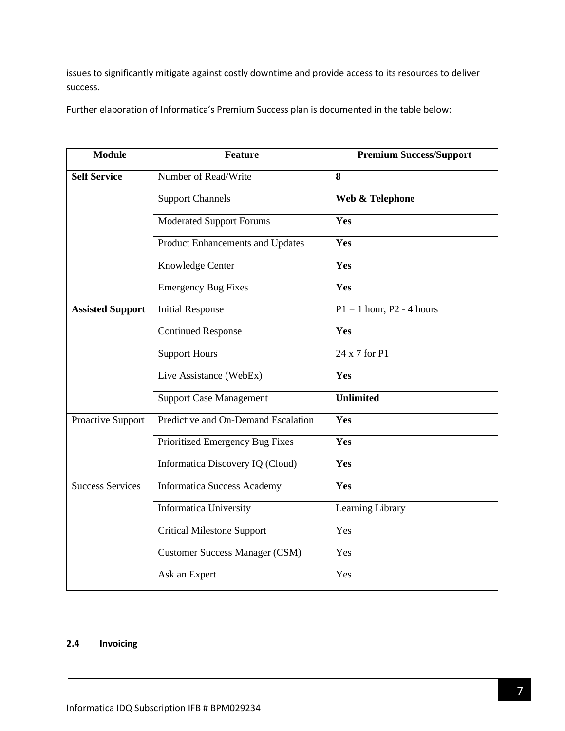issues to significantly mitigate against costly downtime and provide access to its resources to deliver success.

Further elaboration of Informatica's Premium Success plan is documented in the table below:

| Module | Feature | Premium Success/Support |
|---|---|---|
| **Self Service** | Number of Read/Write | **8** |
| | Support Channels | **Web & Telephone** |
| | Moderated Support Forums | **Yes** |
| | Product Enhancements and Updates | **Yes** |
| | Knowledge Center | **Yes** |
| | Emergency Bug Fixes | **Yes** |
| **Assisted Support** | Initial Response | P1 = 1 hour, P2 - 4 hours |
| | Continued Response | **Yes** |
| | Support Hours | 24 x 7 for P1 |
| | Live Assistance (WebEx) | **Yes** |
| | Support Case Management | **Unlimited** |
| Proactive Support | Predictive and On-Demand Escalation | **Yes** |
| | Prioritized Emergency Bug Fixes | **Yes** |
| | Informatica Discovery IQ (Cloud) | **Yes** |
| Success Services | Informatica Success Academy | **Yes** |
| | Informatica University | Learning Library |
| | Critical Milestone Support | Yes |
| | Customer Success Manager (CSM) | Yes |
| | Ask an Expert | Yes |

### 2.4 Invoicing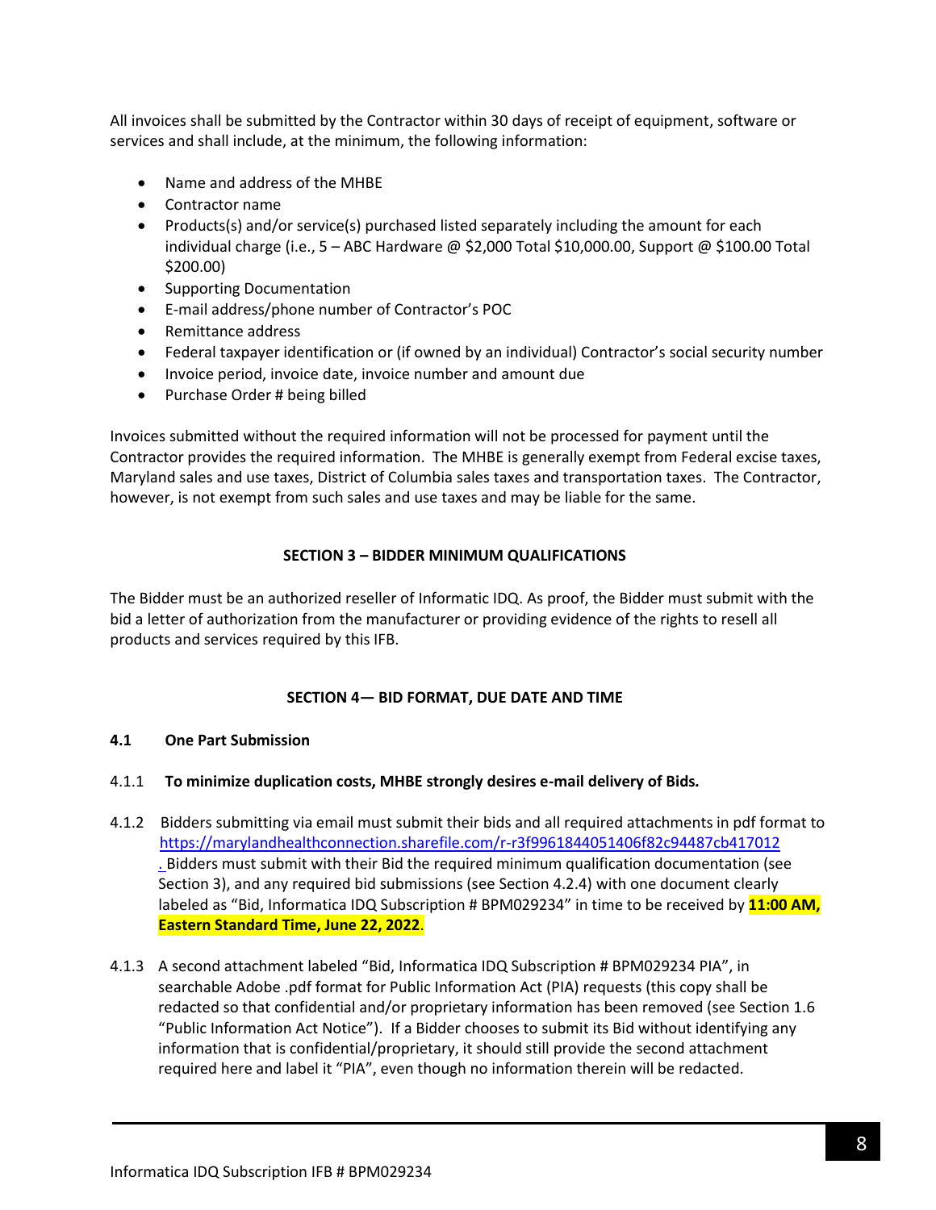All invoices shall be submitted by the Contractor within 30 days of receipt of equipment, software or services and shall include, at the minimum, the following information:

- Name and address of the MHBE
- Contractor name
- Products(s) and/or service(s) purchased listed separately including the amount for each individual charge (i.e., 5 – ABC Hardware @ $2,000 Total $10,000.00, Support @ $100.00 Total $200.00)
- Supporting Documentation
- E-mail address/phone number of Contractor's POC
- Remittance address
- Federal taxpayer identification or (if owned by an individual) Contractor's social security number
- Invoice period, invoice date, invoice number and amount due
- Purchase Order # being billed

Invoices submitted without the required information will not be processed for payment until the Contractor provides the required information. The MHBE is generally exempt from Federal excise taxes, Maryland sales and use taxes, District of Columbia sales taxes and transportation taxes. The Contractor, however, is not exempt from such sales and use taxes and may be liable for the same.

## SECTION 3 – BIDDER MINIMUM QUALIFICATIONS

The Bidder must be an authorized reseller of Informatic IDQ. As proof, the Bidder must submit with the bid a letter of authorization from the manufacturer or providing evidence of the rights to resell all products and services required by this IFB.

## SECTION 4— BID FORMAT, DUE DATE AND TIME

### 4.1 One Part Submission

4.1.1 **To minimize duplication costs, MHBE strongly desires e-mail delivery of Bids.**

4.1.2 Bidders submitting via email must submit their bids and all required attachments in pdf format to https://marylandhealthconnection.sharefile.com/r-r3f9961844051406f82c94487cb417012 . Bidders must submit with their Bid the required minimum qualification documentation (see Section 3), and any required bid submissions (see Section 4.2.4) with one document clearly labeled as "Bid, Informatica IDQ Subscription # BPM029234" in time to be received by **11:00 AM, Eastern Standard Time, June 22, 2022**.

4.1.3 A second attachment labeled "Bid, Informatica IDQ Subscription # BPM029234 PIA", in searchable Adobe .pdf format for Public Information Act (PIA) requests (this copy shall be redacted so that confidential and/or proprietary information has been removed (see Section 1.6 "Public Information Act Notice"). If a Bidder chooses to submit its Bid without identifying any information that is confidential/proprietary, it should still provide the second attachment required here and label it "PIA", even though no information therein will be redacted.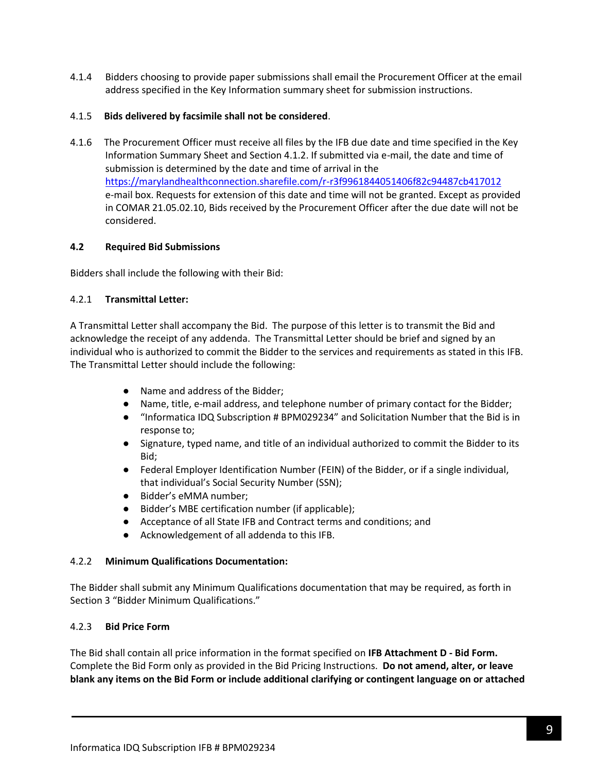4.1.4 Bidders choosing to provide paper submissions shall email the Procurement Officer at the email address specified in the Key Information summary sheet for submission instructions.

4.1.5 **Bids delivered by facsimile shall not be considered**.

4.1.6 The Procurement Officer must receive all files by the IFB due date and time specified in the Key Information Summary Sheet and Section 4.1.2. If submitted via e-mail, the date and time of submission is determined by the date and time of arrival in the https://marylandhealthconnection.sharefile.com/r-r3f9961844051406f82c94487cb417012 e-mail box. Requests for extension of this date and time will not be granted. Except as provided in COMAR 21.05.02.10, Bids received by the Procurement Officer after the due date will not be considered.

### 4.2 Required Bid Submissions

Bidders shall include the following with their Bid:

#### 4.2.1 Transmittal Letter:

A Transmittal Letter shall accompany the Bid. The purpose of this letter is to transmit the Bid and acknowledge the receipt of any addenda. The Transmittal Letter should be brief and signed by an individual who is authorized to commit the Bidder to the services and requirements as stated in this IFB. The Transmittal Letter should include the following:

- Name and address of the Bidder;
- Name, title, e-mail address, and telephone number of primary contact for the Bidder;
- "Informatica IDQ Subscription # BPM029234" and Solicitation Number that the Bid is in response to;
- Signature, typed name, and title of an individual authorized to commit the Bidder to its Bid;
- Federal Employer Identification Number (FEIN) of the Bidder, or if a single individual, that individual's Social Security Number (SSN);
- Bidder's eMMA number;
- Bidder's MBE certification number (if applicable);
- Acceptance of all State IFB and Contract terms and conditions; and
- Acknowledgement of all addenda to this IFB.

#### 4.2.2 Minimum Qualifications Documentation:

The Bidder shall submit any Minimum Qualifications documentation that may be required, as forth in Section 3 "Bidder Minimum Qualifications."

#### 4.2.3 Bid Price Form

The Bid shall contain all price information in the format specified on **IFB Attachment D - Bid Form.** Complete the Bid Form only as provided in the Bid Pricing Instructions. **Do not amend, alter, or leave blank any items on the Bid Form or include additional clarifying or contingent language on or attached**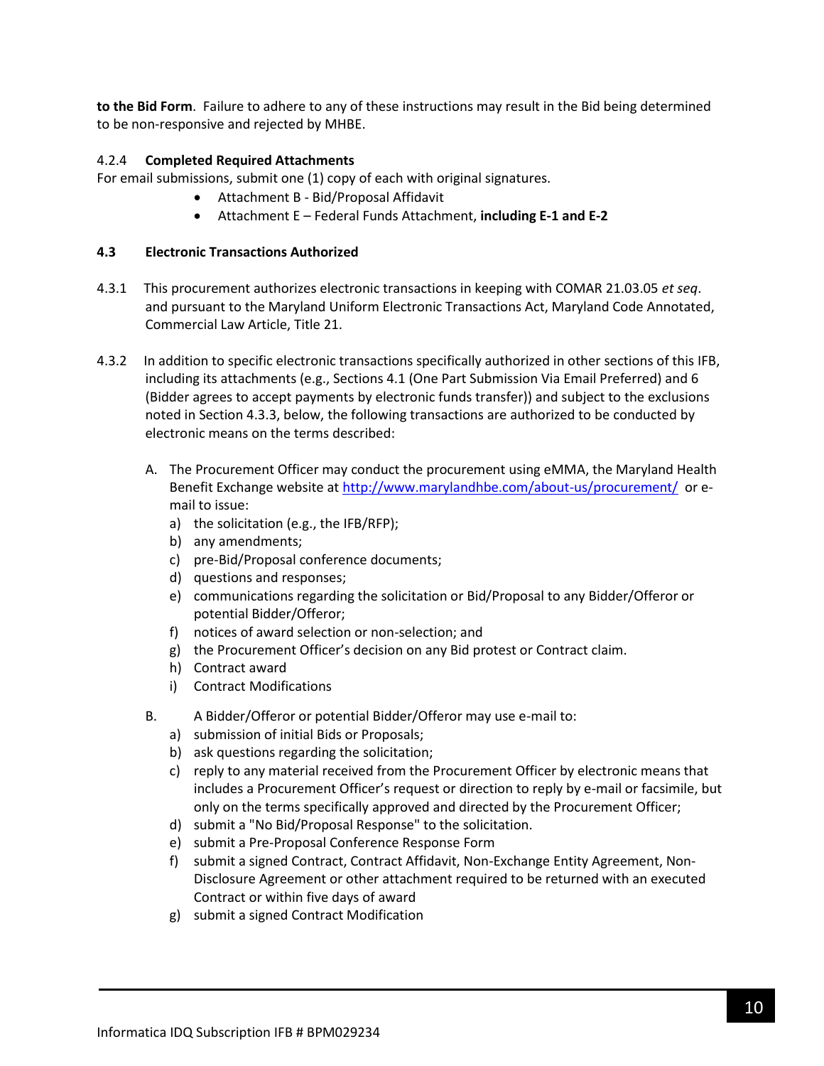**to the Bid Form**. Failure to adhere to any of these instructions may result in the Bid being determined to be non-responsive and rejected by MHBE.

4.2.4 **Completed Required Attachments**

For email submissions, submit one (1) copy of each with original signatures.

- Attachment B - Bid/Proposal Affidavit
- Attachment E – Federal Funds Attachment, **including E-1 and E-2**

### 4.3 Electronic Transactions Authorized

4.3.1 This procurement authorizes electronic transactions in keeping with COMAR 21.03.05 *et seq*. and pursuant to the Maryland Uniform Electronic Transactions Act, Maryland Code Annotated, Commercial Law Article, Title 21.

4.3.2 In addition to specific electronic transactions specifically authorized in other sections of this IFB, including its attachments (e.g., Sections 4.1 (One Part Submission Via Email Preferred) and 6 (Bidder agrees to accept payments by electronic funds transfer)) and subject to the exclusions noted in Section 4.3.3, below, the following transactions are authorized to be conducted by electronic means on the terms described:

A. The Procurement Officer may conduct the procurement using eMMA, the Maryland Health Benefit Exchange website at http://www.marylandhbe.com/about-us/procurement/ or e-mail to issue:

a) the solicitation (e.g., the IFB/RFP);
b) any amendments;
c) pre-Bid/Proposal conference documents;
d) questions and responses;
e) communications regarding the solicitation or Bid/Proposal to any Bidder/Offeror or potential Bidder/Offeror;
f) notices of award selection or non-selection; and
g) the Procurement Officer's decision on any Bid protest or Contract claim.
h) Contract award
i) Contract Modifications

B. A Bidder/Offeror or potential Bidder/Offeror may use e-mail to:

a) submission of initial Bids or Proposals;
b) ask questions regarding the solicitation;
c) reply to any material received from the Procurement Officer by electronic means that includes a Procurement Officer's request or direction to reply by e-mail or facsimile, but only on the terms specifically approved and directed by the Procurement Officer;
d) submit a "No Bid/Proposal Response" to the solicitation.
e) submit a Pre-Proposal Conference Response Form
f) submit a signed Contract, Contract Affidavit, Non-Exchange Entity Agreement, Non-Disclosure Agreement or other attachment required to be returned with an executed Contract or within five days of award
g) submit a signed Contract Modification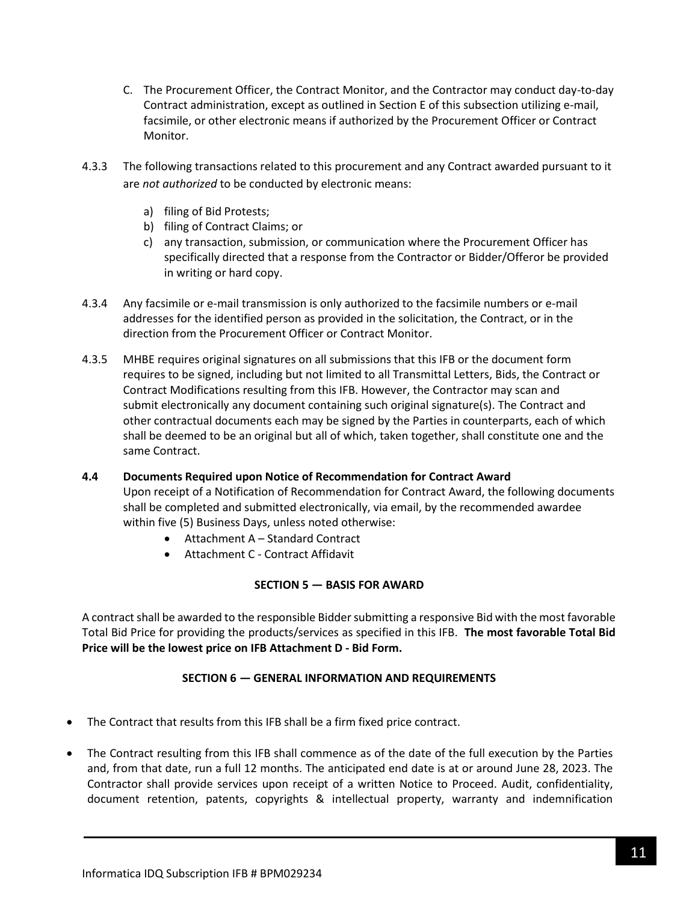C. The Procurement Officer, the Contract Monitor, and the Contractor may conduct day-to-day Contract administration, except as outlined in Section E of this subsection utilizing e-mail, facsimile, or other electronic means if authorized by the Procurement Officer or Contract Monitor.

4.3.3 The following transactions related to this procurement and any Contract awarded pursuant to it are *not authorized* to be conducted by electronic means:

a) filing of Bid Protests;
b) filing of Contract Claims; or
c) any transaction, submission, or communication where the Procurement Officer has specifically directed that a response from the Contractor or Bidder/Offeror be provided in writing or hard copy.

4.3.4 Any facsimile or e-mail transmission is only authorized to the facsimile numbers or e-mail addresses for the identified person as provided in the solicitation, the Contract, or in the direction from the Procurement Officer or Contract Monitor.

4.3.5 MHBE requires original signatures on all submissions that this IFB or the document form requires to be signed, including but not limited to all Transmittal Letters, Bids, the Contract or Contract Modifications resulting from this IFB. However, the Contractor may scan and submit electronically any document containing such original signature(s). The Contract and other contractual documents each may be signed by the Parties in counterparts, each of which shall be deemed to be an original but all of which, taken together, shall constitute one and the same Contract.

**4.4 Documents Required upon Notice of Recommendation for Contract Award**

Upon receipt of a Notification of Recommendation for Contract Award, the following documents shall be completed and submitted electronically, via email, by the recommended awardee within five (5) Business Days, unless noted otherwise:

- Attachment A – Standard Contract
- Attachment C - Contract Affidavit

## SECTION 5 — BASIS FOR AWARD

A contract shall be awarded to the responsible Bidder submitting a responsive Bid with the most favorable Total Bid Price for providing the products/services as specified in this IFB. **The most favorable Total Bid Price will be the lowest price on IFB Attachment D - Bid Form.**

## SECTION 6 — GENERAL INFORMATION AND REQUIREMENTS

- The Contract that results from this IFB shall be a firm fixed price contract.
- The Contract resulting from this IFB shall commence as of the date of the full execution by the Parties and, from that date, run a full 12 months. The anticipated end date is at or around June 28, 2023. The Contractor shall provide services upon receipt of a written Notice to Proceed. Audit, confidentiality, document retention, patents, copyrights & intellectual property, warranty and indemnification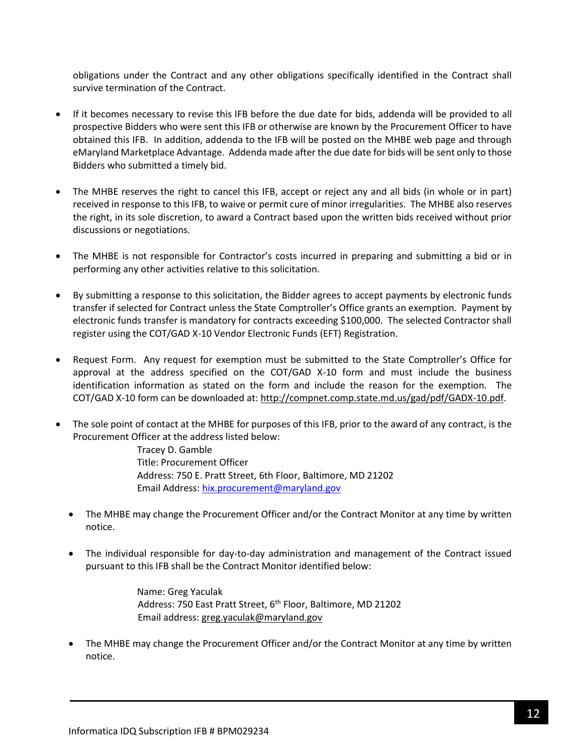obligations under the Contract and any other obligations specifically identified in the Contract shall survive termination of the Contract.

- If it becomes necessary to revise this IFB before the due date for bids, addenda will be provided to all prospective Bidders who were sent this IFB or otherwise are known by the Procurement Officer to have obtained this IFB. In addition, addenda to the IFB will be posted on the MHBE web page and through eMaryland Marketplace Advantage. Addenda made after the due date for bids will be sent only to those Bidders who submitted a timely bid.

- The MHBE reserves the right to cancel this IFB, accept or reject any and all bids (in whole or in part) received in response to this IFB, to waive or permit cure of minor irregularities. The MHBE also reserves the right, in its sole discretion, to award a Contract based upon the written bids received without prior discussions or negotiations.

- The MHBE is not responsible for Contractor's costs incurred in preparing and submitting a bid or in performing any other activities relative to this solicitation.

- By submitting a response to this solicitation, the Bidder agrees to accept payments by electronic funds transfer if selected for Contract unless the State Comptroller's Office grants an exemption. Payment by electronic funds transfer is mandatory for contracts exceeding $100,000. The selected Contractor shall register using the COT/GAD X-10 Vendor Electronic Funds (EFT) Registration.

- Request Form. Any request for exemption must be submitted to the State Comptroller's Office for approval at the address specified on the COT/GAD X-10 form and must include the business identification information as stated on the form and include the reason for the exemption. The COT/GAD X-10 form can be downloaded at: http://compnet.comp.state.md.us/gad/pdf/GADX-10.pdf.

- The sole point of contact at the MHBE for purposes of this IFB, prior to the award of any contract, is the Procurement Officer at the address listed below:

  Tracey D. Gamble
  Title: Procurement Officer
  Address: 750 E. Pratt Street, 6th Floor, Baltimore, MD 21202
  Email Address: hix.procurement@maryland.gov

  - The MHBE may change the Procurement Officer and/or the Contract Monitor at any time by written notice.

  - The individual responsible for day-to-day administration and management of the Contract issued pursuant to this IFB shall be the Contract Monitor identified below:

    Name: Greg Yaculak
    Address: 750 East Pratt Street, 6th Floor, Baltimore, MD 21202
    Email address: greg.yaculak@maryland.gov

  - The MHBE may change the Procurement Officer and/or the Contract Monitor at any time by written notice.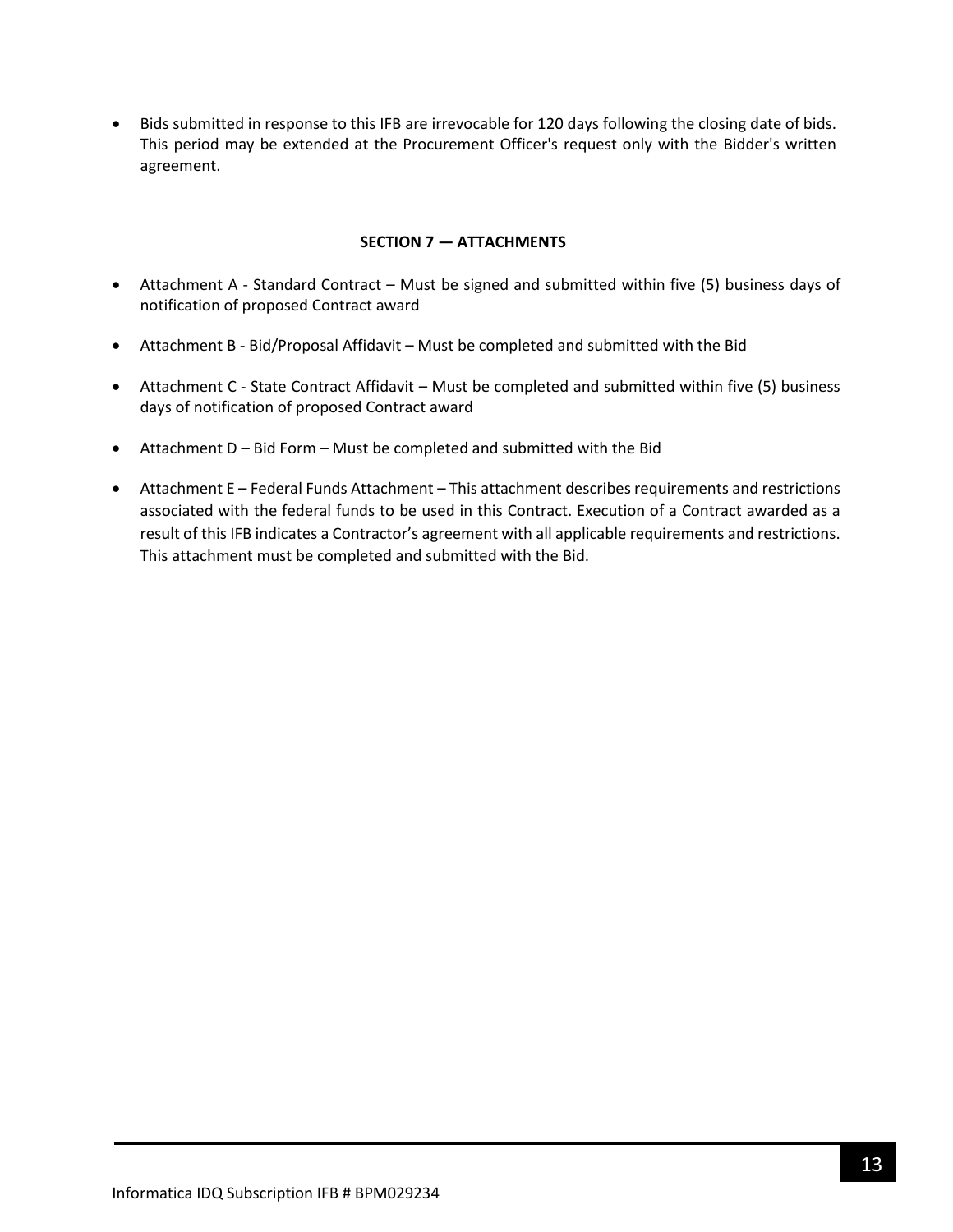- Bids submitted in response to this IFB are irrevocable for 120 days following the closing date of bids. This period may be extended at the Procurement Officer's request only with the Bidder's written agreement.

## SECTION 7 — ATTACHMENTS

- Attachment A - Standard Contract – Must be signed and submitted within five (5) business days of notification of proposed Contract award
- Attachment B - Bid/Proposal Affidavit – Must be completed and submitted with the Bid
- Attachment C - State Contract Affidavit – Must be completed and submitted within five (5) business days of notification of proposed Contract award
- Attachment D – Bid Form – Must be completed and submitted with the Bid
- Attachment E – Federal Funds Attachment – This attachment describes requirements and restrictions associated with the federal funds to be used in this Contract. Execution of a Contract awarded as a result of this IFB indicates a Contractor's agreement with all applicable requirements and restrictions. This attachment must be completed and submitted with the Bid.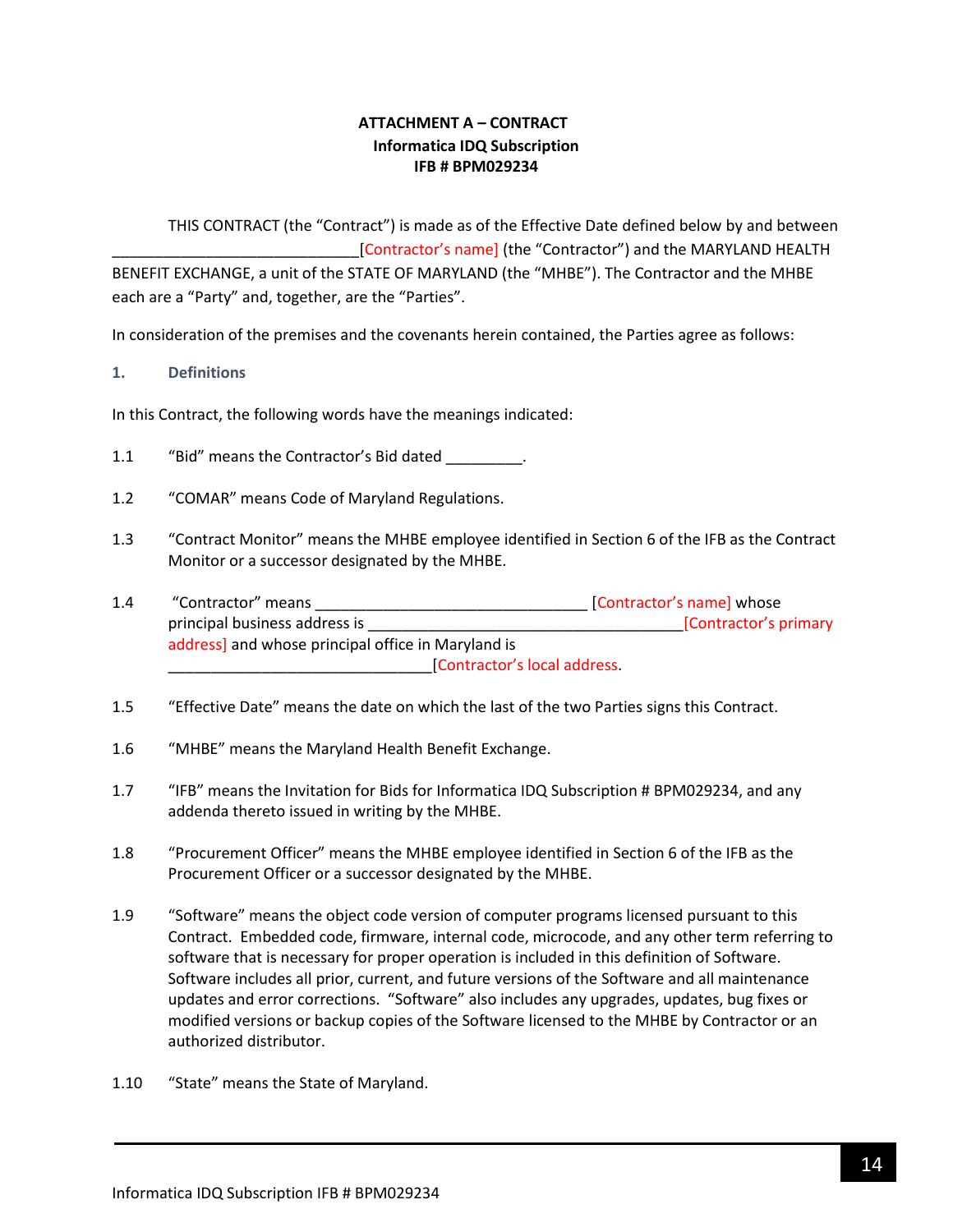**ATTACHMENT A – CONTRACT**
**Informatica IDQ Subscription**
**IFB # BPM029234**

THIS CONTRACT (the "Contract") is made as of the Effective Date defined below by and between ______________________________[Contractor's name] (the "Contractor") and the MARYLAND HEALTH BENEFIT EXCHANGE, a unit of the STATE OF MARYLAND (the "MHBE"). The Contractor and the MHBE each are a "Party" and, together, are the "Parties".

In consideration of the premises and the covenants herein contained, the Parties agree as follows:

## 1. Definitions

In this Contract, the following words have the meanings indicated:

1.1 "Bid" means the Contractor's Bid dated _________.

1.2 "COMAR" means Code of Maryland Regulations.

1.3 "Contract Monitor" means the MHBE employee identified in Section 6 of the IFB as the Contract Monitor or a successor designated by the MHBE.

1.4 "Contractor" means _________________________________ [Contractor's name] whose principal business address is ______________________________________[Contractor's primary address] and whose principal office in Maryland is _______________________________[Contractor's local address.

1.5 "Effective Date" means the date on which the last of the two Parties signs this Contract.

1.6 "MHBE" means the Maryland Health Benefit Exchange.

1.7 "IFB" means the Invitation for Bids for Informatica IDQ Subscription # BPM029234, and any addenda thereto issued in writing by the MHBE.

1.8 "Procurement Officer" means the MHBE employee identified in Section 6 of the IFB as the Procurement Officer or a successor designated by the MHBE.

1.9 "Software" means the object code version of computer programs licensed pursuant to this Contract. Embedded code, firmware, internal code, microcode, and any other term referring to software that is necessary for proper operation is included in this definition of Software. Software includes all prior, current, and future versions of the Software and all maintenance updates and error corrections. "Software" also includes any upgrades, updates, bug fixes or modified versions or backup copies of the Software licensed to the MHBE by Contractor or an authorized distributor.

1.10 "State" means the State of Maryland.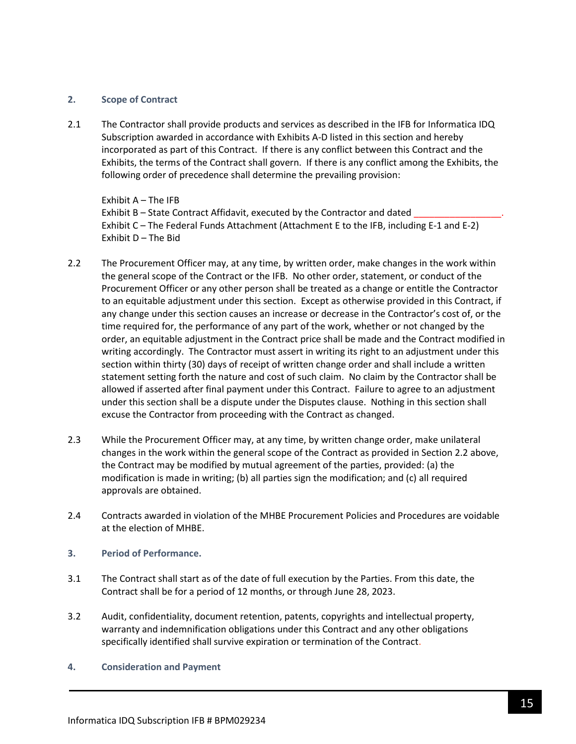## 2. Scope of Contract

2.1 The Contractor shall provide products and services as described in the IFB for Informatica IDQ Subscription awarded in accordance with Exhibits A-D listed in this section and hereby incorporated as part of this Contract. If there is any conflict between this Contract and the Exhibits, the terms of the Contract shall govern. If there is any conflict among the Exhibits, the following order of precedence shall determine the prevailing provision:

Exhibit A – The IFB
Exhibit B – State Contract Affidavit, executed by the Contractor and dated _________________.
Exhibit C – The Federal Funds Attachment (Attachment E to the IFB, including E-1 and E-2)
Exhibit D – The Bid

2.2 The Procurement Officer may, at any time, by written order, make changes in the work within the general scope of the Contract or the IFB. No other order, statement, or conduct of the Procurement Officer or any other person shall be treated as a change or entitle the Contractor to an equitable adjustment under this section. Except as otherwise provided in this Contract, if any change under this section causes an increase or decrease in the Contractor's cost of, or the time required for, the performance of any part of the work, whether or not changed by the order, an equitable adjustment in the Contract price shall be made and the Contract modified in writing accordingly. The Contractor must assert in writing its right to an adjustment under this section within thirty (30) days of receipt of written change order and shall include a written statement setting forth the nature and cost of such claim. No claim by the Contractor shall be allowed if asserted after final payment under this Contract. Failure to agree to an adjustment under this section shall be a dispute under the Disputes clause. Nothing in this section shall excuse the Contractor from proceeding with the Contract as changed.

2.3 While the Procurement Officer may, at any time, by written change order, make unilateral changes in the work within the general scope of the Contract as provided in Section 2.2 above, the Contract may be modified by mutual agreement of the parties, provided: (a) the modification is made in writing; (b) all parties sign the modification; and (c) all required approvals are obtained.

2.4 Contracts awarded in violation of the MHBE Procurement Policies and Procedures are voidable at the election of MHBE.

## 3. Period of Performance.

3.1 The Contract shall start as of the date of full execution by the Parties. From this date, the Contract shall be for a period of 12 months, or through June 28, 2023.

3.2 Audit, confidentiality, document retention, patents, copyrights and intellectual property, warranty and indemnification obligations under this Contract and any other obligations specifically identified shall survive expiration or termination of the Contract.

## 4. Consideration and Payment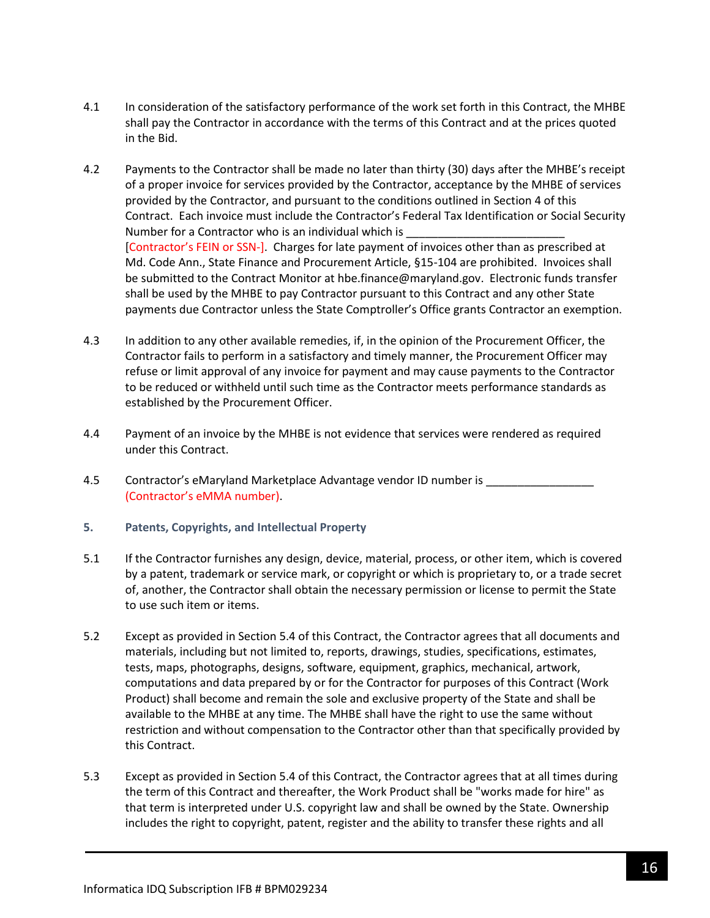4.1 In consideration of the satisfactory performance of the work set forth in this Contract, the MHBE shall pay the Contractor in accordance with the terms of this Contract and at the prices quoted in the Bid.

4.2 Payments to the Contractor shall be made no later than thirty (30) days after the MHBE's receipt of a proper invoice for services provided by the Contractor, acceptance by the MHBE of services provided by the Contractor, and pursuant to the conditions outlined in Section 4 of this Contract. Each invoice must include the Contractor's Federal Tax Identification or Social Security Number for a Contractor who is an individual which is ________________________ [Contractor's FEIN or SSN-]. Charges for late payment of invoices other than as prescribed at Md. Code Ann., State Finance and Procurement Article, §15-104 are prohibited. Invoices shall be submitted to the Contract Monitor at hbe.finance@maryland.gov. Electronic funds transfer shall be used by the MHBE to pay Contractor pursuant to this Contract and any other State payments due Contractor unless the State Comptroller's Office grants Contractor an exemption.

4.3 In addition to any other available remedies, if, in the opinion of the Procurement Officer, the Contractor fails to perform in a satisfactory and timely manner, the Procurement Officer may refuse or limit approval of any invoice for payment and may cause payments to the Contractor to be reduced or withheld until such time as the Contractor meets performance standards as established by the Procurement Officer.

4.4 Payment of an invoice by the MHBE is not evidence that services were rendered as required under this Contract.

4.5 Contractor's eMaryland Marketplace Advantage vendor ID number is ________________ (Contractor's eMMA number).

## 5. Patents, Copyrights, and Intellectual Property

5.1 If the Contractor furnishes any design, device, material, process, or other item, which is covered by a patent, trademark or service mark, or copyright or which is proprietary to, or a trade secret of, another, the Contractor shall obtain the necessary permission or license to permit the State to use such item or items.

5.2 Except as provided in Section 5.4 of this Contract, the Contractor agrees that all documents and materials, including but not limited to, reports, drawings, studies, specifications, estimates, tests, maps, photographs, designs, software, equipment, graphics, mechanical, artwork, computations and data prepared by or for the Contractor for purposes of this Contract (Work Product) shall become and remain the sole and exclusive property of the State and shall be available to the MHBE at any time. The MHBE shall have the right to use the same without restriction and without compensation to the Contractor other than that specifically provided by this Contract.

5.3 Except as provided in Section 5.4 of this Contract, the Contractor agrees that at all times during the term of this Contract and thereafter, the Work Product shall be "works made for hire" as that term is interpreted under U.S. copyright law and shall be owned by the State. Ownership includes the right to copyright, patent, register and the ability to transfer these rights and all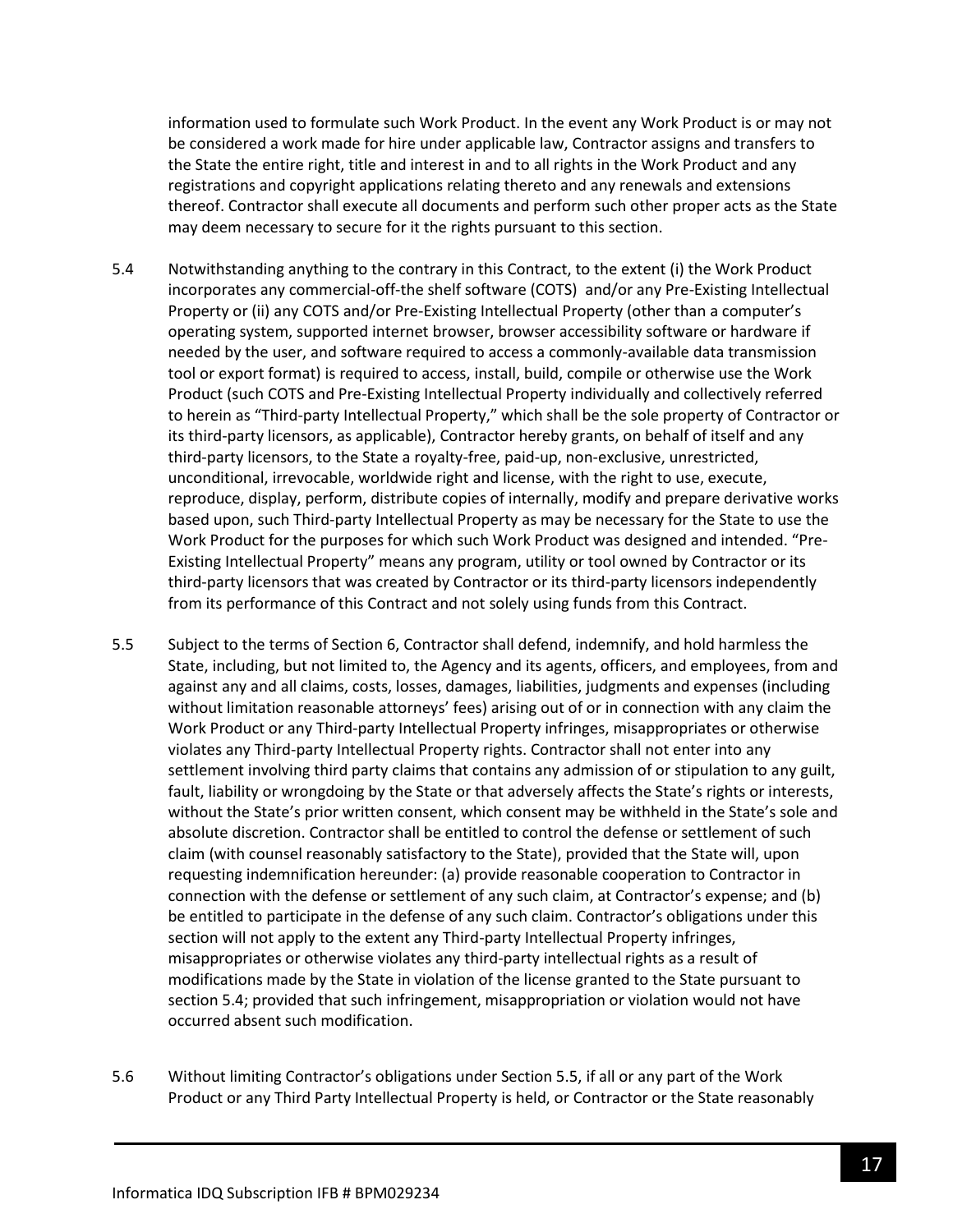information used to formulate such Work Product. In the event any Work Product is or may not be considered a work made for hire under applicable law, Contractor assigns and transfers to the State the entire right, title and interest in and to all rights in the Work Product and any registrations and copyright applications relating thereto and any renewals and extensions thereof. Contractor shall execute all documents and perform such other proper acts as the State may deem necessary to secure for it the rights pursuant to this section.

5.4 Notwithstanding anything to the contrary in this Contract, to the extent (i) the Work Product incorporates any commercial-off-the shelf software (COTS) and/or any Pre-Existing Intellectual Property or (ii) any COTS and/or Pre-Existing Intellectual Property (other than a computer's operating system, supported internet browser, browser accessibility software or hardware if needed by the user, and software required to access a commonly-available data transmission tool or export format) is required to access, install, build, compile or otherwise use the Work Product (such COTS and Pre-Existing Intellectual Property individually and collectively referred to herein as "Third-party Intellectual Property," which shall be the sole property of Contractor or its third-party licensors, as applicable), Contractor hereby grants, on behalf of itself and any third-party licensors, to the State a royalty-free, paid-up, non-exclusive, unrestricted, unconditional, irrevocable, worldwide right and license, with the right to use, execute, reproduce, display, perform, distribute copies of internally, modify and prepare derivative works based upon, such Third-party Intellectual Property as may be necessary for the State to use the Work Product for the purposes for which such Work Product was designed and intended. "Pre-Existing Intellectual Property" means any program, utility or tool owned by Contractor or its third-party licensors that was created by Contractor or its third-party licensors independently from its performance of this Contract and not solely using funds from this Contract.

5.5 Subject to the terms of Section 6, Contractor shall defend, indemnify, and hold harmless the State, including, but not limited to, the Agency and its agents, officers, and employees, from and against any and all claims, costs, losses, damages, liabilities, judgments and expenses (including without limitation reasonable attorneys' fees) arising out of or in connection with any claim the Work Product or any Third-party Intellectual Property infringes, misappropriates or otherwise violates any Third-party Intellectual Property rights. Contractor shall not enter into any settlement involving third party claims that contains any admission of or stipulation to any guilt, fault, liability or wrongdoing by the State or that adversely affects the State's rights or interests, without the State's prior written consent, which consent may be withheld in the State's sole and absolute discretion. Contractor shall be entitled to control the defense or settlement of such claim (with counsel reasonably satisfactory to the State), provided that the State will, upon requesting indemnification hereunder: (a) provide reasonable cooperation to Contractor in connection with the defense or settlement of any such claim, at Contractor's expense; and (b) be entitled to participate in the defense of any such claim. Contractor's obligations under this section will not apply to the extent any Third-party Intellectual Property infringes, misappropriates or otherwise violates any third-party intellectual rights as a result of modifications made by the State in violation of the license granted to the State pursuant to section 5.4; provided that such infringement, misappropriation or violation would not have occurred absent such modification.

5.6 Without limiting Contractor's obligations under Section 5.5, if all or any part of the Work Product or any Third Party Intellectual Property is held, or Contractor or the State reasonably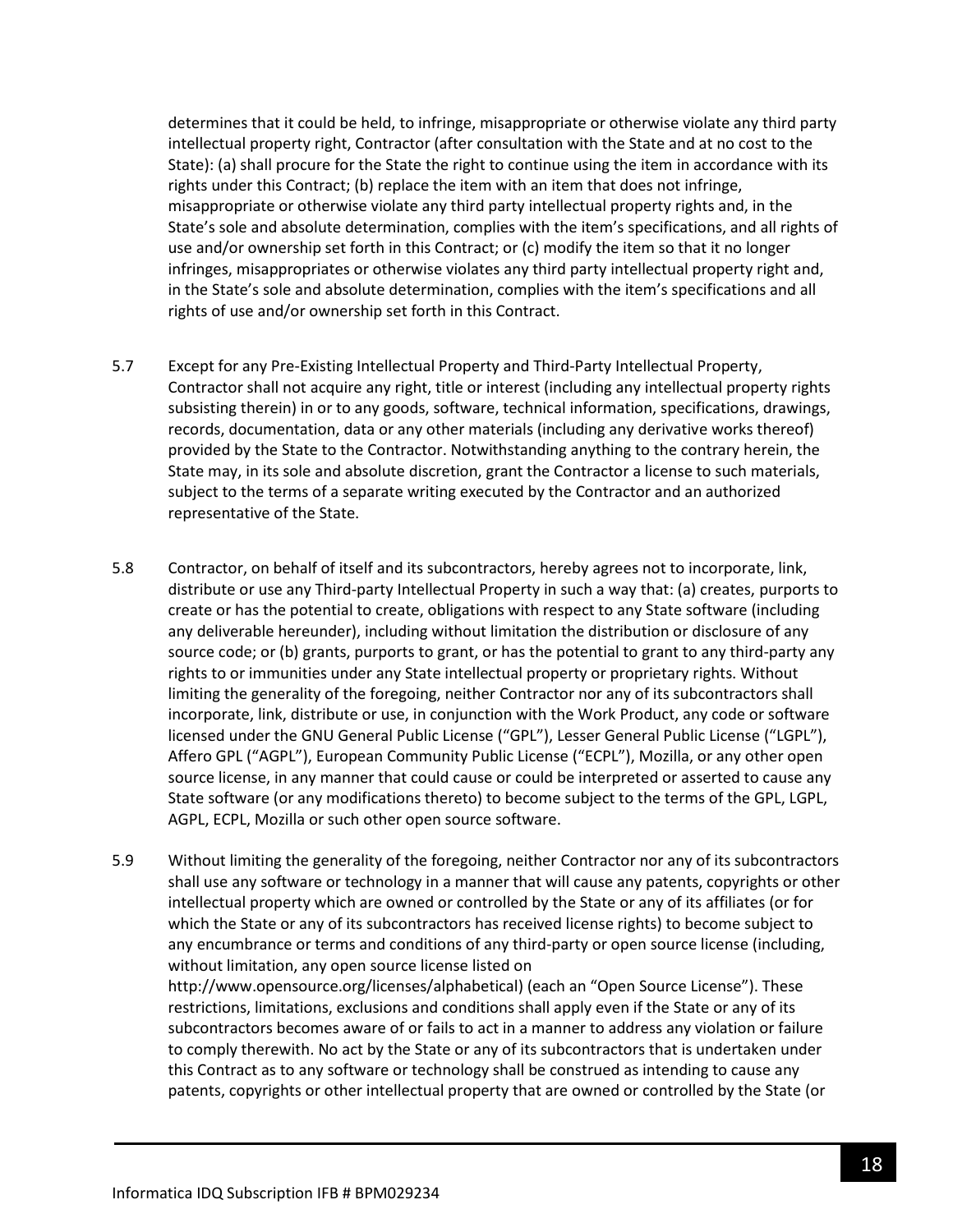determines that it could be held, to infringe, misappropriate or otherwise violate any third party intellectual property right, Contractor (after consultation with the State and at no cost to the State): (a) shall procure for the State the right to continue using the item in accordance with its rights under this Contract; (b) replace the item with an item that does not infringe, misappropriate or otherwise violate any third party intellectual property rights and, in the State's sole and absolute determination, complies with the item's specifications, and all rights of use and/or ownership set forth in this Contract; or (c) modify the item so that it no longer infringes, misappropriates or otherwise violates any third party intellectual property right and, in the State's sole and absolute determination, complies with the item's specifications and all rights of use and/or ownership set forth in this Contract.

5.7 Except for any Pre-Existing Intellectual Property and Third-Party Intellectual Property, Contractor shall not acquire any right, title or interest (including any intellectual property rights subsisting therein) in or to any goods, software, technical information, specifications, drawings, records, documentation, data or any other materials (including any derivative works thereof) provided by the State to the Contractor. Notwithstanding anything to the contrary herein, the State may, in its sole and absolute discretion, grant the Contractor a license to such materials, subject to the terms of a separate writing executed by the Contractor and an authorized representative of the State.

5.8 Contractor, on behalf of itself and its subcontractors, hereby agrees not to incorporate, link, distribute or use any Third-party Intellectual Property in such a way that: (a) creates, purports to create or has the potential to create, obligations with respect to any State software (including any deliverable hereunder), including without limitation the distribution or disclosure of any source code; or (b) grants, purports to grant, or has the potential to grant to any third-party any rights to or immunities under any State intellectual property or proprietary rights. Without limiting the generality of the foregoing, neither Contractor nor any of its subcontractors shall incorporate, link, distribute or use, in conjunction with the Work Product, any code or software licensed under the GNU General Public License ("GPL"), Lesser General Public License ("LGPL"), Affero GPL ("AGPL"), European Community Public License ("ECPL"), Mozilla, or any other open source license, in any manner that could cause or could be interpreted or asserted to cause any State software (or any modifications thereto) to become subject to the terms of the GPL, LGPL, AGPL, ECPL, Mozilla or such other open source software.

5.9 Without limiting the generality of the foregoing, neither Contractor nor any of its subcontractors shall use any software or technology in a manner that will cause any patents, copyrights or other intellectual property which are owned or controlled by the State or any of its affiliates (or for which the State or any of its subcontractors has received license rights) to become subject to any encumbrance or terms and conditions of any third-party or open source license (including, without limitation, any open source license listed on http://www.opensource.org/licenses/alphabetical) (each an "Open Source License"). These restrictions, limitations, exclusions and conditions shall apply even if the State or any of its subcontractors becomes aware of or fails to act in a manner to address any violation or failure to comply therewith. No act by the State or any of its subcontractors that is undertaken under this Contract as to any software or technology shall be construed as intending to cause any patents, copyrights or other intellectual property that are owned or controlled by the State (or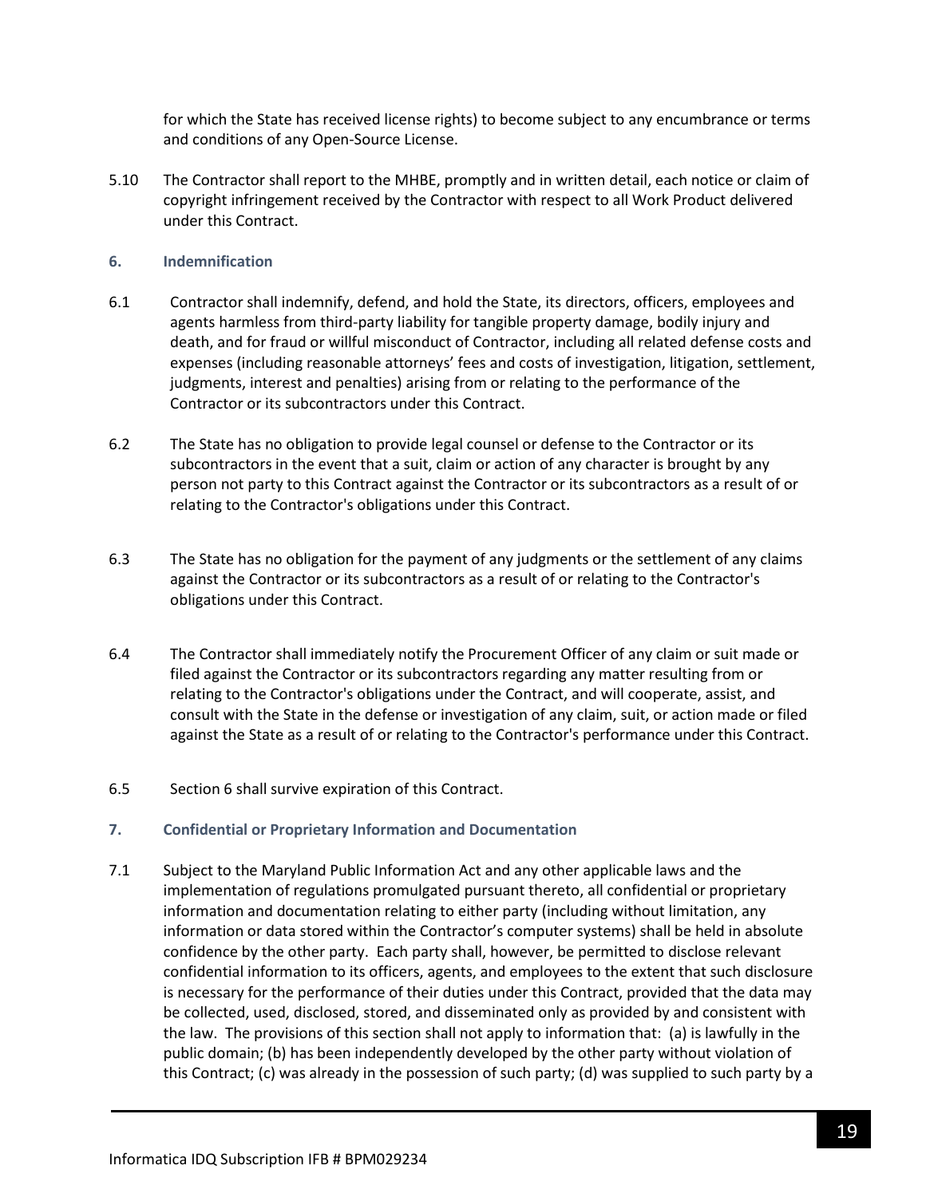for which the State has received license rights) to become subject to any encumbrance or terms and conditions of any Open-Source License.

5.10 The Contractor shall report to the MHBE, promptly and in written detail, each notice or claim of copyright infringement received by the Contractor with respect to all Work Product delivered under this Contract.

## 6. Indemnification

6.1 Contractor shall indemnify, defend, and hold the State, its directors, officers, employees and agents harmless from third-party liability for tangible property damage, bodily injury and death, and for fraud or willful misconduct of Contractor, including all related defense costs and expenses (including reasonable attorneys' fees and costs of investigation, litigation, settlement, judgments, interest and penalties) arising from or relating to the performance of the Contractor or its subcontractors under this Contract.

6.2 The State has no obligation to provide legal counsel or defense to the Contractor or its subcontractors in the event that a suit, claim or action of any character is brought by any person not party to this Contract against the Contractor or its subcontractors as a result of or relating to the Contractor's obligations under this Contract.

6.3 The State has no obligation for the payment of any judgments or the settlement of any claims against the Contractor or its subcontractors as a result of or relating to the Contractor's obligations under this Contract.

6.4 The Contractor shall immediately notify the Procurement Officer of any claim or suit made or filed against the Contractor or its subcontractors regarding any matter resulting from or relating to the Contractor's obligations under the Contract, and will cooperate, assist, and consult with the State in the defense or investigation of any claim, suit, or action made or filed against the State as a result of or relating to the Contractor's performance under this Contract.

6.5 Section 6 shall survive expiration of this Contract.

## 7. Confidential or Proprietary Information and Documentation

7.1 Subject to the Maryland Public Information Act and any other applicable laws and the implementation of regulations promulgated pursuant thereto, all confidential or proprietary information and documentation relating to either party (including without limitation, any information or data stored within the Contractor's computer systems) shall be held in absolute confidence by the other party. Each party shall, however, be permitted to disclose relevant confidential information to its officers, agents, and employees to the extent that such disclosure is necessary for the performance of their duties under this Contract, provided that the data may be collected, used, disclosed, stored, and disseminated only as provided by and consistent with the law. The provisions of this section shall not apply to information that: (a) is lawfully in the public domain; (b) has been independently developed by the other party without violation of this Contract; (c) was already in the possession of such party; (d) was supplied to such party by a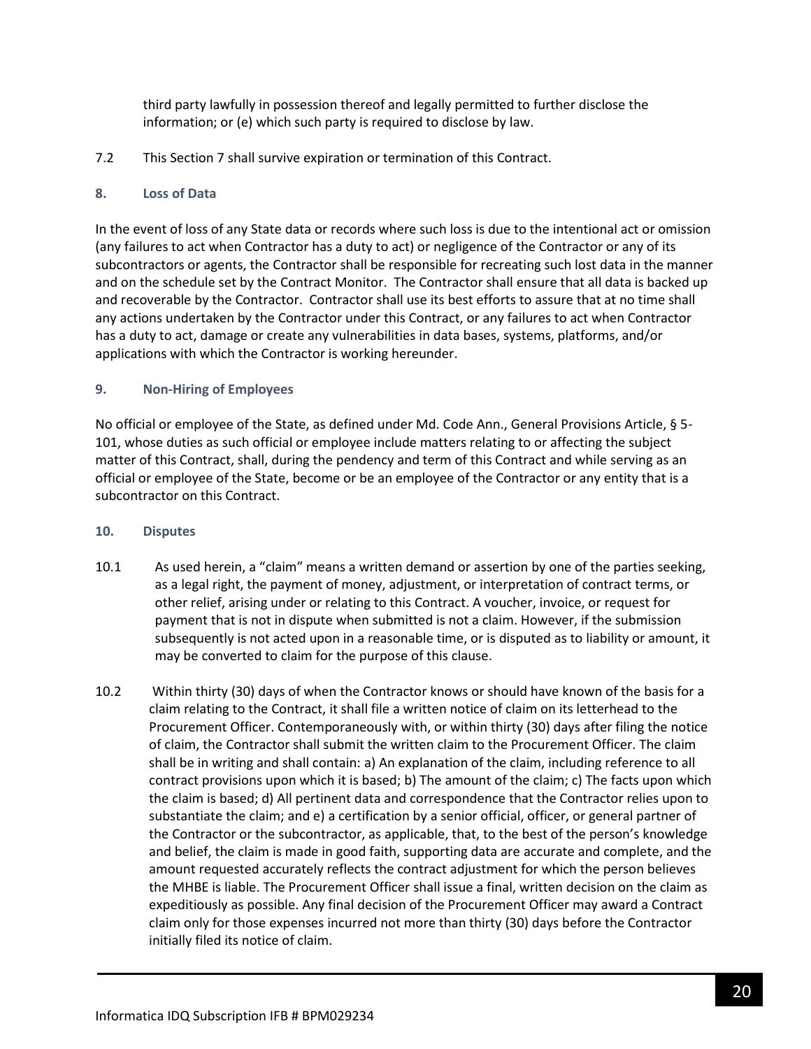third party lawfully in possession thereof and legally permitted to further disclose the information; or (e) which such party is required to disclose by law.

7.2 This Section 7 shall survive expiration or termination of this Contract.

### 8. Loss of Data

In the event of loss of any State data or records where such loss is due to the intentional act or omission (any failures to act when Contractor has a duty to act) or negligence of the Contractor or any of its subcontractors or agents, the Contractor shall be responsible for recreating such lost data in the manner and on the schedule set by the Contract Monitor. The Contractor shall ensure that all data is backed up and recoverable by the Contractor. Contractor shall use its best efforts to assure that at no time shall any actions undertaken by the Contractor under this Contract, or any failures to act when Contractor has a duty to act, damage or create any vulnerabilities in data bases, systems, platforms, and/or applications with which the Contractor is working hereunder.

### 9. Non-Hiring of Employees

No official or employee of the State, as defined under Md. Code Ann., General Provisions Article, § 5-101, whose duties as such official or employee include matters relating to or affecting the subject matter of this Contract, shall, during the pendency and term of this Contract and while serving as an official or employee of the State, become or be an employee of the Contractor or any entity that is a subcontractor on this Contract.

### 10. Disputes

10.1 As used herein, a "claim" means a written demand or assertion by one of the parties seeking, as a legal right, the payment of money, adjustment, or interpretation of contract terms, or other relief, arising under or relating to this Contract. A voucher, invoice, or request for payment that is not in dispute when submitted is not a claim. However, if the submission subsequently is not acted upon in a reasonable time, or is disputed as to liability or amount, it may be converted to claim for the purpose of this clause.

10.2 Within thirty (30) days of when the Contractor knows or should have known of the basis for a claim relating to the Contract, it shall file a written notice of claim on its letterhead to the Procurement Officer. Contemporaneously with, or within thirty (30) days after filing the notice of claim, the Contractor shall submit the written claim to the Procurement Officer. The claim shall be in writing and shall contain: a) An explanation of the claim, including reference to all contract provisions upon which it is based; b) The amount of the claim; c) The facts upon which the claim is based; d) All pertinent data and correspondence that the Contractor relies upon to substantiate the claim; and e) a certification by a senior official, officer, or general partner of the Contractor or the subcontractor, as applicable, that, to the best of the person's knowledge and belief, the claim is made in good faith, supporting data are accurate and complete, and the amount requested accurately reflects the contract adjustment for which the person believes the MHBE is liable. The Procurement Officer shall issue a final, written decision on the claim as expeditiously as possible. Any final decision of the Procurement Officer may award a Contract claim only for those expenses incurred not more than thirty (30) days before the Contractor initially filed its notice of claim.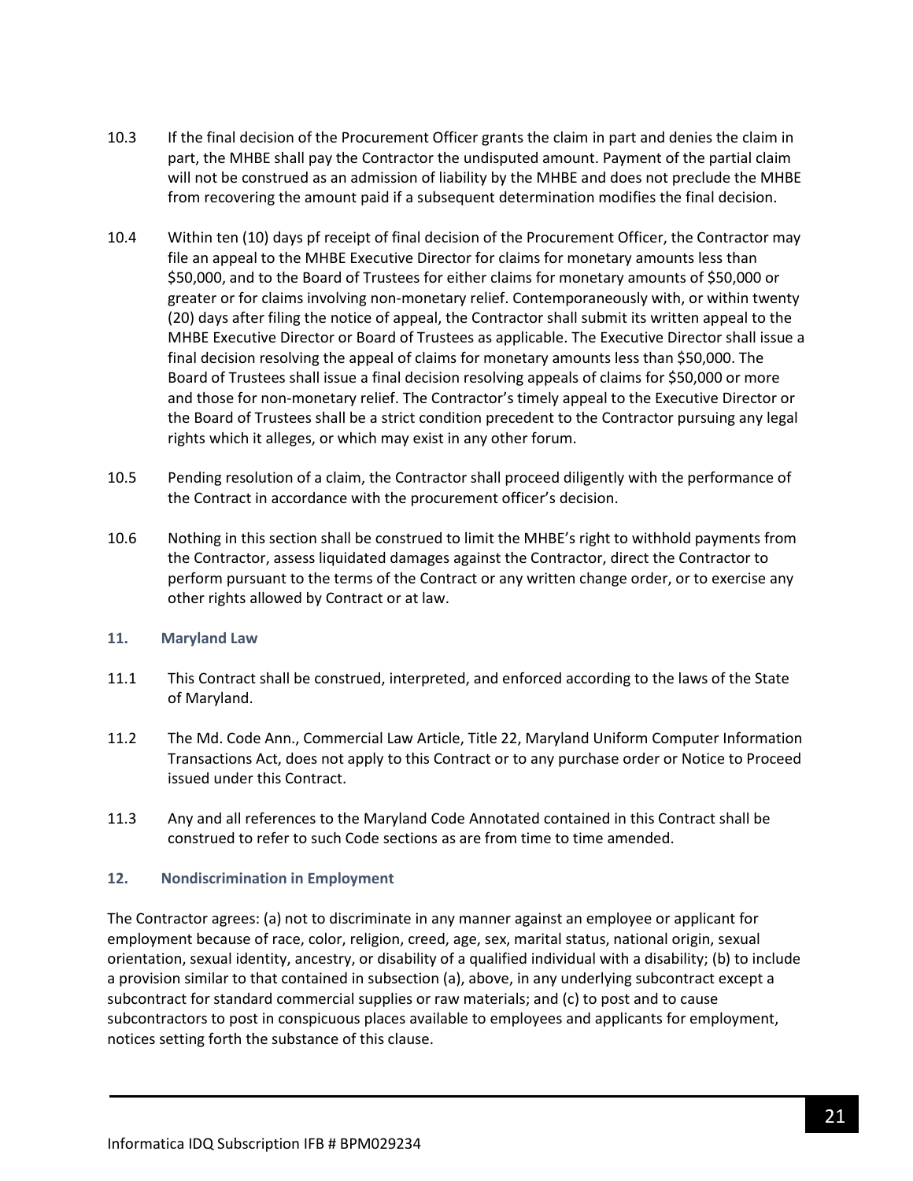10.3 If the final decision of the Procurement Officer grants the claim in part and denies the claim in part, the MHBE shall pay the Contractor the undisputed amount. Payment of the partial claim will not be construed as an admission of liability by the MHBE and does not preclude the MHBE from recovering the amount paid if a subsequent determination modifies the final decision.

10.4 Within ten (10) days pf receipt of final decision of the Procurement Officer, the Contractor may file an appeal to the MHBE Executive Director for claims for monetary amounts less than $50,000, and to the Board of Trustees for either claims for monetary amounts of $50,000 or greater or for claims involving non-monetary relief. Contemporaneously with, or within twenty (20) days after filing the notice of appeal, the Contractor shall submit its written appeal to the MHBE Executive Director or Board of Trustees as applicable. The Executive Director shall issue a final decision resolving the appeal of claims for monetary amounts less than $50,000. The Board of Trustees shall issue a final decision resolving appeals of claims for $50,000 or more and those for non-monetary relief. The Contractor's timely appeal to the Executive Director or the Board of Trustees shall be a strict condition precedent to the Contractor pursuing any legal rights which it alleges, or which may exist in any other forum.

10.5 Pending resolution of a claim, the Contractor shall proceed diligently with the performance of the Contract in accordance with the procurement officer's decision.

10.6 Nothing in this section shall be construed to limit the MHBE's right to withhold payments from the Contractor, assess liquidated damages against the Contractor, direct the Contractor to perform pursuant to the terms of the Contract or any written change order, or to exercise any other rights allowed by Contract or at law.

### 11. Maryland Law

11.1 This Contract shall be construed, interpreted, and enforced according to the laws of the State of Maryland.

11.2 The Md. Code Ann., Commercial Law Article, Title 22, Maryland Uniform Computer Information Transactions Act, does not apply to this Contract or to any purchase order or Notice to Proceed issued under this Contract.

11.3 Any and all references to the Maryland Code Annotated contained in this Contract shall be construed to refer to such Code sections as are from time to time amended.

### 12. Nondiscrimination in Employment

The Contractor agrees: (a) not to discriminate in any manner against an employee or applicant for employment because of race, color, religion, creed, age, sex, marital status, national origin, sexual orientation, sexual identity, ancestry, or disability of a qualified individual with a disability; (b) to include a provision similar to that contained in subsection (a), above, in any underlying subcontract except a subcontract for standard commercial supplies or raw materials; and (c) to post and to cause subcontractors to post in conspicuous places available to employees and applicants for employment, notices setting forth the substance of this clause.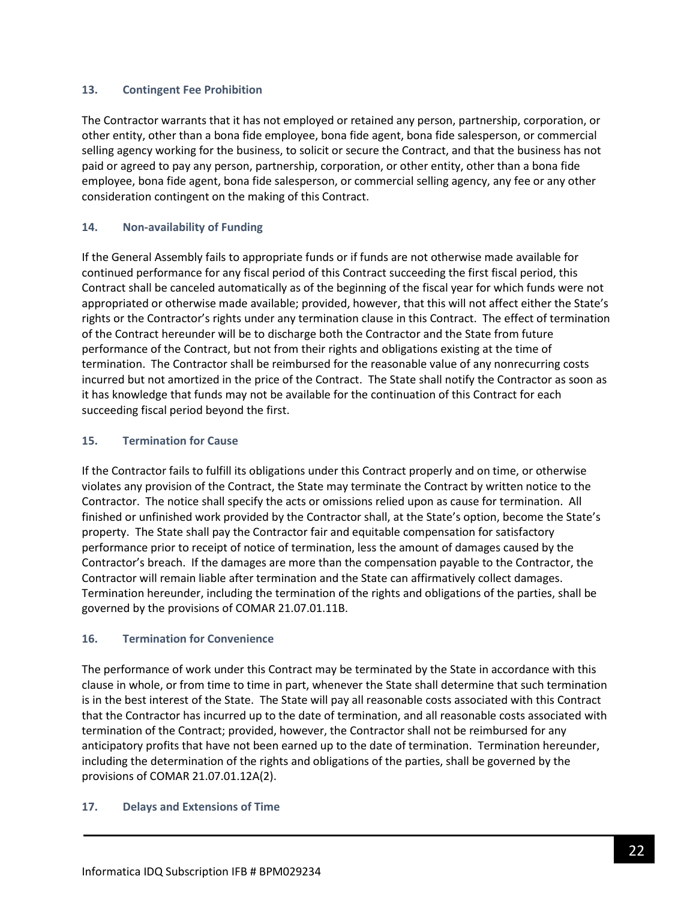### 13. Contingent Fee Prohibition

The Contractor warrants that it has not employed or retained any person, partnership, corporation, or other entity, other than a bona fide employee, bona fide agent, bona fide salesperson, or commercial selling agency working for the business, to solicit or secure the Contract, and that the business has not paid or agreed to pay any person, partnership, corporation, or other entity, other than a bona fide employee, bona fide agent, bona fide salesperson, or commercial selling agency, any fee or any other consideration contingent on the making of this Contract.

### 14. Non-availability of Funding

If the General Assembly fails to appropriate funds or if funds are not otherwise made available for continued performance for any fiscal period of this Contract succeeding the first fiscal period, this Contract shall be canceled automatically as of the beginning of the fiscal year for which funds were not appropriated or otherwise made available; provided, however, that this will not affect either the State's rights or the Contractor's rights under any termination clause in this Contract. The effect of termination of the Contract hereunder will be to discharge both the Contractor and the State from future performance of the Contract, but not from their rights and obligations existing at the time of termination. The Contractor shall be reimbursed for the reasonable value of any nonrecurring costs incurred but not amortized in the price of the Contract. The State shall notify the Contractor as soon as it has knowledge that funds may not be available for the continuation of this Contract for each succeeding fiscal period beyond the first.

### 15. Termination for Cause

If the Contractor fails to fulfill its obligations under this Contract properly and on time, or otherwise violates any provision of the Contract, the State may terminate the Contract by written notice to the Contractor. The notice shall specify the acts or omissions relied upon as cause for termination. All finished or unfinished work provided by the Contractor shall, at the State's option, become the State's property. The State shall pay the Contractor fair and equitable compensation for satisfactory performance prior to receipt of notice of termination, less the amount of damages caused by the Contractor's breach. If the damages are more than the compensation payable to the Contractor, the Contractor will remain liable after termination and the State can affirmatively collect damages. Termination hereunder, including the termination of the rights and obligations of the parties, shall be governed by the provisions of COMAR 21.07.01.11B.

### 16. Termination for Convenience

The performance of work under this Contract may be terminated by the State in accordance with this clause in whole, or from time to time in part, whenever the State shall determine that such termination is in the best interest of the State. The State will pay all reasonable costs associated with this Contract that the Contractor has incurred up to the date of termination, and all reasonable costs associated with termination of the Contract; provided, however, the Contractor shall not be reimbursed for any anticipatory profits that have not been earned up to the date of termination. Termination hereunder, including the determination of the rights and obligations of the parties, shall be governed by the provisions of COMAR 21.07.01.12A(2).

### 17. Delays and Extensions of Time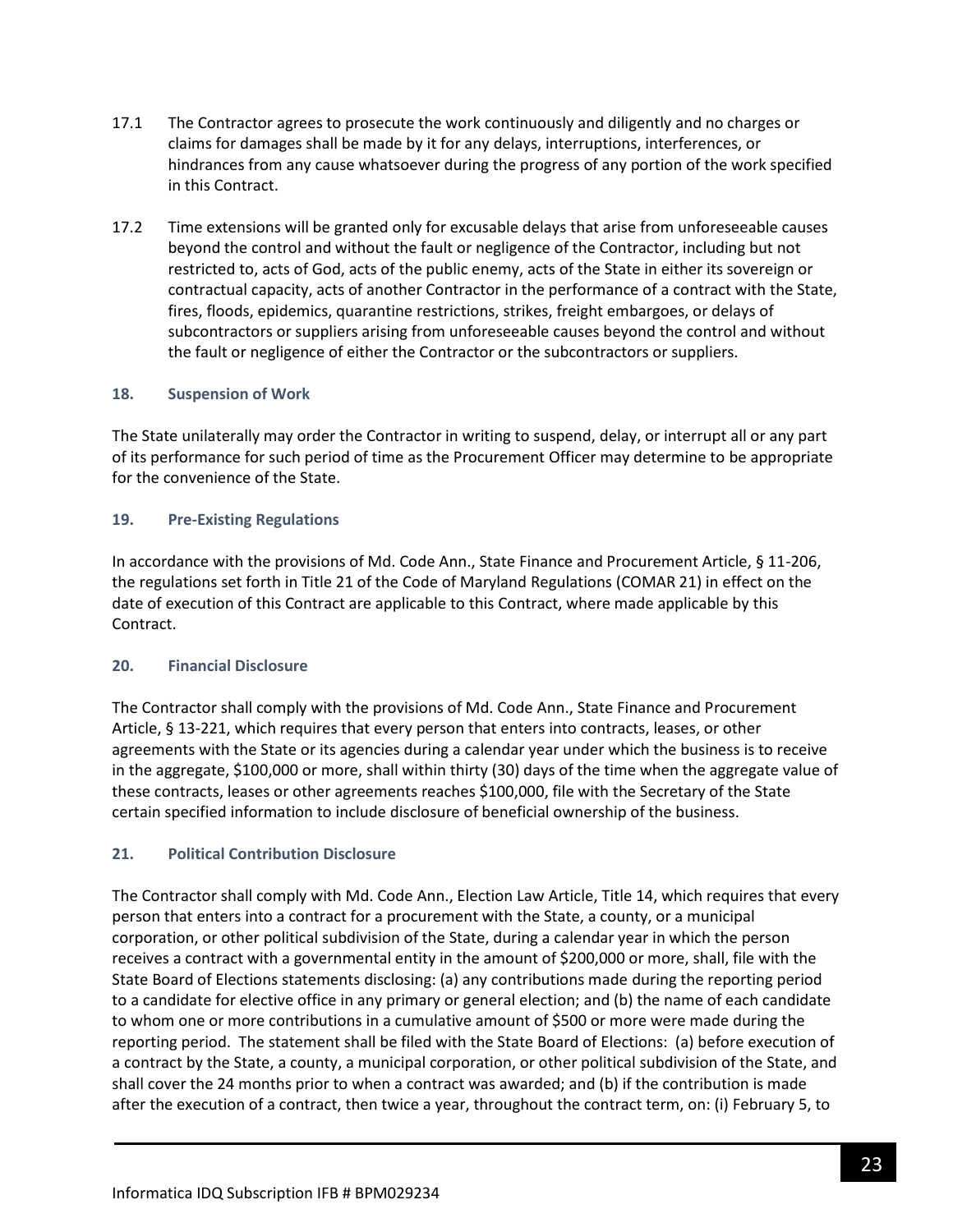17.1 The Contractor agrees to prosecute the work continuously and diligently and no charges or claims for damages shall be made by it for any delays, interruptions, interferences, or hindrances from any cause whatsoever during the progress of any portion of the work specified in this Contract.

17.2 Time extensions will be granted only for excusable delays that arise from unforeseeable causes beyond the control and without the fault or negligence of the Contractor, including but not restricted to, acts of God, acts of the public enemy, acts of the State in either its sovereign or contractual capacity, acts of another Contractor in the performance of a contract with the State, fires, floods, epidemics, quarantine restrictions, strikes, freight embargoes, or delays of subcontractors or suppliers arising from unforeseeable causes beyond the control and without the fault or negligence of either the Contractor or the subcontractors or suppliers.

### 18. Suspension of Work

The State unilaterally may order the Contractor in writing to suspend, delay, or interrupt all or any part of its performance for such period of time as the Procurement Officer may determine to be appropriate for the convenience of the State.

### 19. Pre-Existing Regulations

In accordance with the provisions of Md. Code Ann., State Finance and Procurement Article, § 11-206, the regulations set forth in Title 21 of the Code of Maryland Regulations (COMAR 21) in effect on the date of execution of this Contract are applicable to this Contract, where made applicable by this Contract.

### 20. Financial Disclosure

The Contractor shall comply with the provisions of Md. Code Ann., State Finance and Procurement Article, § 13-221, which requires that every person that enters into contracts, leases, or other agreements with the State or its agencies during a calendar year under which the business is to receive in the aggregate, $100,000 or more, shall within thirty (30) days of the time when the aggregate value of these contracts, leases or other agreements reaches $100,000, file with the Secretary of the State certain specified information to include disclosure of beneficial ownership of the business.

### 21. Political Contribution Disclosure

The Contractor shall comply with Md. Code Ann., Election Law Article, Title 14, which requires that every person that enters into a contract for a procurement with the State, a county, or a municipal corporation, or other political subdivision of the State, during a calendar year in which the person receives a contract with a governmental entity in the amount of $200,000 or more, shall, file with the State Board of Elections statements disclosing: (a) any contributions made during the reporting period to a candidate for elective office in any primary or general election; and (b) the name of each candidate to whom one or more contributions in a cumulative amount of $500 or more were made during the reporting period. The statement shall be filed with the State Board of Elections: (a) before execution of a contract by the State, a county, a municipal corporation, or other political subdivision of the State, and shall cover the 24 months prior to when a contract was awarded; and (b) if the contribution is made after the execution of a contract, then twice a year, throughout the contract term, on: (i) February 5, to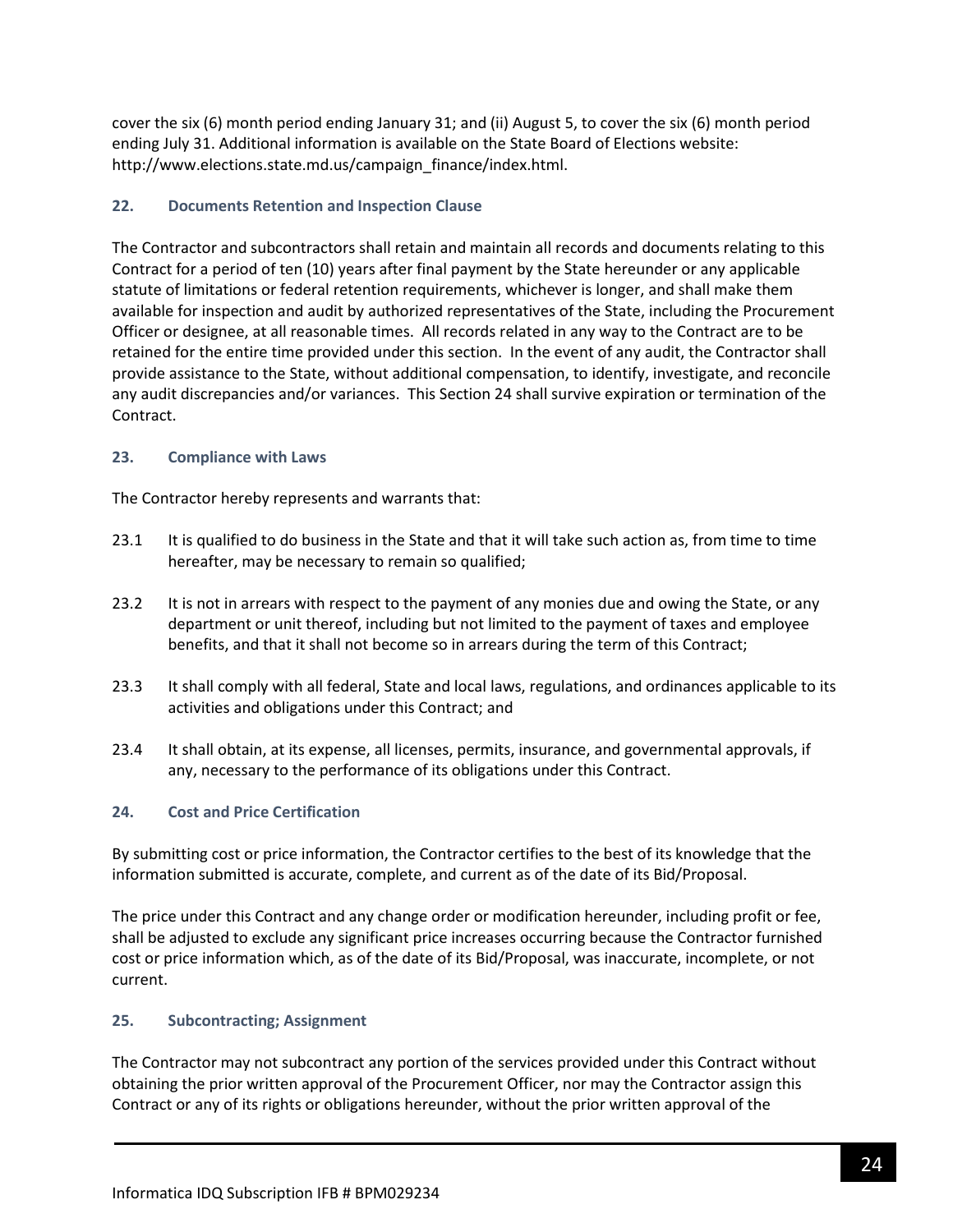cover the six (6) month period ending January 31; and (ii) August 5, to cover the six (6) month period ending July 31. Additional information is available on the State Board of Elections website: http://www.elections.state.md.us/campaign_finance/index.html.

### 22. Documents Retention and Inspection Clause

The Contractor and subcontractors shall retain and maintain all records and documents relating to this Contract for a period of ten (10) years after final payment by the State hereunder or any applicable statute of limitations or federal retention requirements, whichever is longer, and shall make them available for inspection and audit by authorized representatives of the State, including the Procurement Officer or designee, at all reasonable times. All records related in any way to the Contract are to be retained for the entire time provided under this section. In the event of any audit, the Contractor shall provide assistance to the State, without additional compensation, to identify, investigate, and reconcile any audit discrepancies and/or variances. This Section 24 shall survive expiration or termination of the Contract.

### 23. Compliance with Laws

The Contractor hereby represents and warrants that:

23.1 It is qualified to do business in the State and that it will take such action as, from time to time hereafter, may be necessary to remain so qualified;

23.2 It is not in arrears with respect to the payment of any monies due and owing the State, or any department or unit thereof, including but not limited to the payment of taxes and employee benefits, and that it shall not become so in arrears during the term of this Contract;

23.3 It shall comply with all federal, State and local laws, regulations, and ordinances applicable to its activities and obligations under this Contract; and

23.4 It shall obtain, at its expense, all licenses, permits, insurance, and governmental approvals, if any, necessary to the performance of its obligations under this Contract.

### 24. Cost and Price Certification

By submitting cost or price information, the Contractor certifies to the best of its knowledge that the information submitted is accurate, complete, and current as of the date of its Bid/Proposal.

The price under this Contract and any change order or modification hereunder, including profit or fee, shall be adjusted to exclude any significant price increases occurring because the Contractor furnished cost or price information which, as of the date of its Bid/Proposal, was inaccurate, incomplete, or not current.

### 25. Subcontracting; Assignment

The Contractor may not subcontract any portion of the services provided under this Contract without obtaining the prior written approval of the Procurement Officer, nor may the Contractor assign this Contract or any of its rights or obligations hereunder, without the prior written approval of the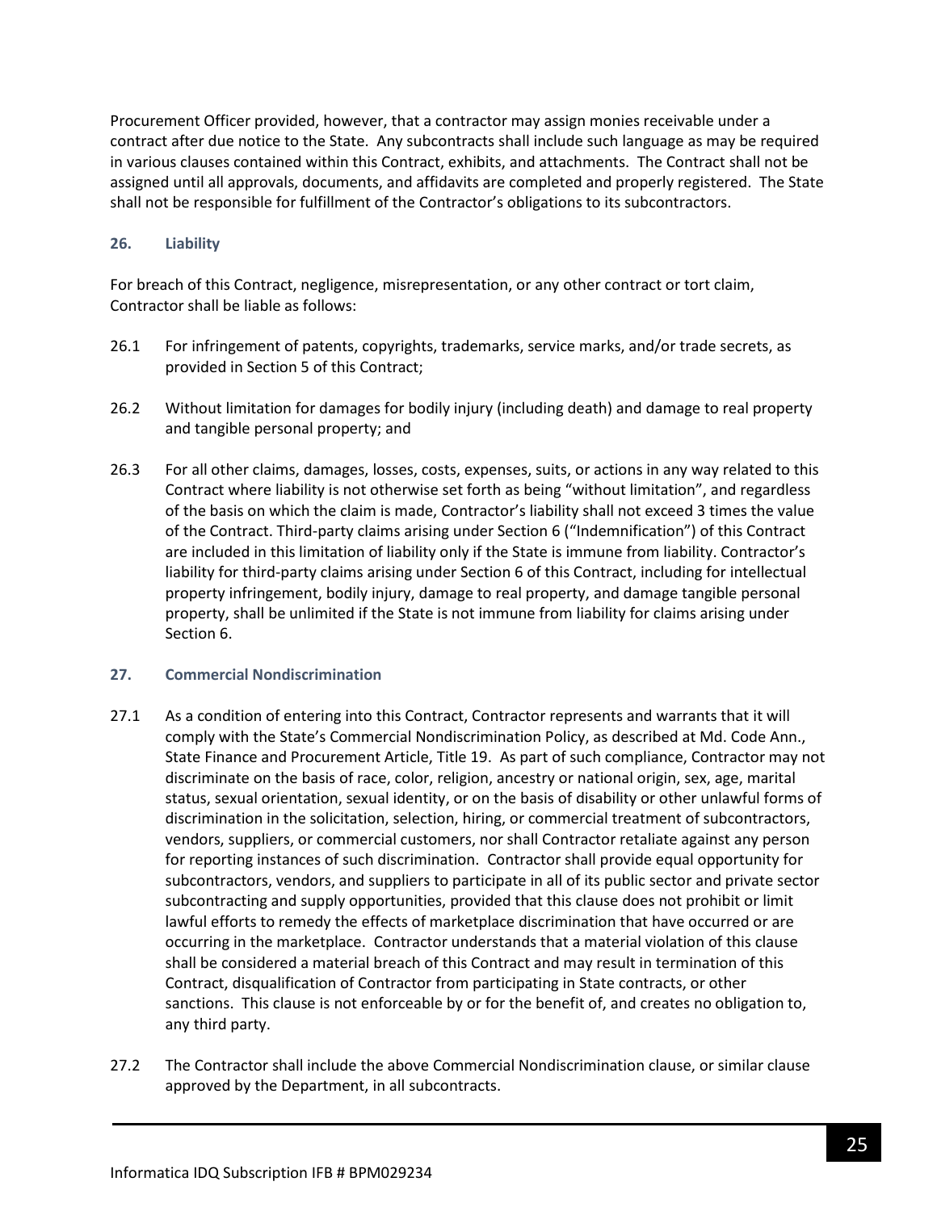Procurement Officer provided, however, that a contractor may assign monies receivable under a contract after due notice to the State. Any subcontracts shall include such language as may be required in various clauses contained within this Contract, exhibits, and attachments. The Contract shall not be assigned until all approvals, documents, and affidavits are completed and properly registered. The State shall not be responsible for fulfillment of the Contractor's obligations to its subcontractors.

### 26. Liability

For breach of this Contract, negligence, misrepresentation, or any other contract or tort claim, Contractor shall be liable as follows:

26.1 For infringement of patents, copyrights, trademarks, service marks, and/or trade secrets, as provided in Section 5 of this Contract;

26.2 Without limitation for damages for bodily injury (including death) and damage to real property and tangible personal property; and

26.3 For all other claims, damages, losses, costs, expenses, suits, or actions in any way related to this Contract where liability is not otherwise set forth as being "without limitation", and regardless of the basis on which the claim is made, Contractor's liability shall not exceed 3 times the value of the Contract. Third-party claims arising under Section 6 ("Indemnification") of this Contract are included in this limitation of liability only if the State is immune from liability. Contractor's liability for third-party claims arising under Section 6 of this Contract, including for intellectual property infringement, bodily injury, damage to real property, and damage tangible personal property, shall be unlimited if the State is not immune from liability for claims arising under Section 6.

### 27. Commercial Nondiscrimination

27.1 As a condition of entering into this Contract, Contractor represents and warrants that it will comply with the State's Commercial Nondiscrimination Policy, as described at Md. Code Ann., State Finance and Procurement Article, Title 19. As part of such compliance, Contractor may not discriminate on the basis of race, color, religion, ancestry or national origin, sex, age, marital status, sexual orientation, sexual identity, or on the basis of disability or other unlawful forms of discrimination in the solicitation, selection, hiring, or commercial treatment of subcontractors, vendors, suppliers, or commercial customers, nor shall Contractor retaliate against any person for reporting instances of such discrimination. Contractor shall provide equal opportunity for subcontractors, vendors, and suppliers to participate in all of its public sector and private sector subcontracting and supply opportunities, provided that this clause does not prohibit or limit lawful efforts to remedy the effects of marketplace discrimination that have occurred or are occurring in the marketplace. Contractor understands that a material violation of this clause shall be considered a material breach of this Contract and may result in termination of this Contract, disqualification of Contractor from participating in State contracts, or other sanctions. This clause is not enforceable by or for the benefit of, and creates no obligation to, any third party.

27.2 The Contractor shall include the above Commercial Nondiscrimination clause, or similar clause approved by the Department, in all subcontracts.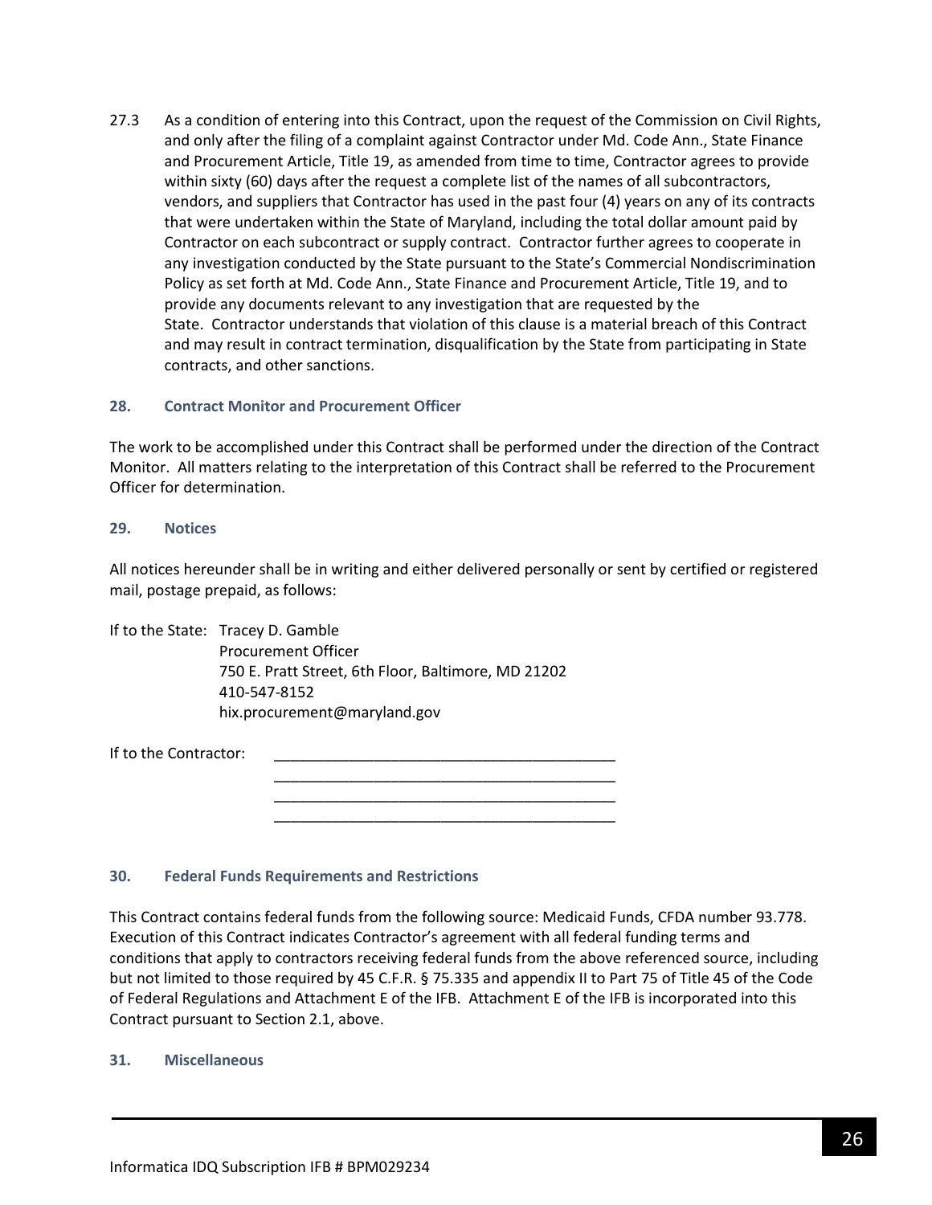27.3 As a condition of entering into this Contract, upon the request of the Commission on Civil Rights, and only after the filing of a complaint against Contractor under Md. Code Ann., State Finance and Procurement Article, Title 19, as amended from time to time, Contractor agrees to provide within sixty (60) days after the request a complete list of the names of all subcontractors, vendors, and suppliers that Contractor has used in the past four (4) years on any of its contracts that were undertaken within the State of Maryland, including the total dollar amount paid by Contractor on each subcontract or supply contract. Contractor further agrees to cooperate in any investigation conducted by the State pursuant to the State's Commercial Nondiscrimination Policy as set forth at Md. Code Ann., State Finance and Procurement Article, Title 19, and to provide any documents relevant to any investigation that are requested by the State. Contractor understands that violation of this clause is a material breach of this Contract and may result in contract termination, disqualification by the State from participating in State contracts, and other sanctions.

### 28. Contract Monitor and Procurement Officer

The work to be accomplished under this Contract shall be performed under the direction of the Contract Monitor. All matters relating to the interpretation of this Contract shall be referred to the Procurement Officer for determination.

### 29. Notices

All notices hereunder shall be in writing and either delivered personally or sent by certified or registered mail, postage prepaid, as follows:

If to the State: Tracey D. Gamble
Procurement Officer
750 E. Pratt Street, 6th Floor, Baltimore, MD 21202
410-547-8152
hix.procurement@maryland.gov

If to the Contractor: ________________________________________
________________________________________
________________________________________
________________________________________

### 30. Federal Funds Requirements and Restrictions

This Contract contains federal funds from the following source: Medicaid Funds, CFDA number 93.778. Execution of this Contract indicates Contractor's agreement with all federal funding terms and conditions that apply to contractors receiving federal funds from the above referenced source, including but not limited to those required by 45 C.F.R. § 75.335 and appendix II to Part 75 of Title 45 of the Code of Federal Regulations and Attachment E of the IFB. Attachment E of the IFB is incorporated into this Contract pursuant to Section 2.1, above.

### 31. Miscellaneous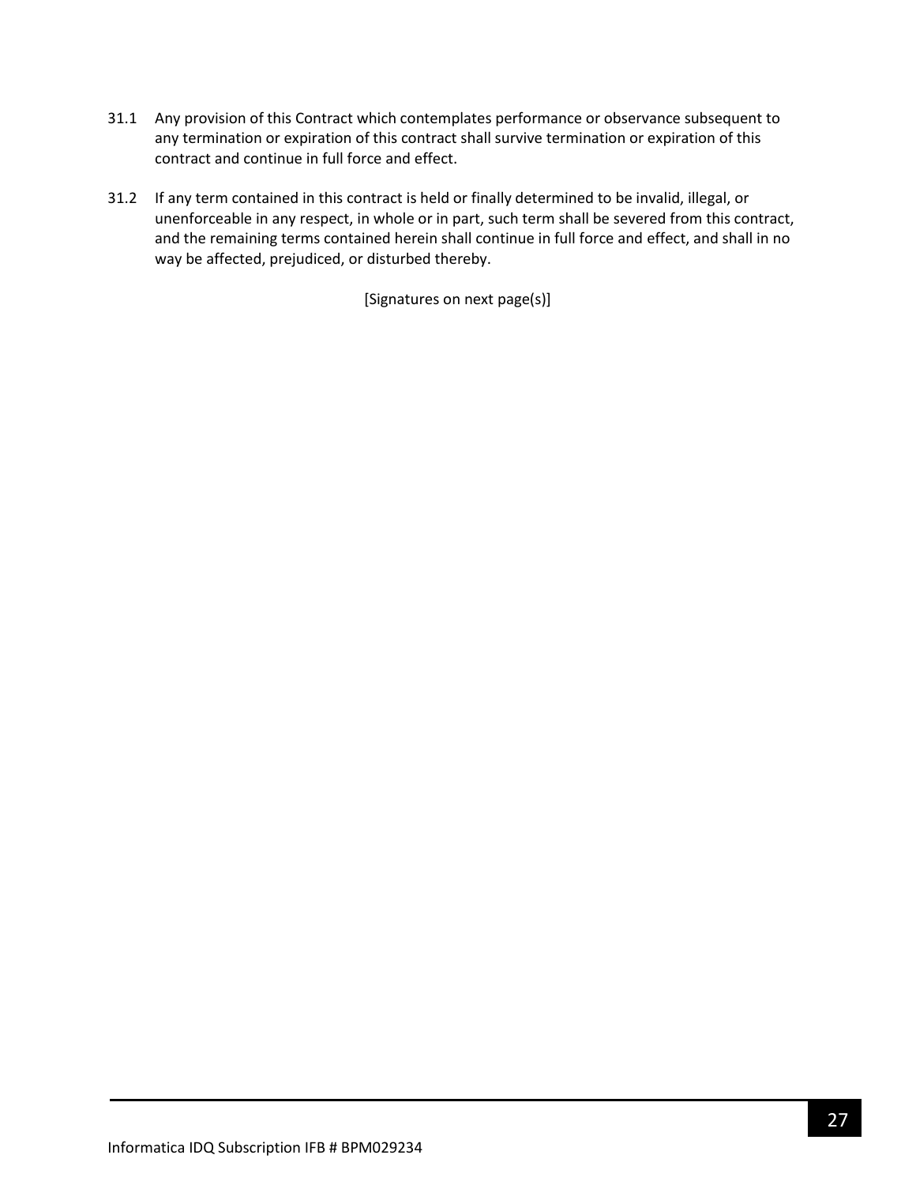31.1 Any provision of this Contract which contemplates performance or observance subsequent to any termination or expiration of this contract shall survive termination or expiration of this contract and continue in full force and effect.

31.2 If any term contained in this contract is held or finally determined to be invalid, illegal, or unenforceable in any respect, in whole or in part, such term shall be severed from this contract, and the remaining terms contained herein shall continue in full force and effect, and shall in no way be affected, prejudiced, or disturbed thereby.

[Signatures on next page(s)]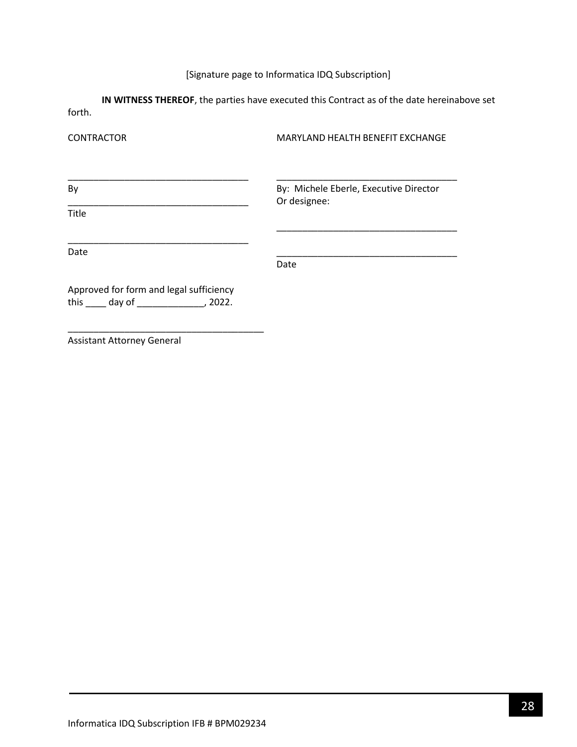[Signature page to Informatica IDQ Subscription]

**IN WITNESS THEREOF**, the parties have executed this Contract as of the date hereinabove set forth.

| CONTRACTOR | MARYLAND HEALTH BENEFIT EXCHANGE |
|---|---|
| ___________________________________ | ___________________________________ |
| By | By: Michele Eberle, Executive Director |
| ___________________________________ | Or designee: |
| Title | ___________________________________ |
| ___________________________________ | ___________________________________ |
| Date | Date |

Approved for form and legal sufficiency
this ____ day of _____________, 2022.

______________________________________
Assistant Attorney General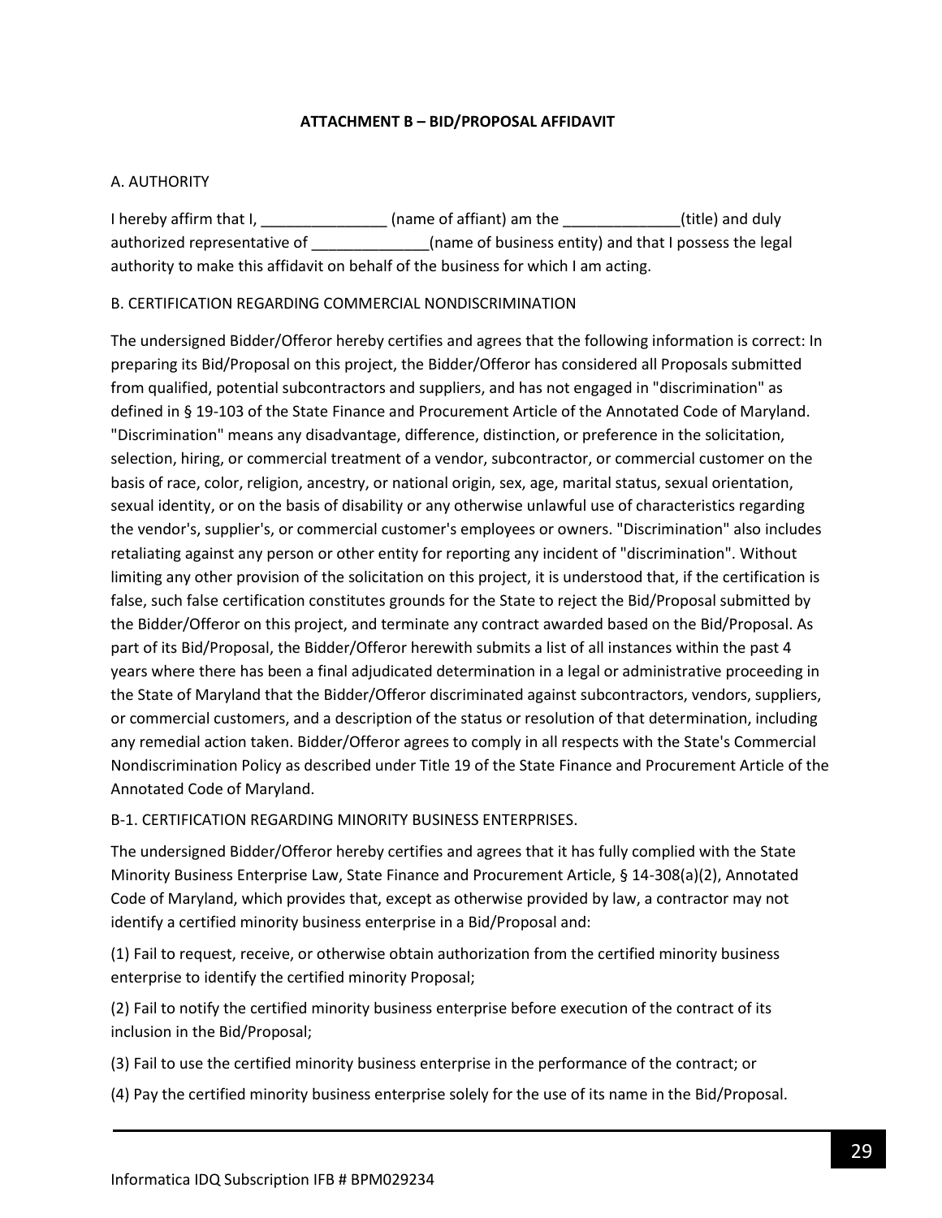## ATTACHMENT B – BID/PROPOSAL AFFIDAVIT

A. AUTHORITY

I hereby affirm that I, _______________ (name of affiant) am the ______________(title) and duly authorized representative of ______________(name of business entity) and that I possess the legal authority to make this affidavit on behalf of the business for which I am acting.

B. CERTIFICATION REGARDING COMMERCIAL NONDISCRIMINATION

The undersigned Bidder/Offeror hereby certifies and agrees that the following information is correct: In preparing its Bid/Proposal on this project, the Bidder/Offeror has considered all Proposals submitted from qualified, potential subcontractors and suppliers, and has not engaged in "discrimination" as defined in § 19-103 of the State Finance and Procurement Article of the Annotated Code of Maryland. "Discrimination" means any disadvantage, difference, distinction, or preference in the solicitation, selection, hiring, or commercial treatment of a vendor, subcontractor, or commercial customer on the basis of race, color, religion, ancestry, or national origin, sex, age, marital status, sexual orientation, sexual identity, or on the basis of disability or any otherwise unlawful use of characteristics regarding the vendor's, supplier's, or commercial customer's employees or owners. "Discrimination" also includes retaliating against any person or other entity for reporting any incident of "discrimination". Without limiting any other provision of the solicitation on this project, it is understood that, if the certification is false, such false certification constitutes grounds for the State to reject the Bid/Proposal submitted by the Bidder/Offeror on this project, and terminate any contract awarded based on the Bid/Proposal. As part of its Bid/Proposal, the Bidder/Offeror herewith submits a list of all instances within the past 4 years where there has been a final adjudicated determination in a legal or administrative proceeding in the State of Maryland that the Bidder/Offeror discriminated against subcontractors, vendors, suppliers, or commercial customers, and a description of the status or resolution of that determination, including any remedial action taken. Bidder/Offeror agrees to comply in all respects with the State's Commercial Nondiscrimination Policy as described under Title 19 of the State Finance and Procurement Article of the Annotated Code of Maryland.

B-1. CERTIFICATION REGARDING MINORITY BUSINESS ENTERPRISES.

The undersigned Bidder/Offeror hereby certifies and agrees that it has fully complied with the State Minority Business Enterprise Law, State Finance and Procurement Article, § 14-308(a)(2), Annotated Code of Maryland, which provides that, except as otherwise provided by law, a contractor may not identify a certified minority business enterprise in a Bid/Proposal and:

(1) Fail to request, receive, or otherwise obtain authorization from the certified minority business enterprise to identify the certified minority Proposal;

(2) Fail to notify the certified minority business enterprise before execution of the contract of its inclusion in the Bid/Proposal;

(3) Fail to use the certified minority business enterprise in the performance of the contract; or

(4) Pay the certified minority business enterprise solely for the use of its name in the Bid/Proposal.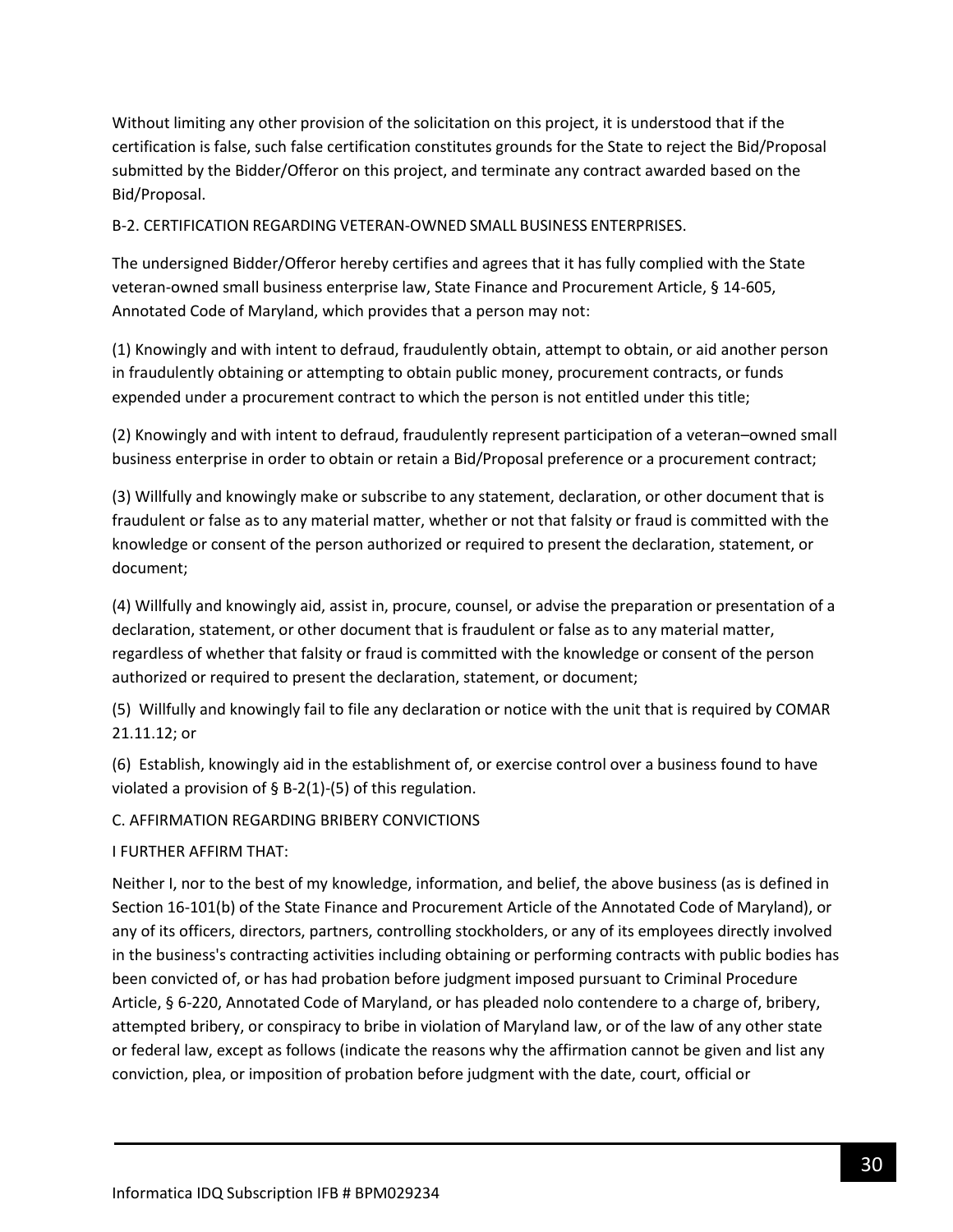Without limiting any other provision of the solicitation on this project, it is understood that if the certification is false, such false certification constitutes grounds for the State to reject the Bid/Proposal submitted by the Bidder/Offeror on this project, and terminate any contract awarded based on the Bid/Proposal.

B-2. CERTIFICATION REGARDING VETERAN-OWNED SMALL BUSINESS ENTERPRISES.

The undersigned Bidder/Offeror hereby certifies and agrees that it has fully complied with the State veteran-owned small business enterprise law, State Finance and Procurement Article, § 14-605, Annotated Code of Maryland, which provides that a person may not:

(1) Knowingly and with intent to defraud, fraudulently obtain, attempt to obtain, or aid another person in fraudulently obtaining or attempting to obtain public money, procurement contracts, or funds expended under a procurement contract to which the person is not entitled under this title;

(2) Knowingly and with intent to defraud, fraudulently represent participation of a veteran–owned small business enterprise in order to obtain or retain a Bid/Proposal preference or a procurement contract;

(3) Willfully and knowingly make or subscribe to any statement, declaration, or other document that is fraudulent or false as to any material matter, whether or not that falsity or fraud is committed with the knowledge or consent of the person authorized or required to present the declaration, statement, or document;

(4) Willfully and knowingly aid, assist in, procure, counsel, or advise the preparation or presentation of a declaration, statement, or other document that is fraudulent or false as to any material matter, regardless of whether that falsity or fraud is committed with the knowledge or consent of the person authorized or required to present the declaration, statement, or document;

(5) Willfully and knowingly fail to file any declaration or notice with the unit that is required by COMAR 21.11.12; or

(6) Establish, knowingly aid in the establishment of, or exercise control over a business found to have violated a provision of § B-2(1)-(5) of this regulation.

C. AFFIRMATION REGARDING BRIBERY CONVICTIONS

I FURTHER AFFIRM THAT:

Neither I, nor to the best of my knowledge, information, and belief, the above business (as is defined in Section 16-101(b) of the State Finance and Procurement Article of the Annotated Code of Maryland), or any of its officers, directors, partners, controlling stockholders, or any of its employees directly involved in the business's contracting activities including obtaining or performing contracts with public bodies has been convicted of, or has had probation before judgment imposed pursuant to Criminal Procedure Article, § 6-220, Annotated Code of Maryland, or has pleaded nolo contendere to a charge of, bribery, attempted bribery, or conspiracy to bribe in violation of Maryland law, or of the law of any other state or federal law, except as follows (indicate the reasons why the affirmation cannot be given and list any conviction, plea, or imposition of probation before judgment with the date, court, official or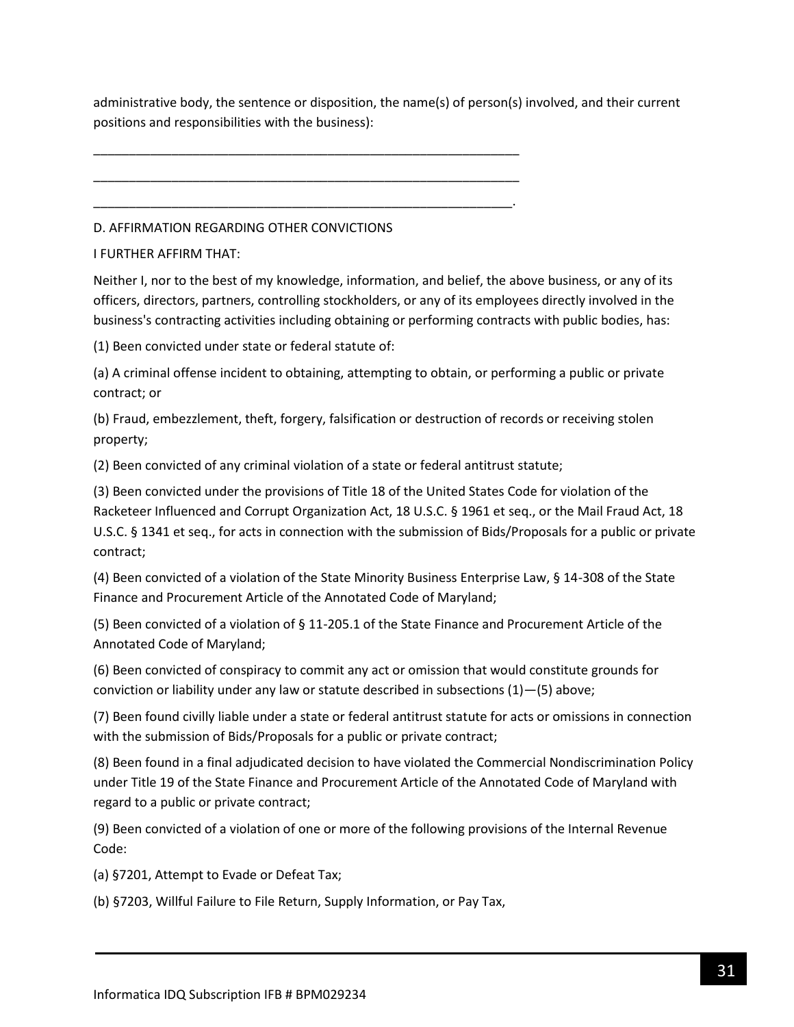administrative body, the sentence or disposition, the name(s) of person(s) involved, and their current positions and responsibilities with the business):

_______________________________________________________________

_______________________________________________________________

______________________________________________________________.

D. AFFIRMATION REGARDING OTHER CONVICTIONS

I FURTHER AFFIRM THAT:

Neither I, nor to the best of my knowledge, information, and belief, the above business, or any of its officers, directors, partners, controlling stockholders, or any of its employees directly involved in the business's contracting activities including obtaining or performing contracts with public bodies, has:

(1) Been convicted under state or federal statute of:

(a) A criminal offense incident to obtaining, attempting to obtain, or performing a public or private contract; or

(b) Fraud, embezzlement, theft, forgery, falsification or destruction of records or receiving stolen property;

(2) Been convicted of any criminal violation of a state or federal antitrust statute;

(3) Been convicted under the provisions of Title 18 of the United States Code for violation of the Racketeer Influenced and Corrupt Organization Act, 18 U.S.C. § 1961 et seq., or the Mail Fraud Act, 18 U.S.C. § 1341 et seq., for acts in connection with the submission of Bids/Proposals for a public or private contract;

(4) Been convicted of a violation of the State Minority Business Enterprise Law, § 14-308 of the State Finance and Procurement Article of the Annotated Code of Maryland;

(5) Been convicted of a violation of § 11-205.1 of the State Finance and Procurement Article of the Annotated Code of Maryland;

(6) Been convicted of conspiracy to commit any act or omission that would constitute grounds for conviction or liability under any law or statute described in subsections (1)—(5) above;

(7) Been found civilly liable under a state or federal antitrust statute for acts or omissions in connection with the submission of Bids/Proposals for a public or private contract;

(8) Been found in a final adjudicated decision to have violated the Commercial Nondiscrimination Policy under Title 19 of the State Finance and Procurement Article of the Annotated Code of Maryland with regard to a public or private contract;

(9) Been convicted of a violation of one or more of the following provisions of the Internal Revenue Code:

(a) §7201, Attempt to Evade or Defeat Tax;

(b) §7203, Willful Failure to File Return, Supply Information, or Pay Tax,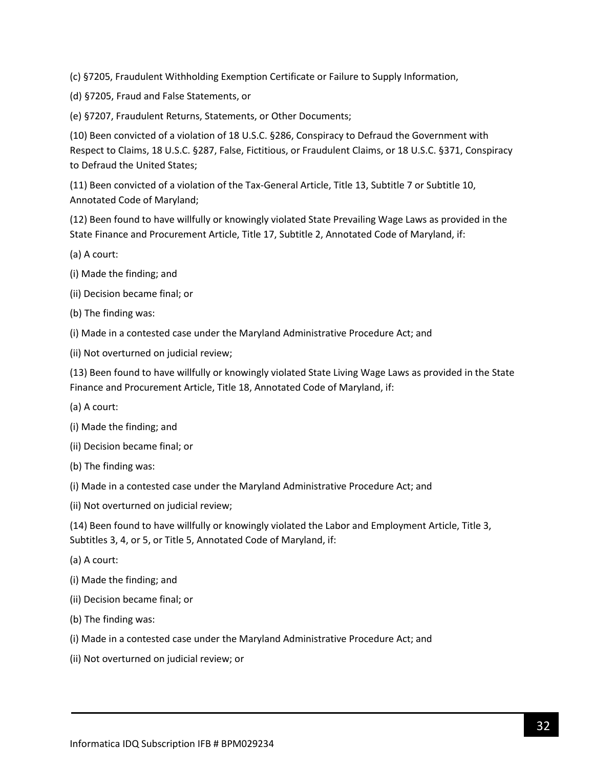(c) §7205, Fraudulent Withholding Exemption Certificate or Failure to Supply Information,

(d) §7205, Fraud and False Statements, or

(e) §7207, Fraudulent Returns, Statements, or Other Documents;

(10) Been convicted of a violation of 18 U.S.C. §286, Conspiracy to Defraud the Government with Respect to Claims, 18 U.S.C. §287, False, Fictitious, or Fraudulent Claims, or 18 U.S.C. §371, Conspiracy to Defraud the United States;

(11) Been convicted of a violation of the Tax-General Article, Title 13, Subtitle 7 or Subtitle 10, Annotated Code of Maryland;

(12) Been found to have willfully or knowingly violated State Prevailing Wage Laws as provided in the State Finance and Procurement Article, Title 17, Subtitle 2, Annotated Code of Maryland, if:

(a) A court:

(i) Made the finding; and

(ii) Decision became final; or

(b) The finding was:

(i) Made in a contested case under the Maryland Administrative Procedure Act; and

(ii) Not overturned on judicial review;

(13) Been found to have willfully or knowingly violated State Living Wage Laws as provided in the State Finance and Procurement Article, Title 18, Annotated Code of Maryland, if:

(a) A court:

(i) Made the finding; and

(ii) Decision became final; or

(b) The finding was:

(i) Made in a contested case under the Maryland Administrative Procedure Act; and

(ii) Not overturned on judicial review;

(14) Been found to have willfully or knowingly violated the Labor and Employment Article, Title 3, Subtitles 3, 4, or 5, or Title 5, Annotated Code of Maryland, if:

(a) A court:

(i) Made the finding; and

(ii) Decision became final; or

(b) The finding was:

(i) Made in a contested case under the Maryland Administrative Procedure Act; and

(ii) Not overturned on judicial review; or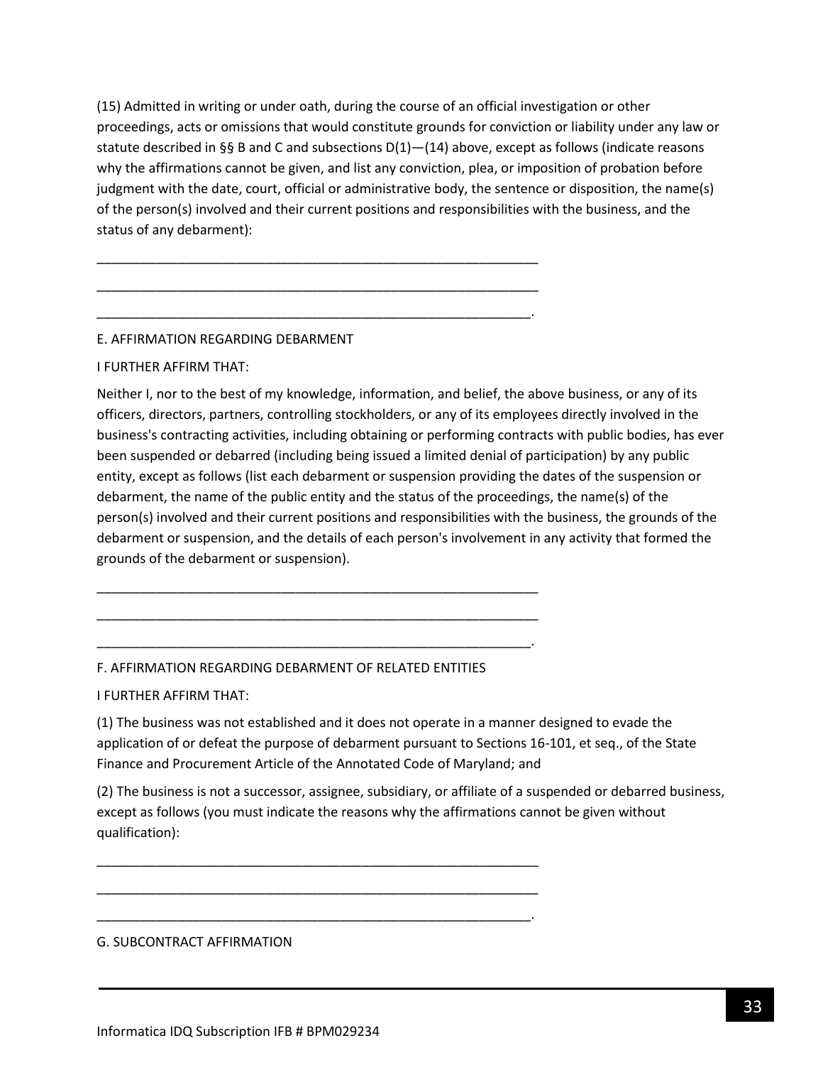(15) Admitted in writing or under oath, during the course of an official investigation or other proceedings, acts or omissions that would constitute grounds for conviction or liability under any law or statute described in §§ B and C and subsections D(1)—(14) above, except as follows (indicate reasons why the affirmations cannot be given, and list any conviction, plea, or imposition of probation before judgment with the date, court, official or administrative body, the sentence or disposition, the name(s) of the person(s) involved and their current positions and responsibilities with the business, and the status of any debarment):

_______________________________________________________________

_______________________________________________________________

______________________________________________________________.

E. AFFIRMATION REGARDING DEBARMENT

I FURTHER AFFIRM THAT:

Neither I, nor to the best of my knowledge, information, and belief, the above business, or any of its officers, directors, partners, controlling stockholders, or any of its employees directly involved in the business's contracting activities, including obtaining or performing contracts with public bodies, has ever been suspended or debarred (including being issued a limited denial of participation) by any public entity, except as follows (list each debarment or suspension providing the dates of the suspension or debarment, the name of the public entity and the status of the proceedings, the name(s) of the person(s) involved and their current positions and responsibilities with the business, the grounds of the debarment or suspension, and the details of each person's involvement in any activity that formed the grounds of the debarment or suspension).

_______________________________________________________________

_______________________________________________________________

______________________________________________________________.

F. AFFIRMATION REGARDING DEBARMENT OF RELATED ENTITIES

I FURTHER AFFIRM THAT:

(1) The business was not established and it does not operate in a manner designed to evade the application of or defeat the purpose of debarment pursuant to Sections 16-101, et seq., of the State Finance and Procurement Article of the Annotated Code of Maryland; and

(2) The business is not a successor, assignee, subsidiary, or affiliate of a suspended or debarred business, except as follows (you must indicate the reasons why the affirmations cannot be given without qualification):

_______________________________________________________________

_______________________________________________________________

______________________________________________________________.

G. SUBCONTRACT AFFIRMATION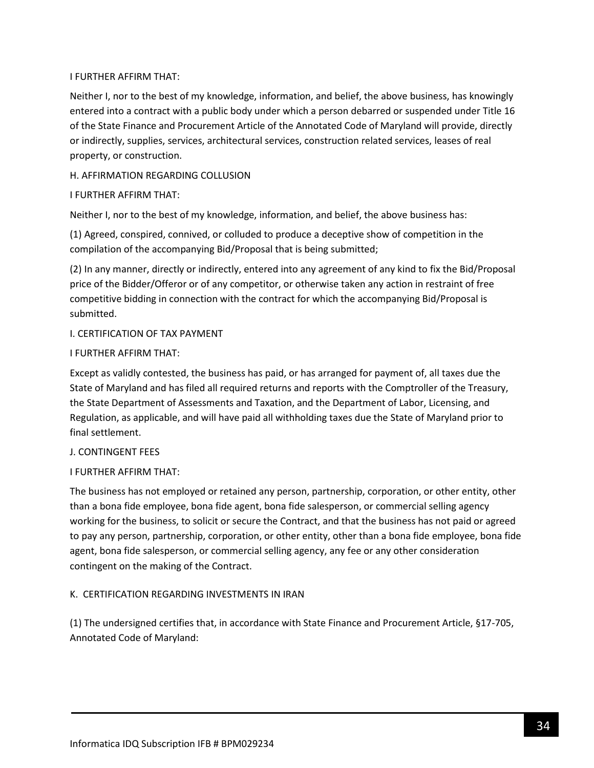I FURTHER AFFIRM THAT:

Neither I, nor to the best of my knowledge, information, and belief, the above business, has knowingly entered into a contract with a public body under which a person debarred or suspended under Title 16 of the State Finance and Procurement Article of the Annotated Code of Maryland will provide, directly or indirectly, supplies, services, architectural services, construction related services, leases of real property, or construction.

H. AFFIRMATION REGARDING COLLUSION

I FURTHER AFFIRM THAT:

Neither I, nor to the best of my knowledge, information, and belief, the above business has:

(1) Agreed, conspired, connived, or colluded to produce a deceptive show of competition in the compilation of the accompanying Bid/Proposal that is being submitted;

(2) In any manner, directly or indirectly, entered into any agreement of any kind to fix the Bid/Proposal price of the Bidder/Offeror or of any competitor, or otherwise taken any action in restraint of free competitive bidding in connection with the contract for which the accompanying Bid/Proposal is submitted.

I. CERTIFICATION OF TAX PAYMENT

I FURTHER AFFIRM THAT:

Except as validly contested, the business has paid, or has arranged for payment of, all taxes due the State of Maryland and has filed all required returns and reports with the Comptroller of the Treasury, the State Department of Assessments and Taxation, and the Department of Labor, Licensing, and Regulation, as applicable, and will have paid all withholding taxes due the State of Maryland prior to final settlement.

J. CONTINGENT FEES

I FURTHER AFFIRM THAT:

The business has not employed or retained any person, partnership, corporation, or other entity, other than a bona fide employee, bona fide agent, bona fide salesperson, or commercial selling agency working for the business, to solicit or secure the Contract, and that the business has not paid or agreed to pay any person, partnership, corporation, or other entity, other than a bona fide employee, bona fide agent, bona fide salesperson, or commercial selling agency, any fee or any other consideration contingent on the making of the Contract.

K. CERTIFICATION REGARDING INVESTMENTS IN IRAN

(1) The undersigned certifies that, in accordance with State Finance and Procurement Article, §17-705, Annotated Code of Maryland: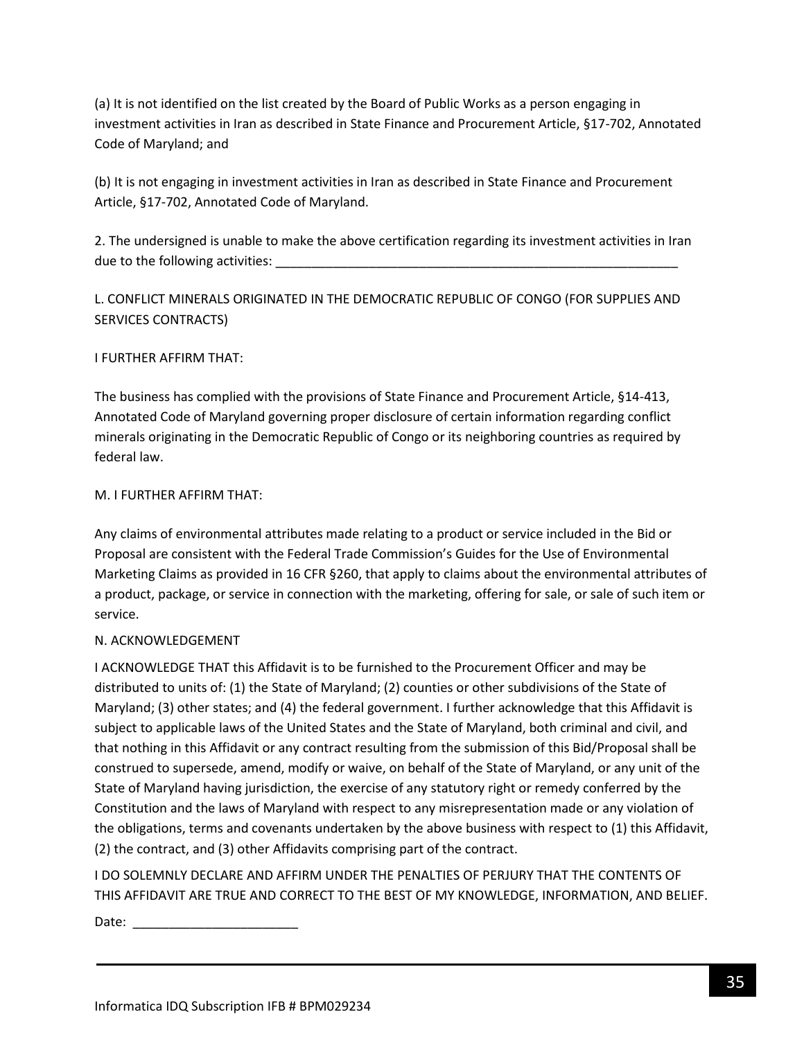(a) It is not identified on the list created by the Board of Public Works as a person engaging in investment activities in Iran as described in State Finance and Procurement Article, §17-702, Annotated Code of Maryland; and

(b) It is not engaging in investment activities in Iran as described in State Finance and Procurement Article, §17-702, Annotated Code of Maryland.

2. The undersigned is unable to make the above certification regarding its investment activities in Iran due to the following activities: ___________________________________________________________

L. CONFLICT MINERALS ORIGINATED IN THE DEMOCRATIC REPUBLIC OF CONGO (FOR SUPPLIES AND SERVICES CONTRACTS)

I FURTHER AFFIRM THAT:

The business has complied with the provisions of State Finance and Procurement Article, §14-413, Annotated Code of Maryland governing proper disclosure of certain information regarding conflict minerals originating in the Democratic Republic of Congo or its neighboring countries as required by federal law.

M. I FURTHER AFFIRM THAT:

Any claims of environmental attributes made relating to a product or service included in the Bid or Proposal are consistent with the Federal Trade Commission's Guides for the Use of Environmental Marketing Claims as provided in 16 CFR §260, that apply to claims about the environmental attributes of a product, package, or service in connection with the marketing, offering for sale, or sale of such item or service.

N. ACKNOWLEDGEMENT

I ACKNOWLEDGE THAT this Affidavit is to be furnished to the Procurement Officer and may be distributed to units of: (1) the State of Maryland; (2) counties or other subdivisions of the State of Maryland; (3) other states; and (4) the federal government. I further acknowledge that this Affidavit is subject to applicable laws of the United States and the State of Maryland, both criminal and civil, and that nothing in this Affidavit or any contract resulting from the submission of this Bid/Proposal shall be construed to supersede, amend, modify or waive, on behalf of the State of Maryland, or any unit of the State of Maryland having jurisdiction, the exercise of any statutory right or remedy conferred by the Constitution and the laws of Maryland with respect to any misrepresentation made or any violation of the obligations, terms and covenants undertaken by the above business with respect to (1) this Affidavit, (2) the contract, and (3) other Affidavits comprising part of the contract.

I DO SOLEMNLY DECLARE AND AFFIRM UNDER THE PENALTIES OF PERJURY THAT THE CONTENTS OF THIS AFFIDAVIT ARE TRUE AND CORRECT TO THE BEST OF MY KNOWLEDGE, INFORMATION, AND BELIEF.

Date: _______________________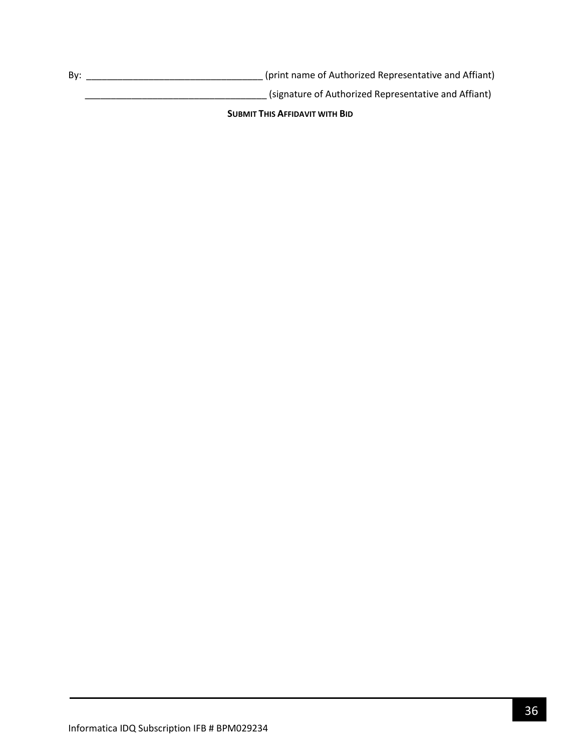By: ___________________________________ (print name of Authorized Representative and Affiant)

___________________________________ (signature of Authorized Representative and Affiant)

**SUBMIT THIS AFFIDAVIT WITH BID**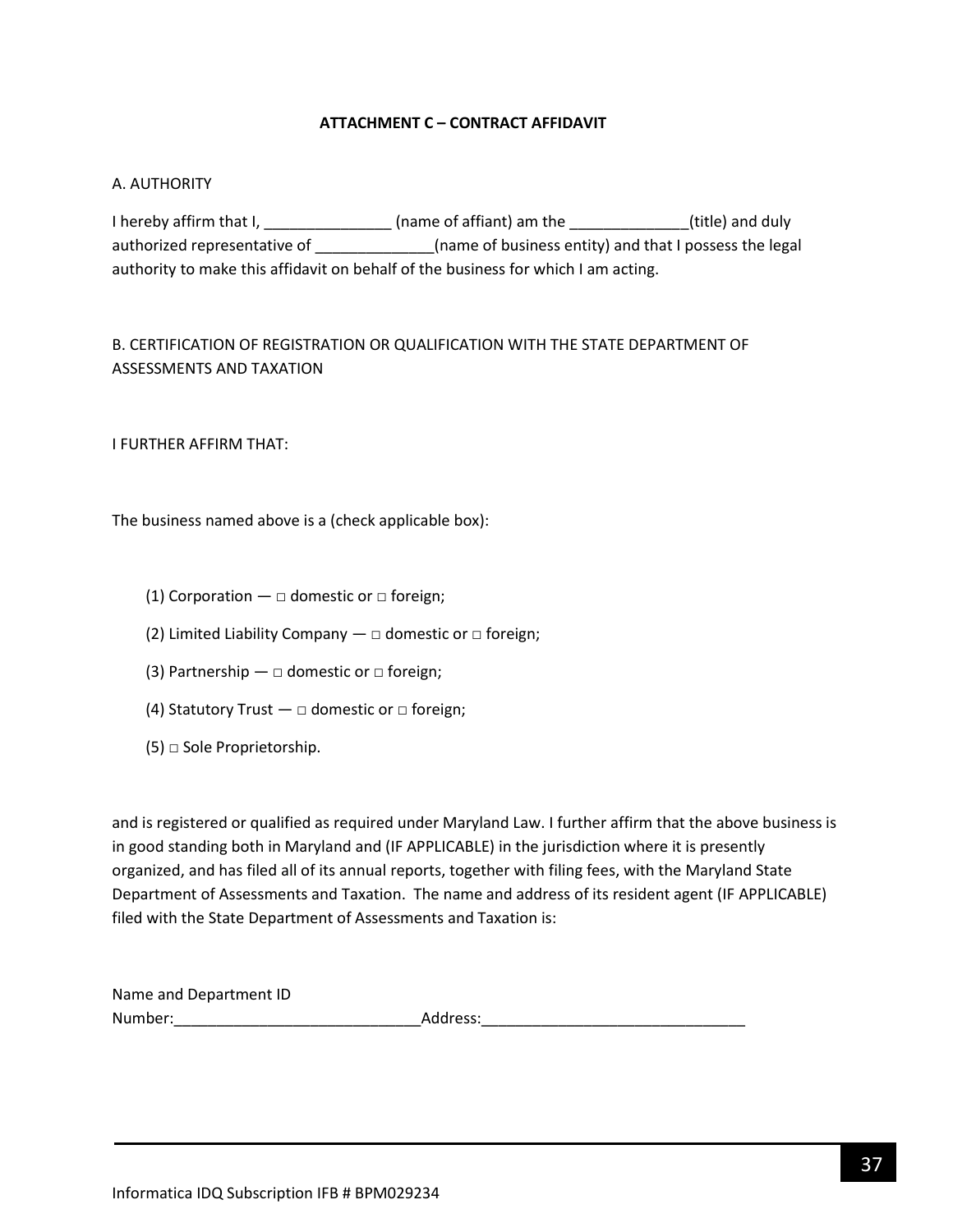**ATTACHMENT C – CONTRACT AFFIDAVIT**

A. AUTHORITY

I hereby affirm that I, _______________ (name of affiant) am the ______________(title) and duly authorized representative of ______________(name of business entity) and that I possess the legal authority to make this affidavit on behalf of the business for which I am acting.

B. CERTIFICATION OF REGISTRATION OR QUALIFICATION WITH THE STATE DEPARTMENT OF ASSESSMENTS AND TAXATION

I FURTHER AFFIRM THAT:

The business named above is a (check applicable box):

(1) Corporation — □ domestic or □ foreign;

(2) Limited Liability Company — □ domestic or □ foreign;

(3) Partnership — □ domestic or □ foreign;

(4) Statutory Trust — □ domestic or □ foreign;

(5) □ Sole Proprietorship.

and is registered or qualified as required under Maryland Law. I further affirm that the above business is in good standing both in Maryland and (IF APPLICABLE) in the jurisdiction where it is presently organized, and has filed all of its annual reports, together with filing fees, with the Maryland State Department of Assessments and Taxation. The name and address of its resident agent (IF APPLICABLE) filed with the State Department of Assessments and Taxation is:

Name and Department ID Number:_____________________________Address:_______________________________

Informatica IDQ Subscription IFB # BPM029234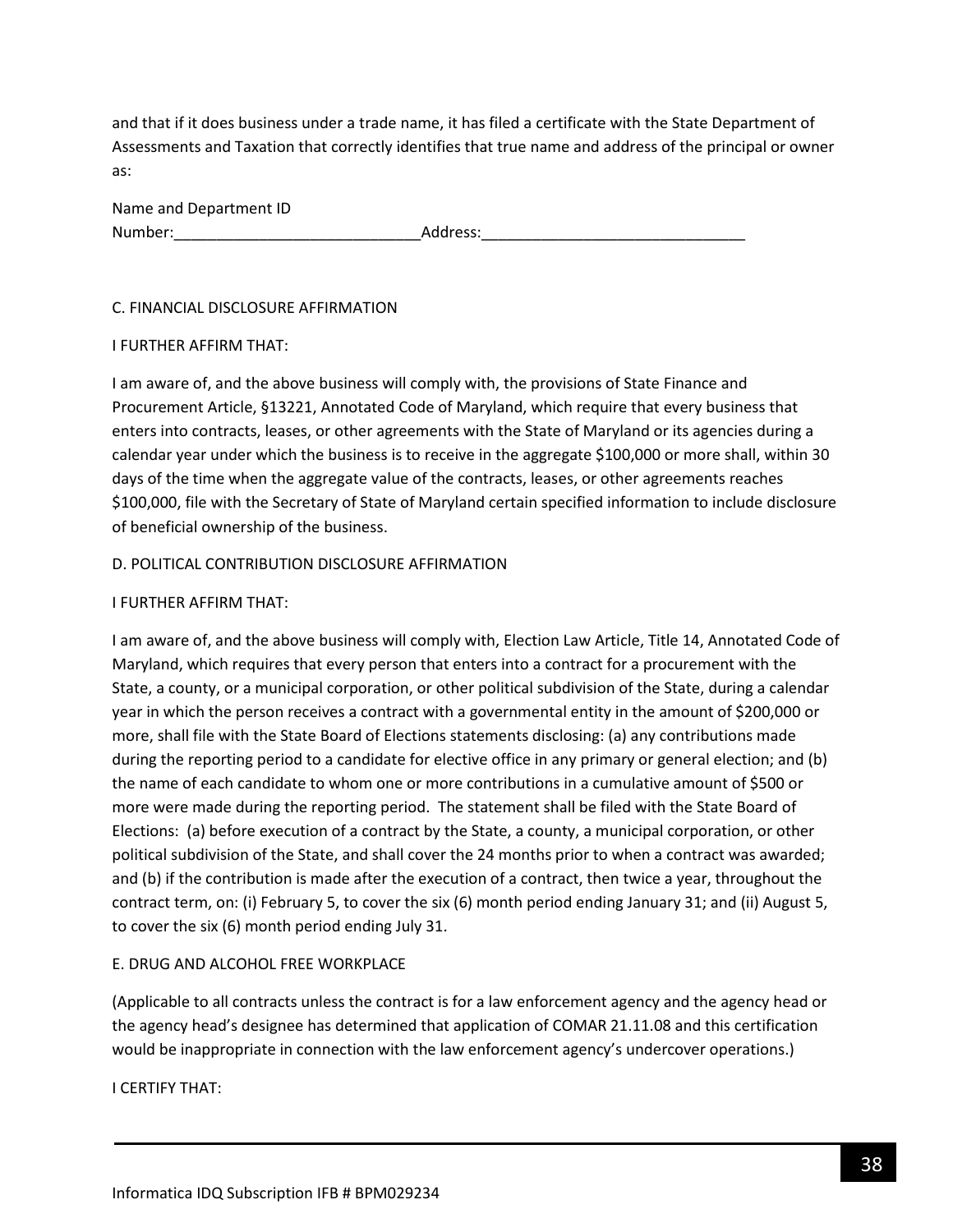and that if it does business under a trade name, it has filed a certificate with the State Department of Assessments and Taxation that correctly identifies that true name and address of the principal or owner as:

Name and Department ID Number:_____________________________Address:_______________________________

C. FINANCIAL DISCLOSURE AFFIRMATION

I FURTHER AFFIRM THAT:

I am aware of, and the above business will comply with, the provisions of State Finance and Procurement Article, §13221, Annotated Code of Maryland, which require that every business that enters into contracts, leases, or other agreements with the State of Maryland or its agencies during a calendar year under which the business is to receive in the aggregate $100,000 or more shall, within 30 days of the time when the aggregate value of the contracts, leases, or other agreements reaches $100,000, file with the Secretary of State of Maryland certain specified information to include disclosure of beneficial ownership of the business.

D. POLITICAL CONTRIBUTION DISCLOSURE AFFIRMATION

I FURTHER AFFIRM THAT:

I am aware of, and the above business will comply with, Election Law Article, Title 14, Annotated Code of Maryland, which requires that every person that enters into a contract for a procurement with the State, a county, or a municipal corporation, or other political subdivision of the State, during a calendar year in which the person receives a contract with a governmental entity in the amount of $200,000 or more, shall file with the State Board of Elections statements disclosing: (a) any contributions made during the reporting period to a candidate for elective office in any primary or general election; and (b) the name of each candidate to whom one or more contributions in a cumulative amount of $500 or more were made during the reporting period. The statement shall be filed with the State Board of Elections: (a) before execution of a contract by the State, a county, a municipal corporation, or other political subdivision of the State, and shall cover the 24 months prior to when a contract was awarded; and (b) if the contribution is made after the execution of a contract, then twice a year, throughout the contract term, on: (i) February 5, to cover the six (6) month period ending January 31; and (ii) August 5, to cover the six (6) month period ending July 31.

E. DRUG AND ALCOHOL FREE WORKPLACE

(Applicable to all contracts unless the contract is for a law enforcement agency and the agency head or the agency head's designee has determined that application of COMAR 21.11.08 and this certification would be inappropriate in connection with the law enforcement agency's undercover operations.)

I CERTIFY THAT: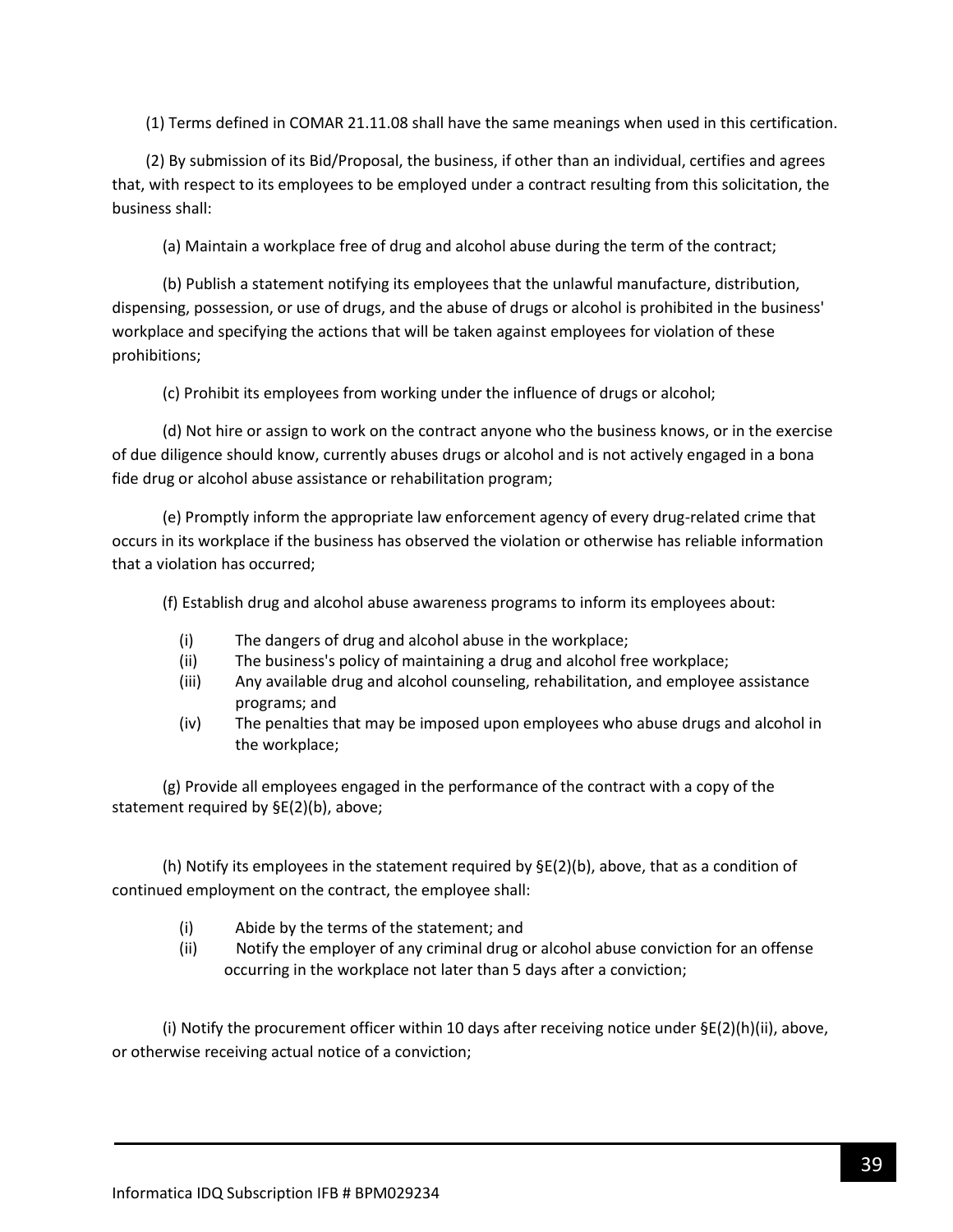(1) Terms defined in COMAR 21.11.08 shall have the same meanings when used in this certification.

(2) By submission of its Bid/Proposal, the business, if other than an individual, certifies and agrees that, with respect to its employees to be employed under a contract resulting from this solicitation, the business shall:

(a) Maintain a workplace free of drug and alcohol abuse during the term of the contract;

(b) Publish a statement notifying its employees that the unlawful manufacture, distribution, dispensing, possession, or use of drugs, and the abuse of drugs or alcohol is prohibited in the business' workplace and specifying the actions that will be taken against employees for violation of these prohibitions;

(c) Prohibit its employees from working under the influence of drugs or alcohol;

(d) Not hire or assign to work on the contract anyone who the business knows, or in the exercise of due diligence should know, currently abuses drugs or alcohol and is not actively engaged in a bona fide drug or alcohol abuse assistance or rehabilitation program;

(e) Promptly inform the appropriate law enforcement agency of every drug-related crime that occurs in its workplace if the business has observed the violation or otherwise has reliable information that a violation has occurred;

(f) Establish drug and alcohol abuse awareness programs to inform its employees about:

- (i) The dangers of drug and alcohol abuse in the workplace;
- (ii) The business's policy of maintaining a drug and alcohol free workplace;
- (iii) Any available drug and alcohol counseling, rehabilitation, and employee assistance programs; and
- (iv) The penalties that may be imposed upon employees who abuse drugs and alcohol in the workplace;

(g) Provide all employees engaged in the performance of the contract with a copy of the statement required by §E(2)(b), above;

(h) Notify its employees in the statement required by §E(2)(b), above, that as a condition of continued employment on the contract, the employee shall:

- (i) Abide by the terms of the statement; and
- (ii) Notify the employer of any criminal drug or alcohol abuse conviction for an offense occurring in the workplace not later than 5 days after a conviction;

(i) Notify the procurement officer within 10 days after receiving notice under §E(2)(h)(ii), above, or otherwise receiving actual notice of a conviction;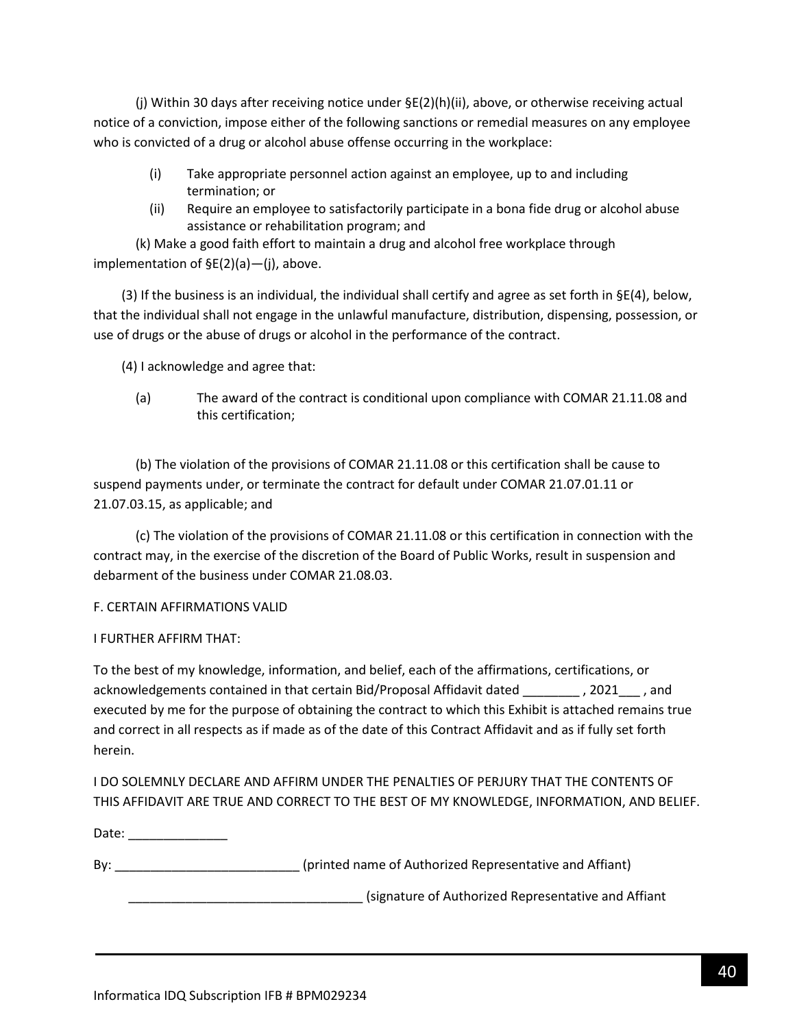(j) Within 30 days after receiving notice under §E(2)(h)(ii), above, or otherwise receiving actual notice of a conviction, impose either of the following sanctions or remedial measures on any employee who is convicted of a drug or alcohol abuse offense occurring in the workplace:

- (i) Take appropriate personnel action against an employee, up to and including termination; or
- (ii) Require an employee to satisfactorily participate in a bona fide drug or alcohol abuse assistance or rehabilitation program; and

(k) Make a good faith effort to maintain a drug and alcohol free workplace through implementation of §E(2)(a)—(j), above.

(3) If the business is an individual, the individual shall certify and agree as set forth in §E(4), below, that the individual shall not engage in the unlawful manufacture, distribution, dispensing, possession, or use of drugs or the abuse of drugs or alcohol in the performance of the contract.

(4) I acknowledge and agree that:

(a) The award of the contract is conditional upon compliance with COMAR 21.11.08 and this certification;

(b) The violation of the provisions of COMAR 21.11.08 or this certification shall be cause to suspend payments under, or terminate the contract for default under COMAR 21.07.01.11 or 21.07.03.15, as applicable; and

(c) The violation of the provisions of COMAR 21.11.08 or this certification in connection with the contract may, in the exercise of the discretion of the Board of Public Works, result in suspension and debarment of the business under COMAR 21.08.03.

F. CERTAIN AFFIRMATIONS VALID

I FURTHER AFFIRM THAT:

To the best of my knowledge, information, and belief, each of the affirmations, certifications, or acknowledgements contained in that certain Bid/Proposal Affidavit dated ________ , 2021___ , and executed by me for the purpose of obtaining the contract to which this Exhibit is attached remains true and correct in all respects as if made as of the date of this Contract Affidavit and as if fully set forth herein.

I DO SOLEMNLY DECLARE AND AFFIRM UNDER THE PENALTIES OF PERJURY THAT THE CONTENTS OF THIS AFFIDAVIT ARE TRUE AND CORRECT TO THE BEST OF MY KNOWLEDGE, INFORMATION, AND BELIEF.

Date: ______________

By: __________________________ (printed name of Authorized Representative and Affiant)

_________________________________ (signature of Authorized Representative and Affiant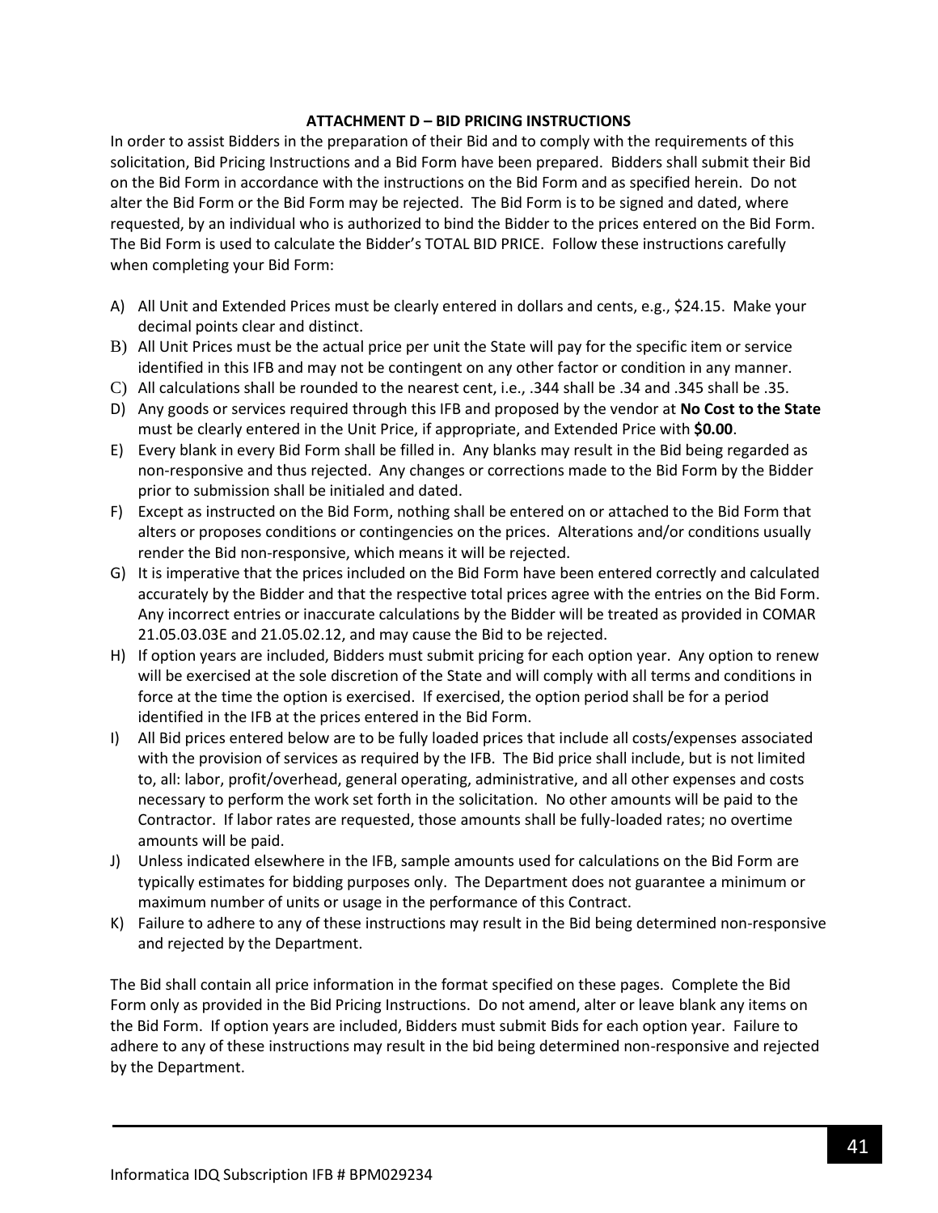## ATTACHMENT D – BID PRICING INSTRUCTIONS

In order to assist Bidders in the preparation of their Bid and to comply with the requirements of this solicitation, Bid Pricing Instructions and a Bid Form have been prepared. Bidders shall submit their Bid on the Bid Form in accordance with the instructions on the Bid Form and as specified herein. Do not alter the Bid Form or the Bid Form may be rejected. The Bid Form is to be signed and dated, where requested, by an individual who is authorized to bind the Bidder to the prices entered on the Bid Form. The Bid Form is used to calculate the Bidder's TOTAL BID PRICE. Follow these instructions carefully when completing your Bid Form:

A) All Unit and Extended Prices must be clearly entered in dollars and cents, e.g., $24.15. Make your decimal points clear and distinct.
B) All Unit Prices must be the actual price per unit the State will pay for the specific item or service identified in this IFB and may not be contingent on any other factor or condition in any manner.
C) All calculations shall be rounded to the nearest cent, i.e., .344 shall be .34 and .345 shall be .35.
D) Any goods or services required through this IFB and proposed by the vendor at **No Cost to the State** must be clearly entered in the Unit Price, if appropriate, and Extended Price with **$0.00**.
E) Every blank in every Bid Form shall be filled in. Any blanks may result in the Bid being regarded as non-responsive and thus rejected. Any changes or corrections made to the Bid Form by the Bidder prior to submission shall be initialed and dated.
F) Except as instructed on the Bid Form, nothing shall be entered on or attached to the Bid Form that alters or proposes conditions or contingencies on the prices. Alterations and/or conditions usually render the Bid non-responsive, which means it will be rejected.
G) It is imperative that the prices included on the Bid Form have been entered correctly and calculated accurately by the Bidder and that the respective total prices agree with the entries on the Bid Form. Any incorrect entries or inaccurate calculations by the Bidder will be treated as provided in COMAR 21.05.03.03E and 21.05.02.12, and may cause the Bid to be rejected.
H) If option years are included, Bidders must submit pricing for each option year. Any option to renew will be exercised at the sole discretion of the State and will comply with all terms and conditions in force at the time the option is exercised. If exercised, the option period shall be for a period identified in the IFB at the prices entered in the Bid Form.
I) All Bid prices entered below are to be fully loaded prices that include all costs/expenses associated with the provision of services as required by the IFB. The Bid price shall include, but is not limited to, all: labor, profit/overhead, general operating, administrative, and all other expenses and costs necessary to perform the work set forth in the solicitation. No other amounts will be paid to the Contractor. If labor rates are requested, those amounts shall be fully-loaded rates; no overtime amounts will be paid.
J) Unless indicated elsewhere in the IFB, sample amounts used for calculations on the Bid Form are typically estimates for bidding purposes only. The Department does not guarantee a minimum or maximum number of units or usage in the performance of this Contract.
K) Failure to adhere to any of these instructions may result in the Bid being determined non-responsive and rejected by the Department.

The Bid shall contain all price information in the format specified on these pages. Complete the Bid Form only as provided in the Bid Pricing Instructions. Do not amend, alter or leave blank any items on the Bid Form. If option years are included, Bidders must submit Bids for each option year. Failure to adhere to any of these instructions may result in the bid being determined non-responsive and rejected by the Department.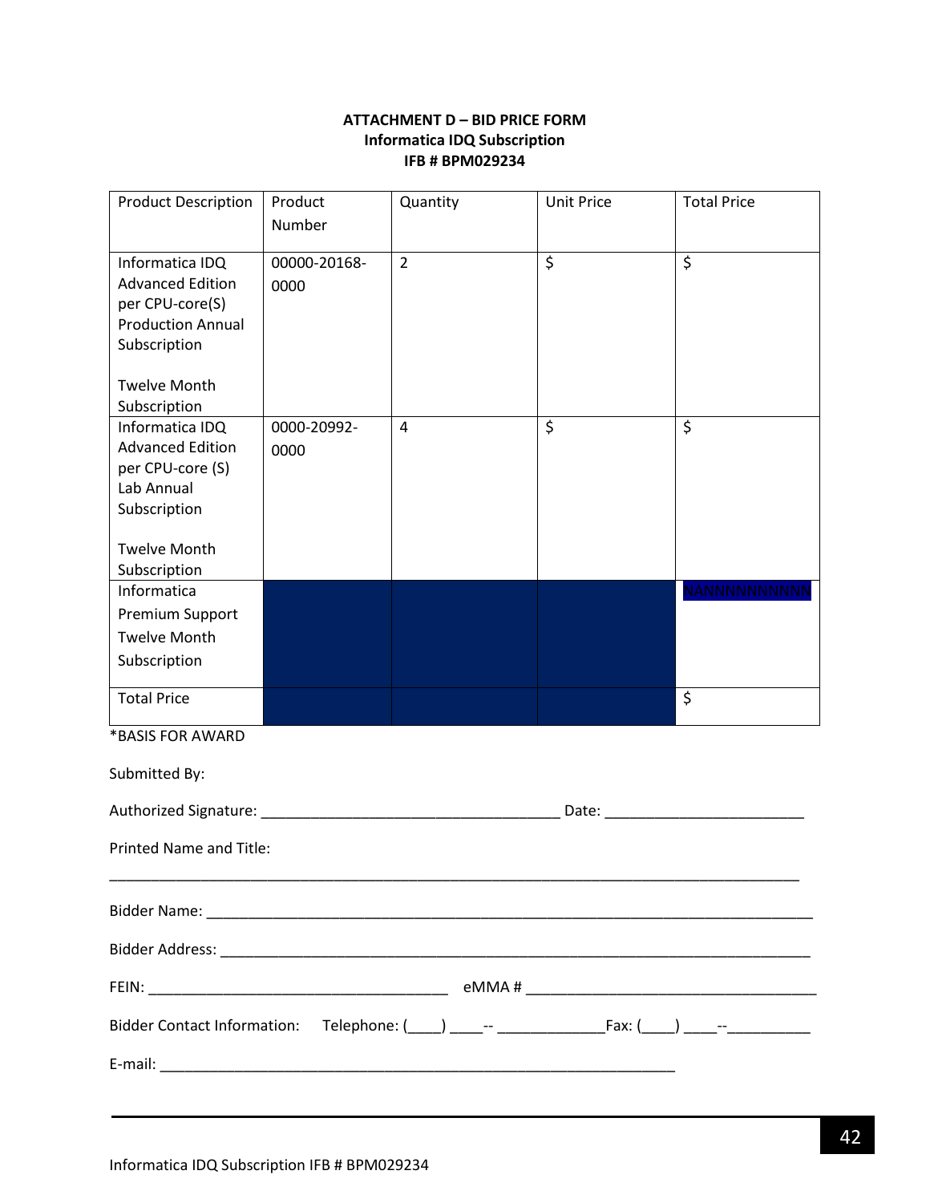**ATTACHMENT D – BID PRICE FORM**
**Informatica IDQ Subscription**
**IFB # BPM029234**

| Product Description | Product Number | Quantity | Unit Price | Total Price |
|---|---|---|---|---|
| Informatica IDQ Advanced Edition per CPU-core(S) Production Annual Subscription<br><br>Twelve Month Subscription | 00000-20168-0000 | 2 | $ | $ |
| Informatica IDQ Advanced Edition per CPU-core (S) Lab Annual Subscription<br><br>Twelve Month Subscription | 0000-20992-0000 | 4 | $ | $ |
| Informatica Premium Support Twelve Month Subscription | | | | NANNNNNNNNN |
| Total Price | | | | $ |

*BASIS FOR AWARD

Submitted By:

Authorized Signature: ____________________________________ Date: ________________________

Printed Name and Title:

_____________________________________________________________________________________

Bidder Name: ___________________________________________________________________________

Bidder Address: _________________________________________________________________________

FEIN: ____________________________________ eMMA # ___________________________________

Bidder Contact Information: Telephone: (____) ____-- _____________Fax: (____) ____--__________

E-mail: ______________________________________________________________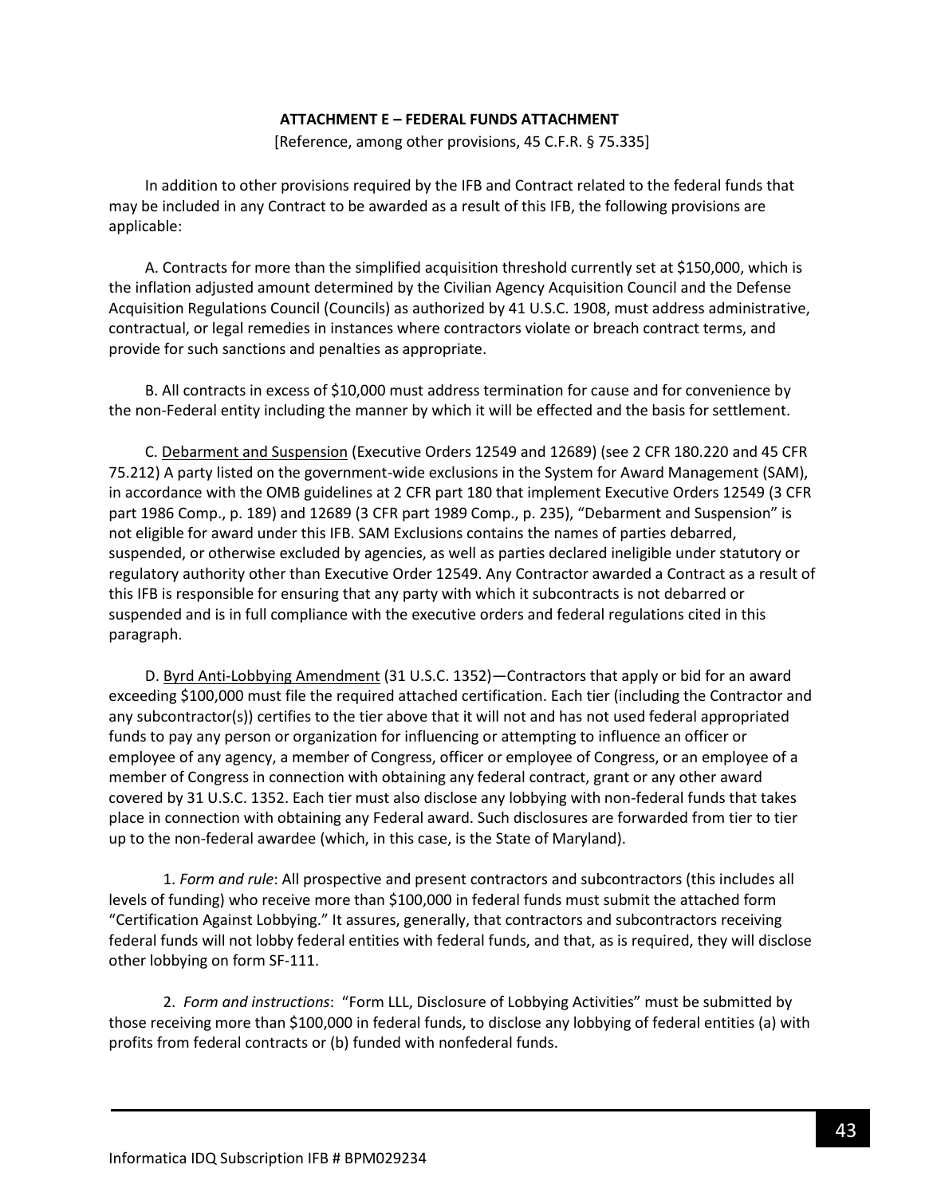**ATTACHMENT E – FEDERAL FUNDS ATTACHMENT**

[Reference, among other provisions, 45 C.F.R. § 75.335]

In addition to other provisions required by the IFB and Contract related to the federal funds that may be included in any Contract to be awarded as a result of this IFB, the following provisions are applicable:

A. Contracts for more than the simplified acquisition threshold currently set at $150,000, which is the inflation adjusted amount determined by the Civilian Agency Acquisition Council and the Defense Acquisition Regulations Council (Councils) as authorized by 41 U.S.C. 1908, must address administrative, contractual, or legal remedies in instances where contractors violate or breach contract terms, and provide for such sanctions and penalties as appropriate.

B. All contracts in excess of $10,000 must address termination for cause and for convenience by the non-Federal entity including the manner by which it will be effected and the basis for settlement.

C. Debarment and Suspension (Executive Orders 12549 and 12689) (see 2 CFR 180.220 and 45 CFR 75.212) A party listed on the government-wide exclusions in the System for Award Management (SAM), in accordance with the OMB guidelines at 2 CFR part 180 that implement Executive Orders 12549 (3 CFR part 1986 Comp., p. 189) and 12689 (3 CFR part 1989 Comp., p. 235), "Debarment and Suspension" is not eligible for award under this IFB. SAM Exclusions contains the names of parties debarred, suspended, or otherwise excluded by agencies, as well as parties declared ineligible under statutory or regulatory authority other than Executive Order 12549. Any Contractor awarded a Contract as a result of this IFB is responsible for ensuring that any party with which it subcontracts is not debarred or suspended and is in full compliance with the executive orders and federal regulations cited in this paragraph.

D. Byrd Anti-Lobbying Amendment (31 U.S.C. 1352)—Contractors that apply or bid for an award exceeding $100,000 must file the required attached certification. Each tier (including the Contractor and any subcontractor(s)) certifies to the tier above that it will not and has not used federal appropriated funds to pay any person or organization for influencing or attempting to influence an officer or employee of any agency, a member of Congress, officer or employee of Congress, or an employee of a member of Congress in connection with obtaining any federal contract, grant or any other award covered by 31 U.S.C. 1352. Each tier must also disclose any lobbying with non-federal funds that takes place in connection with obtaining any Federal award. Such disclosures are forwarded from tier to tier up to the non-federal awardee (which, in this case, is the State of Maryland).

1. *Form and rule*: All prospective and present contractors and subcontractors (this includes all levels of funding) who receive more than $100,000 in federal funds must submit the attached form "Certification Against Lobbying." It assures, generally, that contractors and subcontractors receiving federal funds will not lobby federal entities with federal funds, and that, as is required, they will disclose other lobbying on form SF-111.

2. *Form and instructions*: "Form LLL, Disclosure of Lobbying Activities" must be submitted by those receiving more than $100,000 in federal funds, to disclose any lobbying of federal entities (a) with profits from federal contracts or (b) funded with nonfederal funds.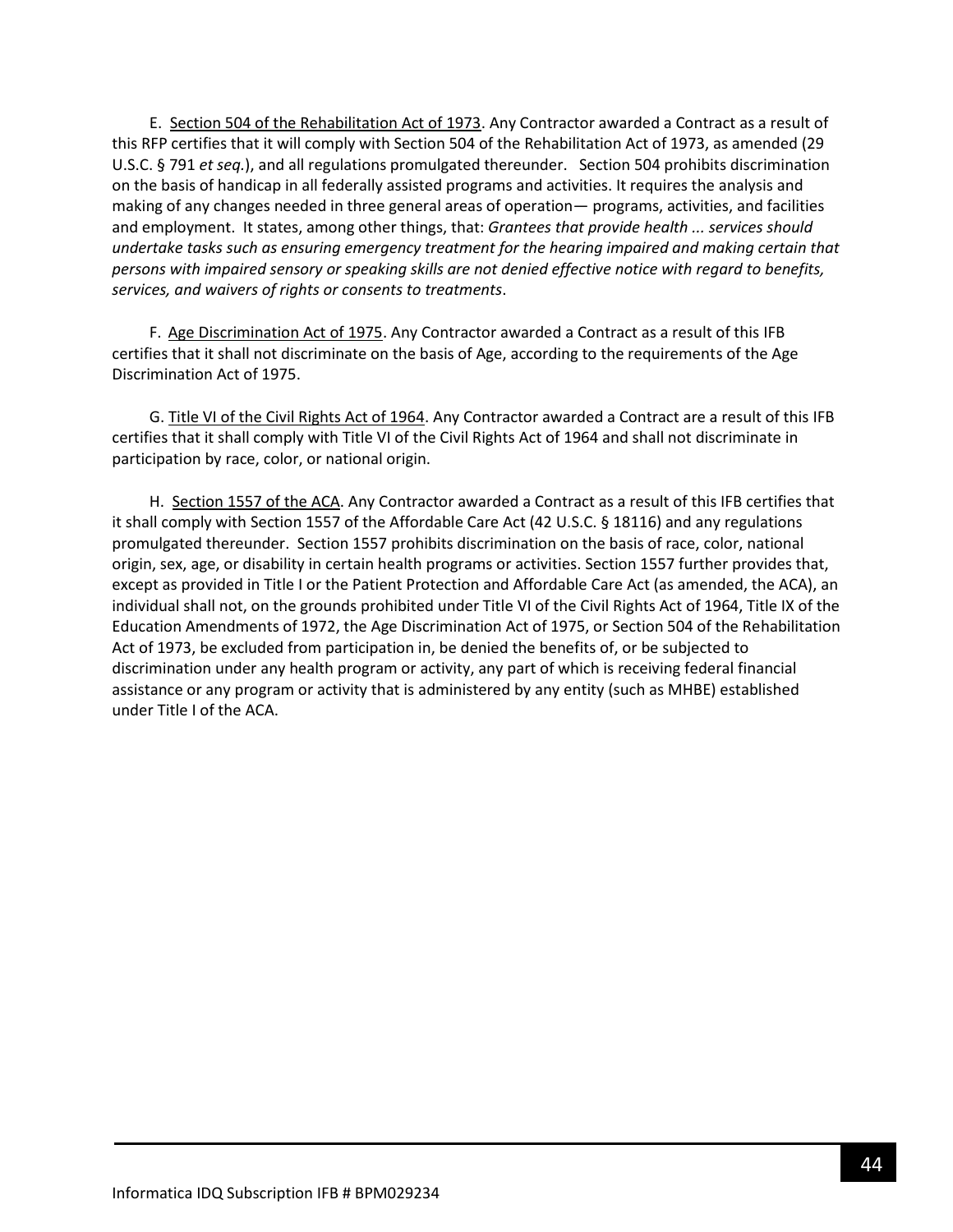E. Section 504 of the Rehabilitation Act of 1973. Any Contractor awarded a Contract as a result of this RFP certifies that it will comply with Section 504 of the Rehabilitation Act of 1973, as amended (29 U.S.C. § 791 *et seq.*), and all regulations promulgated thereunder. Section 504 prohibits discrimination on the basis of handicap in all federally assisted programs and activities. It requires the analysis and making of any changes needed in three general areas of operation— programs, activities, and facilities and employment. It states, among other things, that: *Grantees that provide health ... services should undertake tasks such as ensuring emergency treatment for the hearing impaired and making certain that persons with impaired sensory or speaking skills are not denied effective notice with regard to benefits, services, and waivers of rights or consents to treatments*.

F. Age Discrimination Act of 1975. Any Contractor awarded a Contract as a result of this IFB certifies that it shall not discriminate on the basis of Age, according to the requirements of the Age Discrimination Act of 1975.

G. Title VI of the Civil Rights Act of 1964. Any Contractor awarded a Contract are a result of this IFB certifies that it shall comply with Title VI of the Civil Rights Act of 1964 and shall not discriminate in participation by race, color, or national origin.

H. Section 1557 of the ACA. Any Contractor awarded a Contract as a result of this IFB certifies that it shall comply with Section 1557 of the Affordable Care Act (42 U.S.C. § 18116) and any regulations promulgated thereunder. Section 1557 prohibits discrimination on the basis of race, color, national origin, sex, age, or disability in certain health programs or activities. Section 1557 further provides that, except as provided in Title I or the Patient Protection and Affordable Care Act (as amended, the ACA), an individual shall not, on the grounds prohibited under Title VI of the Civil Rights Act of 1964, Title IX of the Education Amendments of 1972, the Age Discrimination Act of 1975, or Section 504 of the Rehabilitation Act of 1973, be excluded from participation in, be denied the benefits of, or be subjected to discrimination under any health program or activity, any part of which is receiving federal financial assistance or any program or activity that is administered by any entity (such as MHBE) established under Title I of the ACA.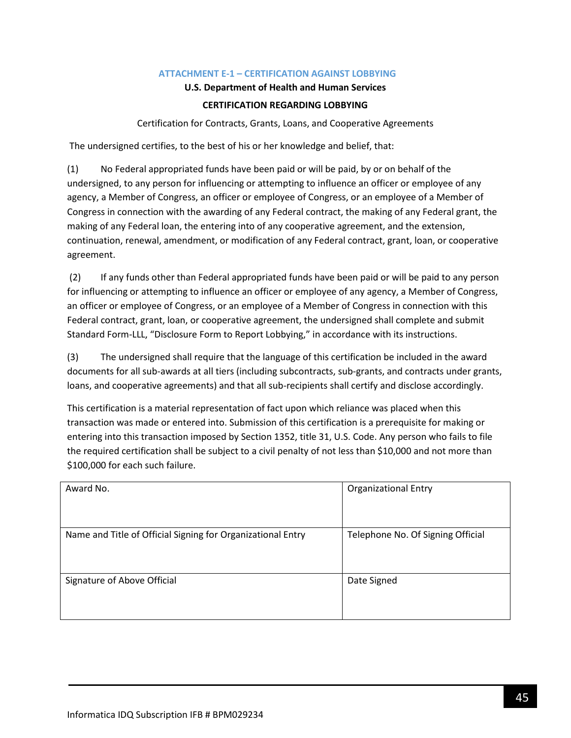## ATTACHMENT E-1 – CERTIFICATION AGAINST LOBBYING

**U.S. Department of Health and Human Services**

**CERTIFICATION REGARDING LOBBYING**

Certification for Contracts, Grants, Loans, and Cooperative Agreements

The undersigned certifies, to the best of his or her knowledge and belief, that:

(1) No Federal appropriated funds have been paid or will be paid, by or on behalf of the undersigned, to any person for influencing or attempting to influence an officer or employee of any agency, a Member of Congress, an officer or employee of Congress, or an employee of a Member of Congress in connection with the awarding of any Federal contract, the making of any Federal grant, the making of any Federal loan, the entering into of any cooperative agreement, and the extension, continuation, renewal, amendment, or modification of any Federal contract, grant, loan, or cooperative agreement.

(2) If any funds other than Federal appropriated funds have been paid or will be paid to any person for influencing or attempting to influence an officer or employee of any agency, a Member of Congress, an officer or employee of Congress, or an employee of a Member of Congress in connection with this Federal contract, grant, loan, or cooperative agreement, the undersigned shall complete and submit Standard Form-LLL, "Disclosure Form to Report Lobbying," in accordance with its instructions.

(3) The undersigned shall require that the language of this certification be included in the award documents for all sub-awards at all tiers (including subcontracts, sub-grants, and contracts under grants, loans, and cooperative agreements) and that all sub-recipients shall certify and disclose accordingly.

This certification is a material representation of fact upon which reliance was placed when this transaction was made or entered into. Submission of this certification is a prerequisite for making or entering into this transaction imposed by Section 1352, title 31, U.S. Code. Any person who fails to file the required certification shall be subject to a civil penalty of not less than $10,000 and not more than $100,000 for each such failure.

| Award No. | Organizational Entry |
|---|---|
| Name and Title of Official Signing for Organizational Entry | Telephone No. Of Signing Official |
| Signature of Above Official | Date Signed |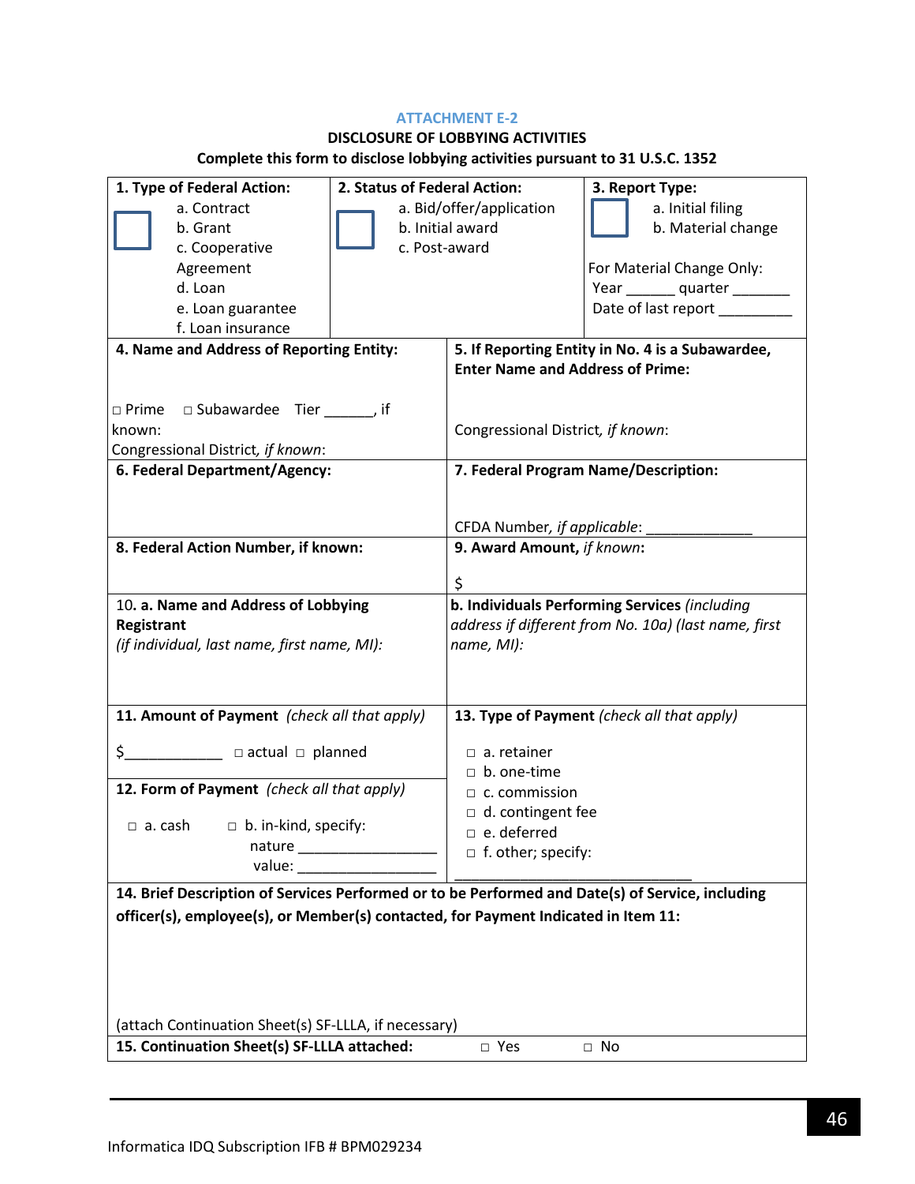ATTACHMENT E-2

**DISCLOSURE OF LOBBYING ACTIVITIES**

**Complete this form to disclose lobbying activities pursuant to 31 U.S.C. 1352**

| **1. Type of Federal Action:** | **2. Status of Federal Action:** | **3. Report Type:** |
|---|---|---|
| ☐ a. Contract<br>b. Grant<br>c. Cooperative Agreement<br>d. Loan<br>e. Loan guarantee<br>f. Loan insurance | ☐ a. Bid/offer/application<br>b. Initial award<br>c. Post-award | ☐ a. Initial filing<br>b. Material change<br><br>For Material Change Only:<br>Year ______ quarter _______<br>Date of last report _________ |

| **4. Name and Address of Reporting Entity:** | **5. If Reporting Entity in No. 4 is a Subawardee, Enter Name and Address of Prime:** |
|---|---|
| □ Prime □ Subawardee Tier ______, if known:<br>Congressional District, *if known*: | Congressional District, *if known*: |
| **6. Federal Department/Agency:** | **7. Federal Program Name/Description:**<br><br>CFDA Number, *if applicable*: _____________ |
| **8. Federal Action Number, if known:** | **9. Award Amount,** ***if known*****:**<br><br>$ |
| 10. **a. Name and Address of Lobbying Registrant**<br>*(if individual, last name, first name, MI):* | **b. Individuals Performing Services** *(including address if different from No. 10a) (last name, first name, MI):* |
| **11. Amount of Payment** *(check all that apply)*<br><br>$____________ □ actual □ planned | **13. Type of Payment** *(check all that apply)*<br><br>□ a. retainer<br>□ b. one-time<br>□ c. commission<br>□ d. contingent fee<br>□ e. deferred<br>□ f. other; specify:<br>______________________________ |
| **12. Form of Payment** *(check all that apply)*<br><br>□ a. cash □ b. in-kind, specify:<br>nature _________________<br>value: _________________ | |

**14. Brief Description of Services Performed or to be Performed and Date(s) of Service, including officer(s), employee(s), or Member(s) contacted, for Payment Indicated in Item 11:**

(attach Continuation Sheet(s) SF-LLLA, if necessary)

**15. Continuation Sheet(s) SF-LLLA attached:** □ Yes □ No

Informatica IDQ Subscription IFB # BPM029234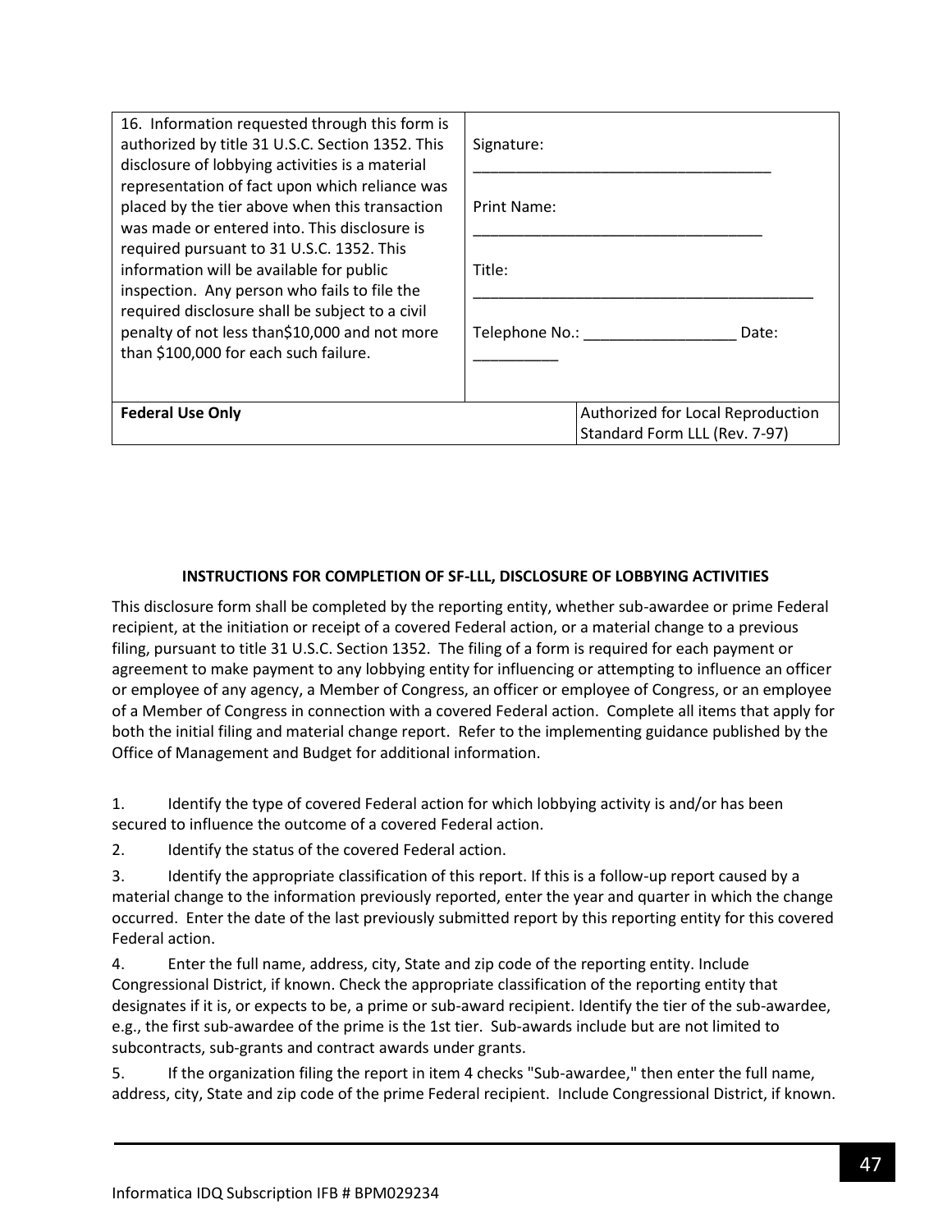| 16. Information requested through this form is authorized by title 31 U.S.C. Section 1352. This disclosure of lobbying activities is a material representation of fact upon which reliance was placed by the tier above when this transaction was made or entered into. This disclosure is required pursuant to 31 U.S.C. 1352. This information will be available for public inspection. Any person who fails to file the required disclosure shall be subject to a civil penalty of not less than$10,000 and not more than $100,000 for each such failure. | Signature: ___________________________________<br><br>Print Name: __________________________________<br><br>Title: _________________________________________<br><br>Telephone No.: __________________ Date: __________ | |
|---|---|---|
| **Federal Use Only** | | Authorized for Local Reproduction<br>Standard Form LLL (Rev. 7-97) |

**INSTRUCTIONS FOR COMPLETION OF SF-LLL, DISCLOSURE OF LOBBYING ACTIVITIES**

This disclosure form shall be completed by the reporting entity, whether sub-awardee or prime Federal recipient, at the initiation or receipt of a covered Federal action, or a material change to a previous filing, pursuant to title 31 U.S.C. Section 1352. The filing of a form is required for each payment or agreement to make payment to any lobbying entity for influencing or attempting to influence an officer or employee of any agency, a Member of Congress, an officer or employee of Congress, or an employee of a Member of Congress in connection with a covered Federal action. Complete all items that apply for both the initial filing and material change report. Refer to the implementing guidance published by the Office of Management and Budget for additional information.

1. Identify the type of covered Federal action for which lobbying activity is and/or has been secured to influence the outcome of a covered Federal action.
2. Identify the status of the covered Federal action.
3. Identify the appropriate classification of this report. If this is a follow-up report caused by a material change to the information previously reported, enter the year and quarter in which the change occurred. Enter the date of the last previously submitted report by this reporting entity for this covered Federal action.
4. Enter the full name, address, city, State and zip code of the reporting entity. Include Congressional District, if known. Check the appropriate classification of the reporting entity that designates if it is, or expects to be, a prime or sub-award recipient. Identify the tier of the sub-awardee, e.g., the first sub-awardee of the prime is the 1st tier. Sub-awards include but are not limited to subcontracts, sub-grants and contract awards under grants.
5. If the organization filing the report in item 4 checks "Sub-awardee," then enter the full name, address, city, State and zip code of the prime Federal recipient. Include Congressional District, if known.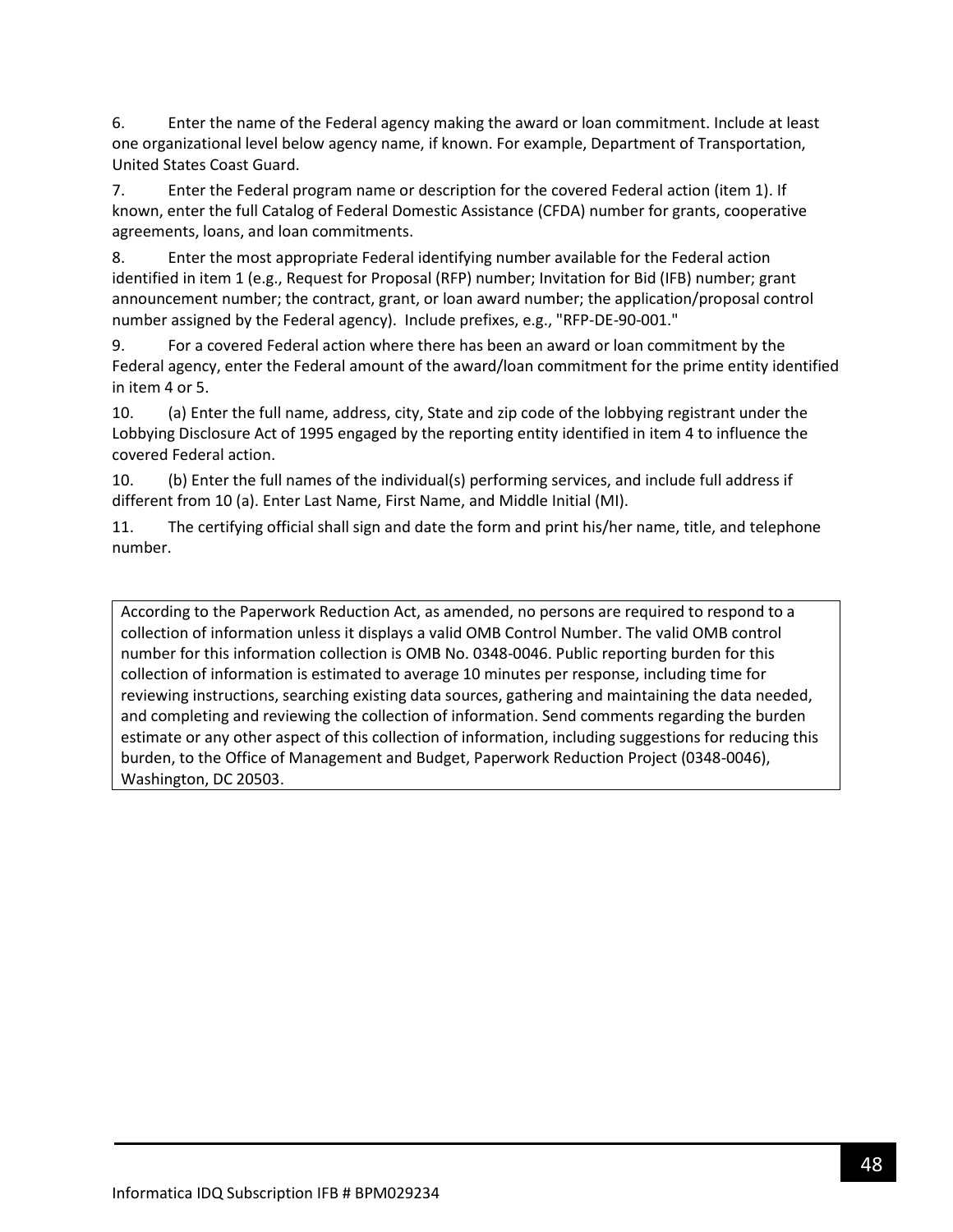6. Enter the name of the Federal agency making the award or loan commitment. Include at least one organizational level below agency name, if known. For example, Department of Transportation, United States Coast Guard.

7. Enter the Federal program name or description for the covered Federal action (item 1). If known, enter the full Catalog of Federal Domestic Assistance (CFDA) number for grants, cooperative agreements, loans, and loan commitments.

8. Enter the most appropriate Federal identifying number available for the Federal action identified in item 1 (e.g., Request for Proposal (RFP) number; Invitation for Bid (IFB) number; grant announcement number; the contract, grant, or loan award number; the application/proposal control number assigned by the Federal agency). Include prefixes, e.g., "RFP-DE-90-001."

9. For a covered Federal action where there has been an award or loan commitment by the Federal agency, enter the Federal amount of the award/loan commitment for the prime entity identified in item 4 or 5.

10. (a) Enter the full name, address, city, State and zip code of the lobbying registrant under the Lobbying Disclosure Act of 1995 engaged by the reporting entity identified in item 4 to influence the covered Federal action.

10. (b) Enter the full names of the individual(s) performing services, and include full address if different from 10 (a). Enter Last Name, First Name, and Middle Initial (MI).

11. The certifying official shall sign and date the form and print his/her name, title, and telephone number.

According to the Paperwork Reduction Act, as amended, no persons are required to respond to a collection of information unless it displays a valid OMB Control Number. The valid OMB control number for this information collection is OMB No. 0348-0046. Public reporting burden for this collection of information is estimated to average 10 minutes per response, including time for reviewing instructions, searching existing data sources, gathering and maintaining the data needed, and completing and reviewing the collection of information. Send comments regarding the burden estimate or any other aspect of this collection of information, including suggestions for reducing this burden, to the Office of Management and Budget, Paperwork Reduction Project (0348-0046), Washington, DC 20503.